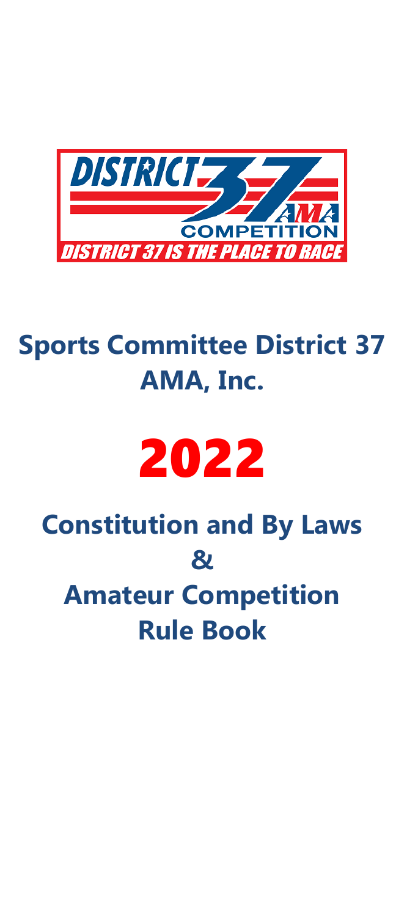DISTRICT 37

AMA

COMPETITION

DISTRICT 37 IS THE PLACE TO RACE

# Sports Committee District 37 AMA, Inc.

# 2022

# Constitution and By Laws & Amateur Competition Rule Book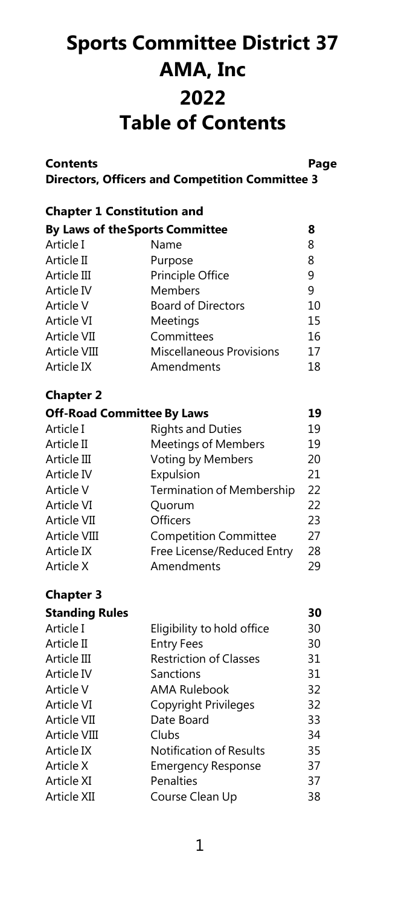# Sports Committee District 37 AMA, Inc 2022 Table of Contents

| Contents | | Page |
|---|---|---|
| **Directors, Officers and Competition Committee** | | **3** |
| | | |
| **Chapter 1 Constitution and By Laws of the Sports Committee** | | **8** |
| Article I | Name | 8 |
| Article II | Purpose | 8 |
| Article III | Principle Office | 9 |
| Article IV | Members | 9 |
| Article V | Board of Directors | 10 |
| Article VI | Meetings | 15 |
| Article VII | Committees | 16 |
| Article VIII | Miscellaneous Provisions | 17 |
| Article IX | Amendments | 18 |
| | | |
| **Chapter 2 Off-Road Committee By Laws** | | **19** |
| Article I | Rights and Duties | 19 |
| Article II | Meetings of Members | 19 |
| Article III | Voting by Members | 20 |
| Article IV | Expulsion | 21 |
| Article V | Termination of Membership | 22 |
| Article VI | Quorum | 22 |
| Article VII | Officers | 23 |
| Article VIII | Competition Committee | 27 |
| Article IX | Free License/Reduced Entry | 28 |
| Article X | Amendments | 29 |
| | | |
| **Chapter 3 Standing Rules** | | **30** |
| Article I | Eligibility to hold office | 30 |
| Article II | Entry Fees | 30 |
| Article III | Restriction of Classes | 31 |
| Article IV | Sanctions | 31 |
| Article V | AMA Rulebook | 32 |
| Article VI | Copyright Privileges | 32 |
| Article VII | Date Board | 33 |
| Article VIII | Clubs | 34 |
| Article IX | Notification of Results | 35 |
| Article X | Emergency Response | 37 |
| Article XI | Penalties | 37 |
| Article XII | Course Clean Up | 38 |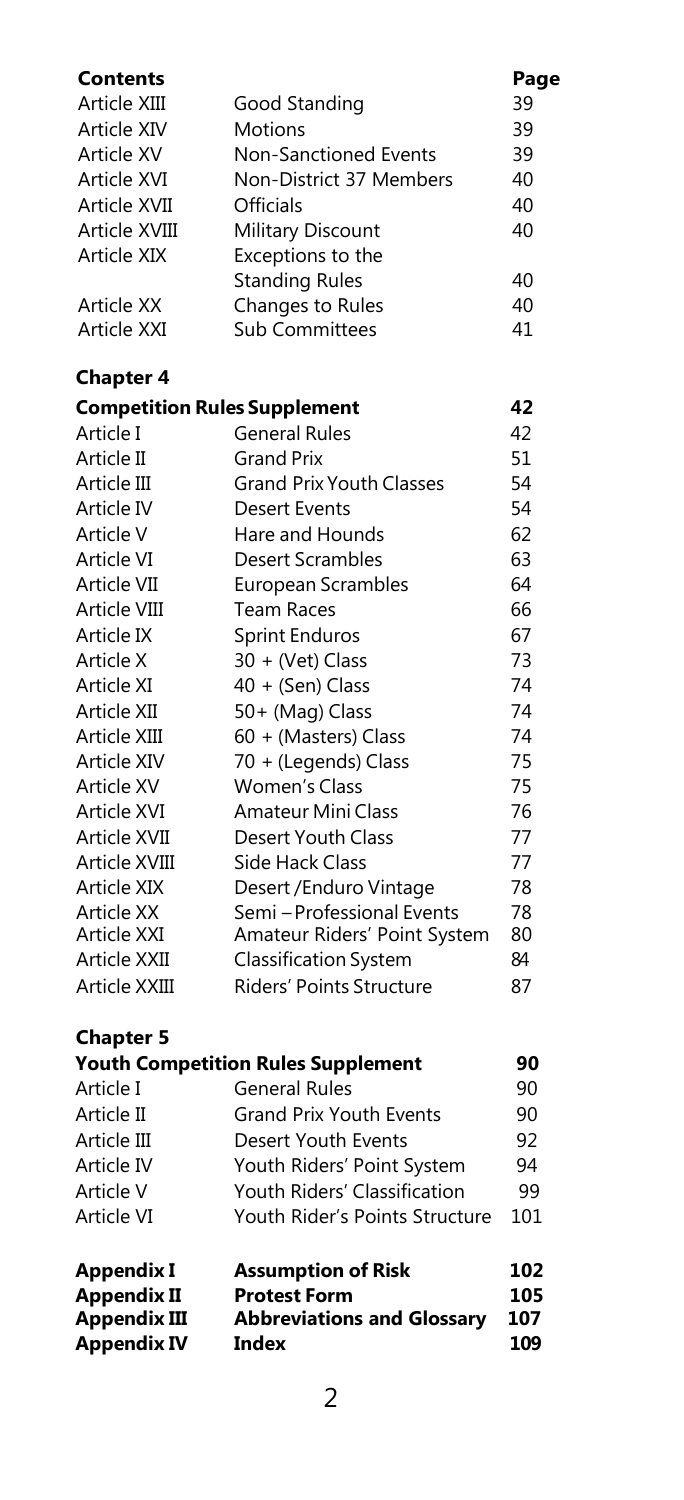| Contents | | Page |
|---|---|---|
| Article XIII | Good Standing | 39 |
| Article XIV | Motions | 39 |
| Article XV | Non-Sanctioned Events | 39 |
| Article XVI | Non-District 37 Members | 40 |
| Article XVII | Officials | 40 |
| Article XVIII | Military Discount | 40 |
| Article XIX | Exceptions to the Standing Rules | 40 |
| Article XX | Changes to Rules | 40 |
| Article XXI | Sub Committees | 41 |

**Chapter 4**

| **Competition Rules Supplement** | | **42** |
|---|---|---|
| Article I | General Rules | 42 |
| Article II | Grand Prix | 51 |
| Article III | Grand Prix Youth Classes | 54 |
| Article IV | Desert Events | 54 |
| Article V | Hare and Hounds | 62 |
| Article VI | Desert Scrambles | 63 |
| Article VII | European Scrambles | 64 |
| Article VIII | Team Races | 66 |
| Article IX | Sprint Enduros | 67 |
| Article X | 30 + (Vet) Class | 73 |
| Article XI | 40 + (Sen) Class | 74 |
| Article XII | 50+ (Mag) Class | 74 |
| Article XIII | 60 + (Masters) Class | 74 |
| Article XIV | 70 + (Legends) Class | 75 |
| Article XV | Women's Class | 75 |
| Article XVI | Amateur Mini Class | 76 |
| Article XVII | Desert Youth Class | 77 |
| Article XVIII | Side Hack Class | 77 |
| Article XIX | Desert /Enduro Vintage | 78 |
| Article XX | Semi – Professional Events | 78 |
| Article XXI | Amateur Riders' Point System | 80 |
| Article XXII | Classification System | 84 |
| Article XXIII | Riders' Points Structure | 87 |

**Chapter 5**

| **Youth Competition Rules Supplement** | | **90** |
|---|---|---|
| Article I | General Rules | 90 |
| Article II | Grand Prix Youth Events | 90 |
| Article III | Desert Youth Events | 92 |
| Article IV | Youth Riders' Point System | 94 |
| Article V | Youth Riders' Classification | 99 |
| Article VI | Youth Rider's Points Structure | 101 |

| | | |
|---|---|---|
| **Appendix I** | **Assumption of Risk** | **102** |
| **Appendix II** | **Protest Form** | **105** |
| **Appendix III** | **Abbreviations and Glossary** | **107** |
| **Appendix IV** | **Index** | **109** |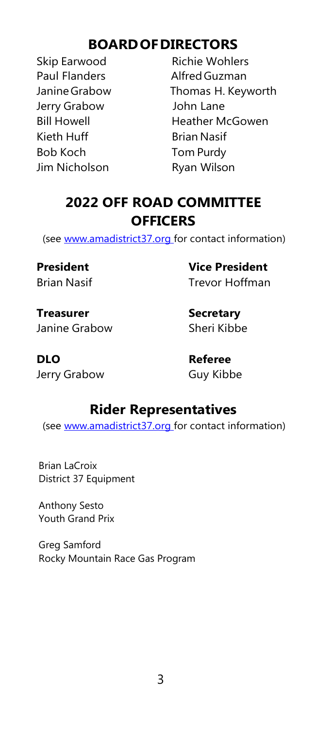## BOARD OF DIRECTORS

Skip Earwood
Paul Flanders
Janine Grabow
Jerry Grabow
Bill Howell
Kieth Huff
Bob Koch
Jim Nicholson
Richie Wohlers
Alfred Guzman
Thomas H. Keyworth
John Lane
Heather McGowen
Brian Nasif
Tom Purdy
Ryan Wilson

## 2022 OFF ROAD COMMITTEE OFFICERS

(see www.amadistrict37.org for contact information)

**President**
Brian Nasif

**Vice President**
Trevor Hoffman

**Treasurer**
Janine Grabow

**Secretary**
Sheri Kibbe

**DLO**
Jerry Grabow

**Referee**
Guy Kibbe

## Rider Representatives

(see www.amadistrict37.org for contact information)

Brian LaCroix
District 37 Equipment

Anthony Sesto
Youth Grand Prix

Greg Samford
Rocky Mountain Race Gas Program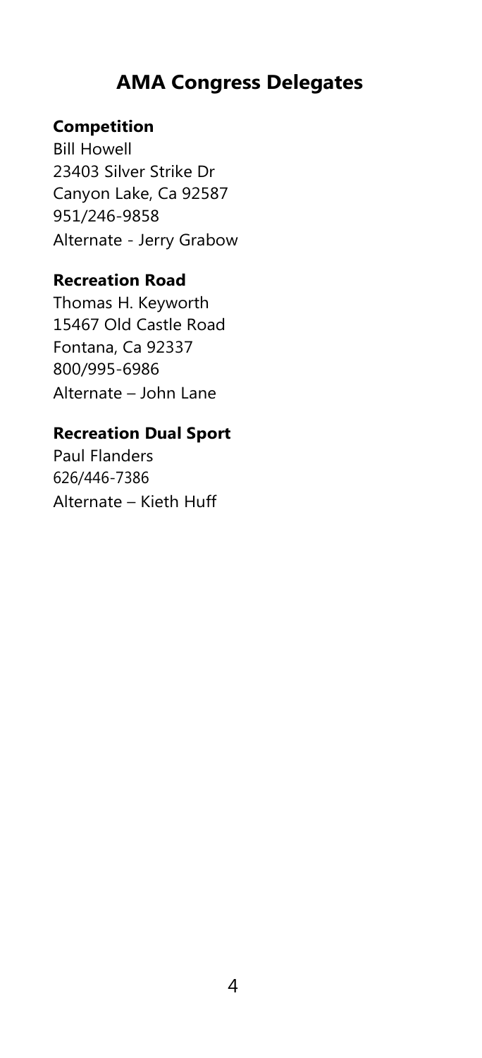# AMA Congress Delegates

**Competition**
Bill Howell
23403 Silver Strike Dr
Canyon Lake, Ca 92587
951/246-9858
Alternate - Jerry Grabow

**Recreation Road**
Thomas H. Keyworth
15467 Old Castle Road
Fontana, Ca 92337
800/995-6986
Alternate – John Lane

**Recreation Dual Sport**
Paul Flanders
626/446-7386
Alternate – Kieth Huff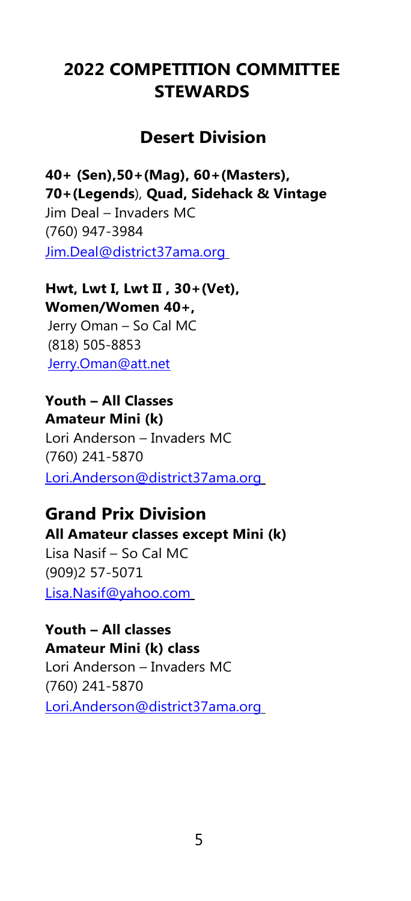# 2022 COMPETITION COMMITTEE STEWARDS

## Desert Division

**40+ (Sen),50+(Mag), 60+(Masters), 70+(Legends), Quad, Sidehack & Vintage**
Jim Deal – Invaders MC
(760) 947-3984
Jim.Deal@district37ama.org

**Hwt, Lwt I, Lwt II , 30+(Vet), Women/Women 40+,**
Jerry Oman – So Cal MC
(818) 505-8853
Jerry.Oman@att.net

**Youth – All Classes**
**Amateur Mini (k)**
Lori Anderson – Invaders MC
(760) 241-5870
Lori.Anderson@district37ama.org

## Grand Prix Division

**All Amateur classes except Mini (k)**
Lisa Nasif – So Cal MC
(909)2 57-5071
Lisa.Nasif@yahoo.com

**Youth – All classes**
**Amateur Mini (k) class**
Lori Anderson – Invaders MC
(760) 241-5870
Lori.Anderson@district37ama.org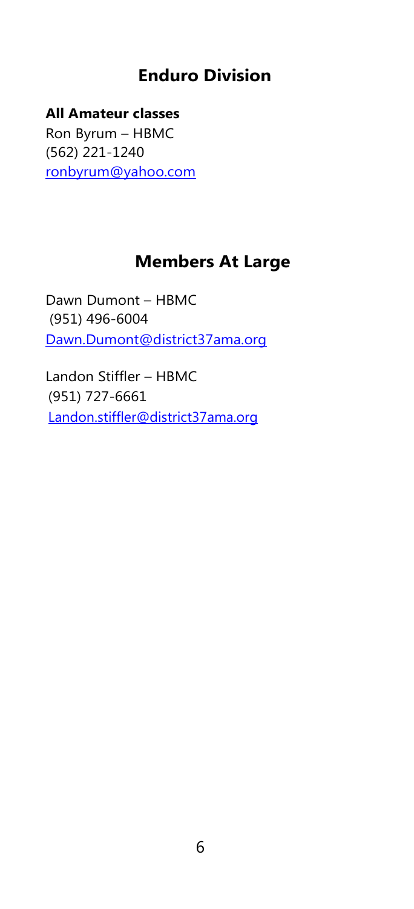## Enduro Division

**All Amateur classes**
Ron Byrum – HBMC
(562) 221-1240
ronbyrum@yahoo.com

## Members At Large

Dawn Dumont – HBMC
(951) 496-6004
Dawn.Dumont@district37ama.org

Landon Stiffler – HBMC
(951) 727-6661
Landon.stiffler@district37ama.org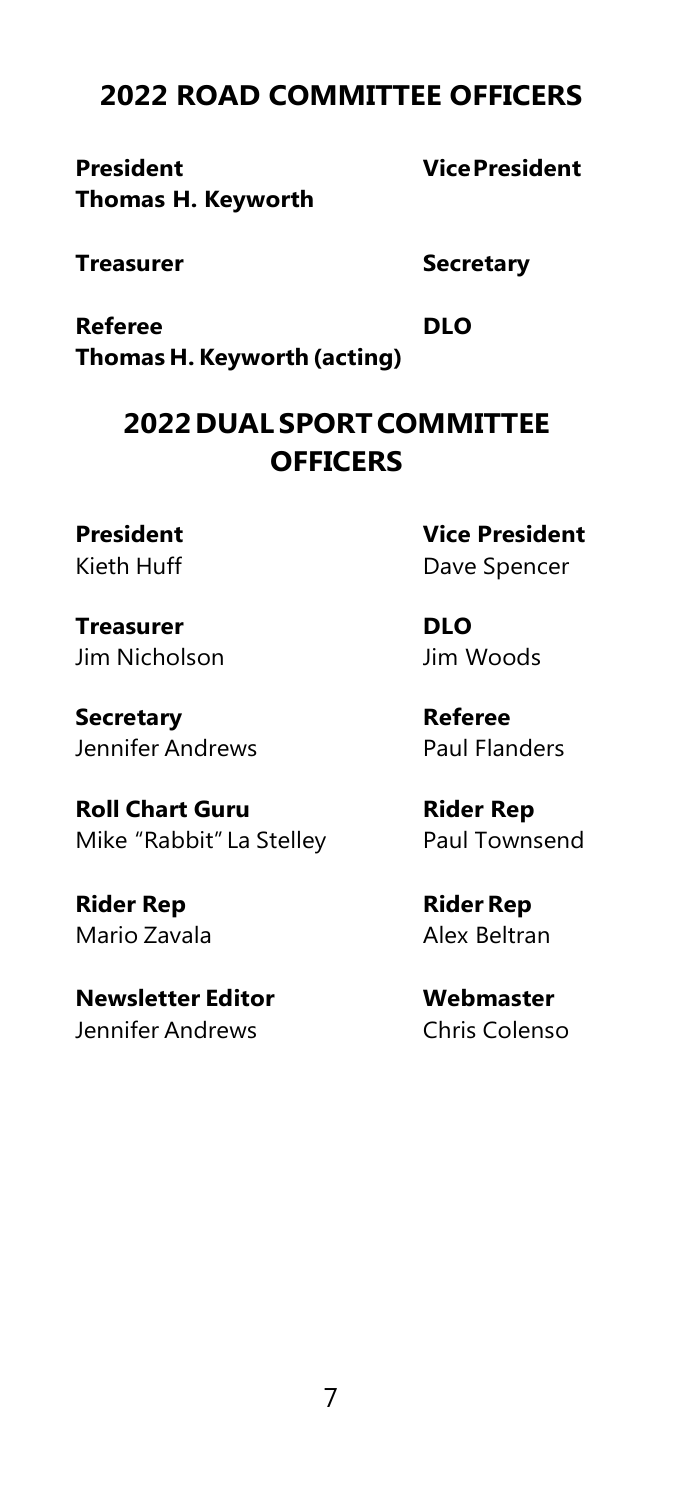## 2022 ROAD COMMITTEE OFFICERS

**President**
**Thomas H. Keyworth**

**Vice President**

**Treasurer**

**Secretary**

**Referee**
**Thomas H. Keyworth (acting)**

**DLO**

## 2022 DUAL SPORT COMMITTEE OFFICERS

**President**
Kieth Huff

**Vice President**
Dave Spencer

**Treasurer**
Jim Nicholson

**DLO**
Jim Woods

**Secretary**
Jennifer Andrews

**Referee**
Paul Flanders

**Roll Chart Guru**
Mike "Rabbit" La Stelley

**Rider Rep**
Paul Townsend

**Rider Rep**
Mario Zavala

**Rider Rep**
Alex Beltran

**Newsletter Editor**
Jennifer Andrews

**Webmaster**
Chris Colenso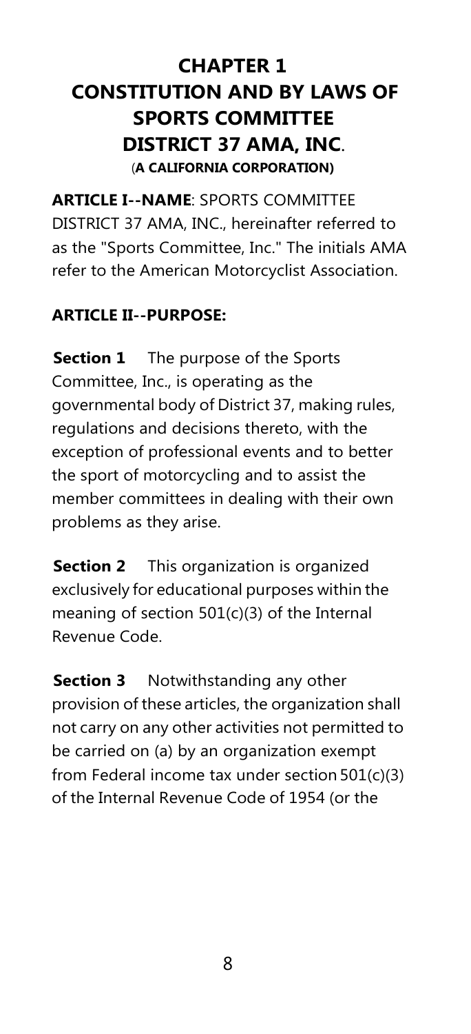# CHAPTER 1
# CONSTITUTION AND BY LAWS OF SPORTS COMMITTEE DISTRICT 37 AMA, INC.
### (A CALIFORNIA CORPORATION)

**ARTICLE I--NAME**: SPORTS COMMITTEE DISTRICT 37 AMA, INC., hereinafter referred to as the "Sports Committee, Inc." The initials AMA refer to the American Motorcyclist Association.

**ARTICLE II--PURPOSE:**

**Section 1** The purpose of the Sports Committee, Inc., is operating as the governmental body of District 37, making rules, regulations and decisions thereto, with the exception of professional events and to better the sport of motorcycling and to assist the member committees in dealing with their own problems as they arise.

**Section 2** This organization is organized exclusively for educational purposes within the meaning of section 501(c)(3) of the Internal Revenue Code.

**Section 3** Notwithstanding any other provision of these articles, the organization shall not carry on any other activities not permitted to be carried on (a) by an organization exempt from Federal income tax under section 501(c)(3) of the Internal Revenue Code of 1954 (or the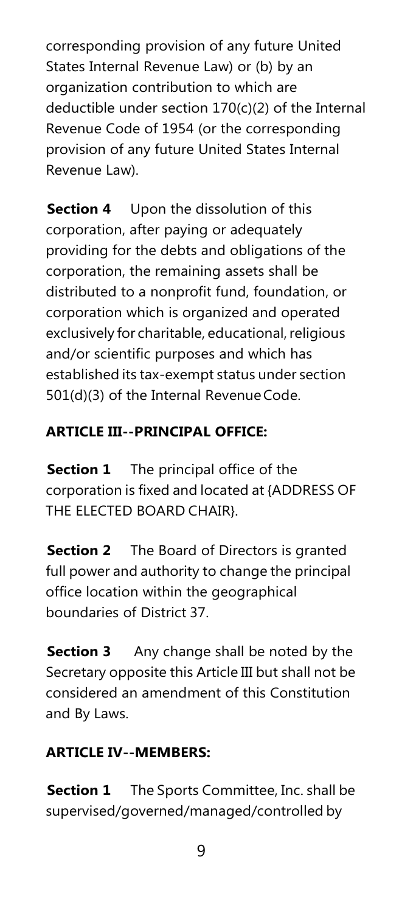corresponding provision of any future United States Internal Revenue Law) or (b) by an organization contribution to which are deductible under section 170(c)(2) of the Internal Revenue Code of 1954 (or the corresponding provision of any future United States Internal Revenue Law).

**Section 4** Upon the dissolution of this corporation, after paying or adequately providing for the debts and obligations of the corporation, the remaining assets shall be distributed to a nonprofit fund, foundation, or corporation which is organized and operated exclusively for charitable, educational, religious and/or scientific purposes and which has established its tax-exempt status under section 501(d)(3) of the Internal Revenue Code.

**ARTICLE III--PRINCIPAL OFFICE:**

**Section 1** The principal office of the corporation is fixed and located at {ADDRESS OF THE ELECTED BOARD CHAIR}.

**Section 2** The Board of Directors is granted full power and authority to change the principal office location within the geographical boundaries of District 37.

**Section 3** Any change shall be noted by the Secretary opposite this Article III but shall not be considered an amendment of this Constitution and By Laws.

**ARTICLE IV--MEMBERS:**

**Section 1** The Sports Committee, Inc. shall be supervised/governed/managed/controlled by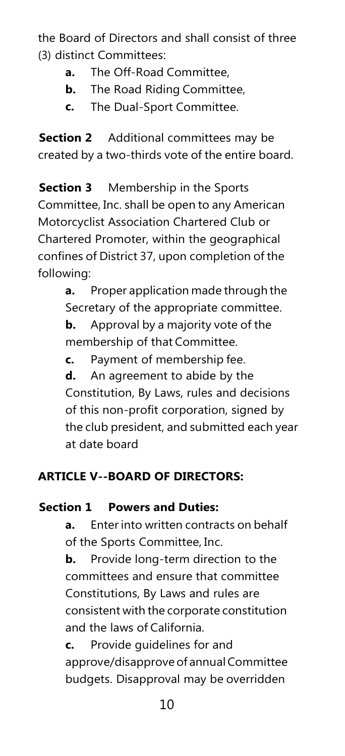the Board of Directors and shall consist of three (3) distinct Committees:

- **a.** The Off-Road Committee,
- **b.** The Road Riding Committee,
- **c.** The Dual-Sport Committee.

**Section 2** Additional committees may be created by a two-thirds vote of the entire board.

**Section 3** Membership in the Sports Committee, Inc. shall be open to any American Motorcyclist Association Chartered Club or Chartered Promoter, within the geographical confines of District 37, upon completion of the following:

- **a.** Proper application made through the Secretary of the appropriate committee.
- **b.** Approval by a majority vote of the membership of that Committee.
- **c.** Payment of membership fee.
- **d.** An agreement to abide by the Constitution, By Laws, rules and decisions of this non-profit corporation, signed by the club president, and submitted each year at date board

## ARTICLE V--BOARD OF DIRECTORS:

### Section 1 Powers and Duties:

- **a.** Enter into written contracts on behalf of the Sports Committee, Inc.
- **b.** Provide long-term direction to the committees and ensure that committee Constitutions, By Laws and rules are consistent with the corporate constitution and the laws of California.
- **c.** Provide guidelines for and approve/disapprove of annual Committee budgets. Disapproval may be overridden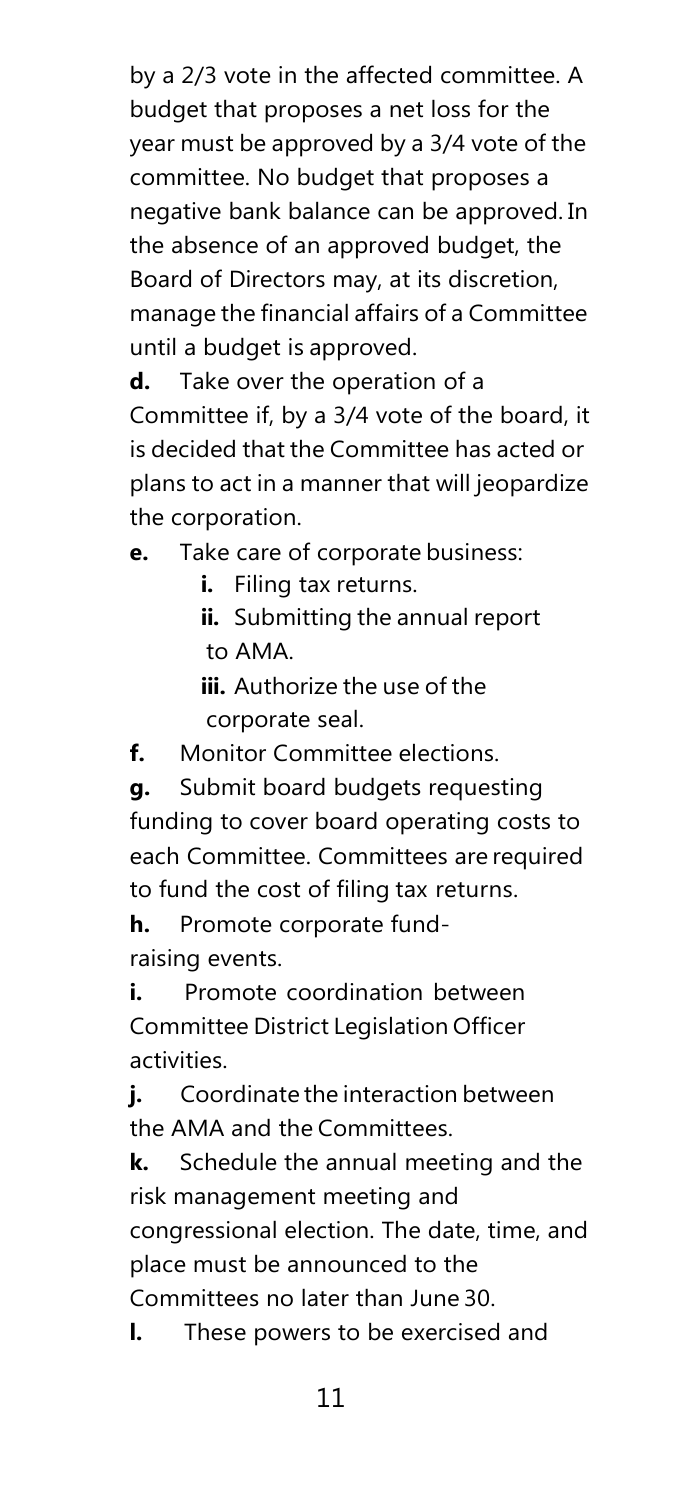by a 2/3 vote in the affected committee. A budget that proposes a net loss for the year must be approved by a 3/4 vote of the committee. No budget that proposes a negative bank balance can be approved. In the absence of an approved budget, the Board of Directors may, at its discretion, manage the financial affairs of a Committee until a budget is approved.

**d.** Take over the operation of a Committee if, by a 3/4 vote of the board, it is decided that the Committee has acted or plans to act in a manner that will jeopardize the corporation.

**e.** Take care of corporate business:

  **i.** Filing tax returns.

  **ii.** Submitting the annual report to AMA.

  **iii.** Authorize the use of the corporate seal.

**f.** Monitor Committee elections.

**g.** Submit board budgets requesting funding to cover board operating costs to each Committee. Committees are required to fund the cost of filing tax returns.

**h.** Promote corporate fund-raising events.

**i.** Promote coordination between Committee District Legislation Officer activities.

**j.** Coordinate the interaction between the AMA and the Committees.

**k.** Schedule the annual meeting and the risk management meeting and congressional election. The date, time, and place must be announced to the Committees no later than June 30.

**l.** These powers to be exercised and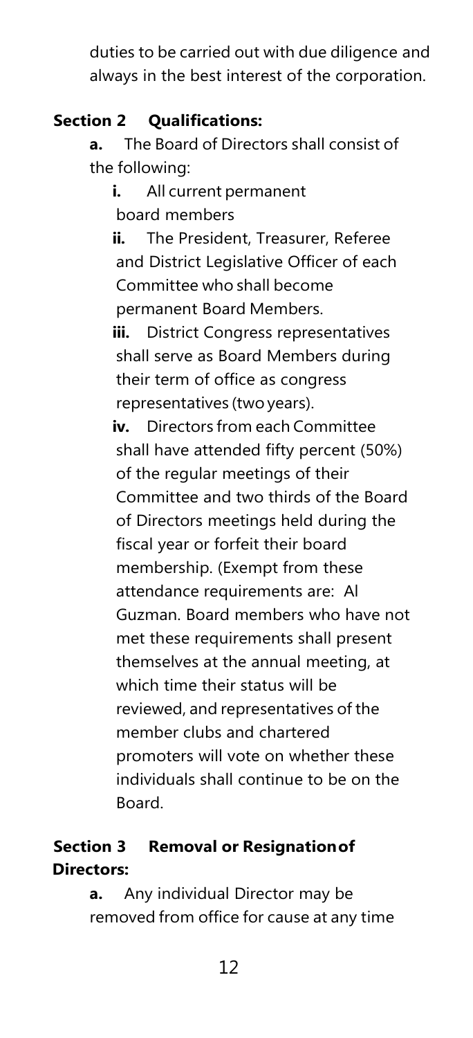duties to be carried out with due diligence and always in the best interest of the corporation.

**Section 2 Qualifications:**

**a.** The Board of Directors shall consist of the following:

**i.** All current permanent board members

**ii.** The President, Treasurer, Referee and District Legislative Officer of each Committee who shall become permanent Board Members.

**iii.** District Congress representatives shall serve as Board Members during their term of office as congress representatives (two years).

**iv.** Directors from each Committee shall have attended fifty percent (50%) of the regular meetings of their Committee and two thirds of the Board of Directors meetings held during the fiscal year or forfeit their board membership. (Exempt from these attendance requirements are: Al Guzman. Board members who have not met these requirements shall present themselves at the annual meeting, at which time their status will be reviewed, and representatives of the member clubs and chartered promoters will vote on whether these individuals shall continue to be on the Board.

**Section 3 Removal or Resignation of Directors:**

**a.** Any individual Director may be removed from office for cause at any time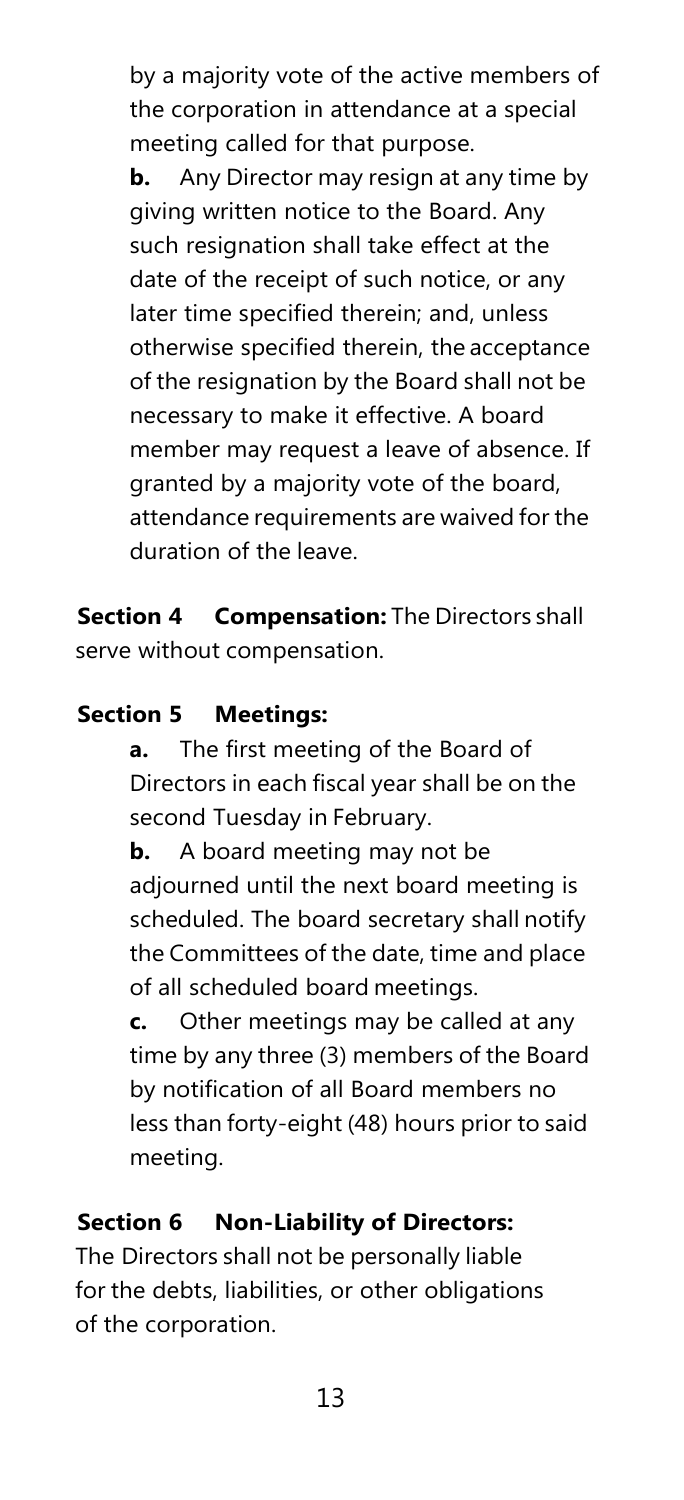by a majority vote of the active members of the corporation in attendance at a special meeting called for that purpose.

**b.** Any Director may resign at any time by giving written notice to the Board. Any such resignation shall take effect at the date of the receipt of such notice, or any later time specified therein; and, unless otherwise specified therein, the acceptance of the resignation by the Board shall not be necessary to make it effective. A board member may request a leave of absence. If granted by a majority vote of the board, attendance requirements are waived for the duration of the leave.

**Section 4 Compensation:** The Directors shall serve without compensation.

**Section 5 Meetings:**

**a.** The first meeting of the Board of Directors in each fiscal year shall be on the second Tuesday in February.

**b.** A board meeting may not be adjourned until the next board meeting is scheduled. The board secretary shall notify the Committees of the date, time and place of all scheduled board meetings.

**c.** Other meetings may be called at any time by any three (3) members of the Board by notification of all Board members no less than forty-eight (48) hours prior to said meeting.

**Section 6 Non-Liability of Directors:** The Directors shall not be personally liable for the debts, liabilities, or other obligations of the corporation.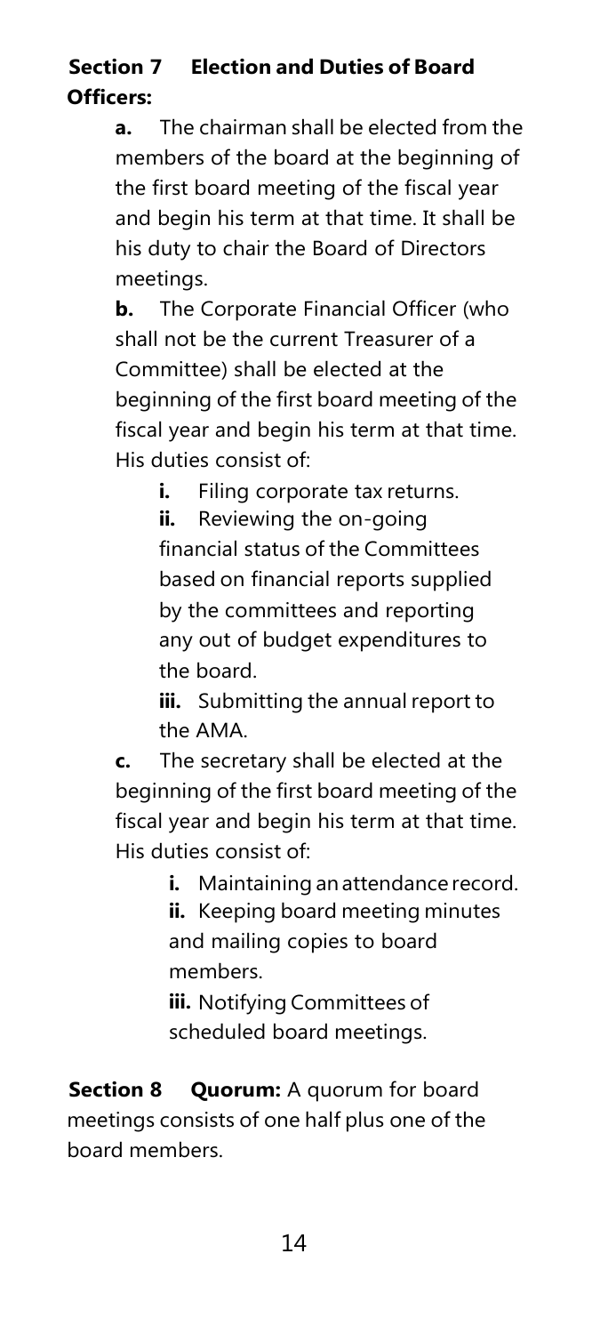**Section 7 Election and Duties of Board Officers:**

**a.** The chairman shall be elected from the members of the board at the beginning of the first board meeting of the fiscal year and begin his term at that time. It shall be his duty to chair the Board of Directors meetings.

**b.** The Corporate Financial Officer (who shall not be the current Treasurer of a Committee) shall be elected at the beginning of the first board meeting of the fiscal year and begin his term at that time. His duties consist of:

- **i.** Filing corporate tax returns.
- **ii.** Reviewing the on-going financial status of the Committees based on financial reports supplied by the committees and reporting any out of budget expenditures to the board.
- **iii.** Submitting the annual report to the AMA.

**c.** The secretary shall be elected at the beginning of the first board meeting of the fiscal year and begin his term at that time. His duties consist of:

- **i.** Maintaining an attendance record.
- **ii.** Keeping board meeting minutes and mailing copies to board members.
- **iii.** Notifying Committees of scheduled board meetings.

**Section 8 Quorum:** A quorum for board meetings consists of one half plus one of the board members.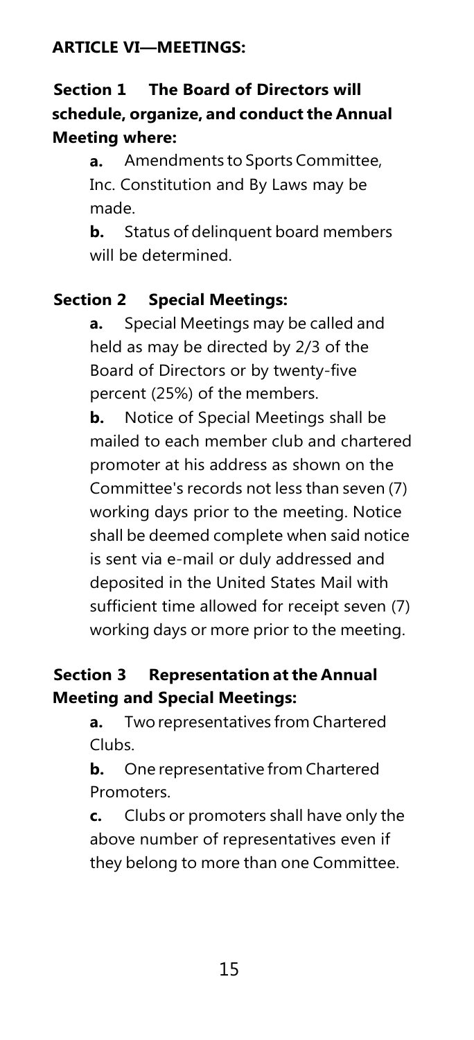## ARTICLE VI—MEETINGS:

**Section 1 The Board of Directors will schedule, organize, and conduct the Annual Meeting where:**

**a.** Amendments to Sports Committee, Inc. Constitution and By Laws may be made.

**b.** Status of delinquent board members will be determined.

**Section 2 Special Meetings:**

**a.** Special Meetings may be called and held as may be directed by 2/3 of the Board of Directors or by twenty-five percent (25%) of the members.

**b.** Notice of Special Meetings shall be mailed to each member club and chartered promoter at his address as shown on the Committee's records not less than seven (7) working days prior to the meeting. Notice shall be deemed complete when said notice is sent via e-mail or duly addressed and deposited in the United States Mail with sufficient time allowed for receipt seven (7) working days or more prior to the meeting.

**Section 3 Representation at the Annual Meeting and Special Meetings:**

**a.** Two representatives from Chartered Clubs.

**b.** One representative from Chartered Promoters.

**c.** Clubs or promoters shall have only the above number of representatives even if they belong to more than one Committee.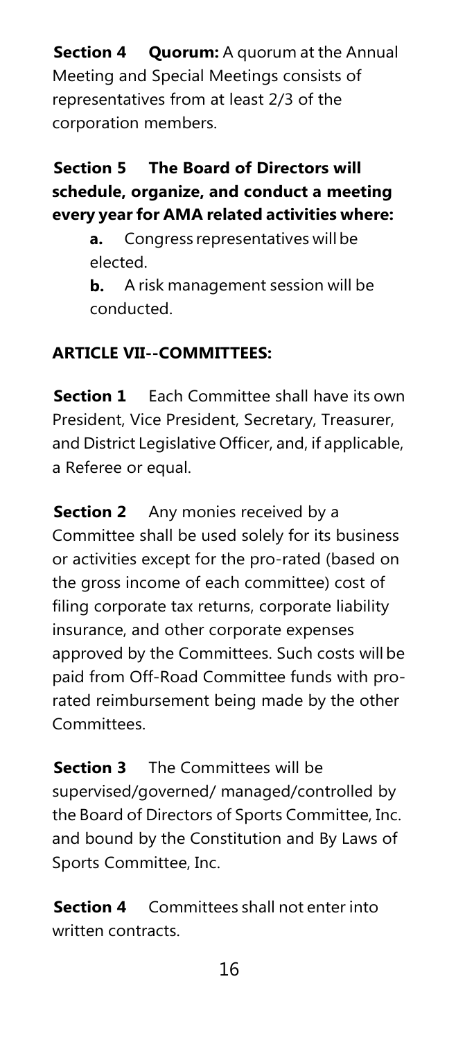**Section 4 Quorum:** A quorum at the Annual Meeting and Special Meetings consists of representatives from at least 2/3 of the corporation members.

**Section 5 The Board of Directors will schedule, organize, and conduct a meeting every year for AMA related activities where:**

**a.** Congress representatives will be elected.

**b.** A risk management session will be conducted.

## ARTICLE VII--COMMITTEES:

**Section 1** Each Committee shall have its own President, Vice President, Secretary, Treasurer, and District Legislative Officer, and, if applicable, a Referee or equal.

**Section 2** Any monies received by a Committee shall be used solely for its business or activities except for the pro-rated (based on the gross income of each committee) cost of filing corporate tax returns, corporate liability insurance, and other corporate expenses approved by the Committees. Such costs will be paid from Off-Road Committee funds with pro-rated reimbursement being made by the other Committees.

**Section 3** The Committees will be supervised/governed/ managed/controlled by the Board of Directors of Sports Committee, Inc. and bound by the Constitution and By Laws of Sports Committee, Inc.

**Section 4** Committees shall not enter into written contracts.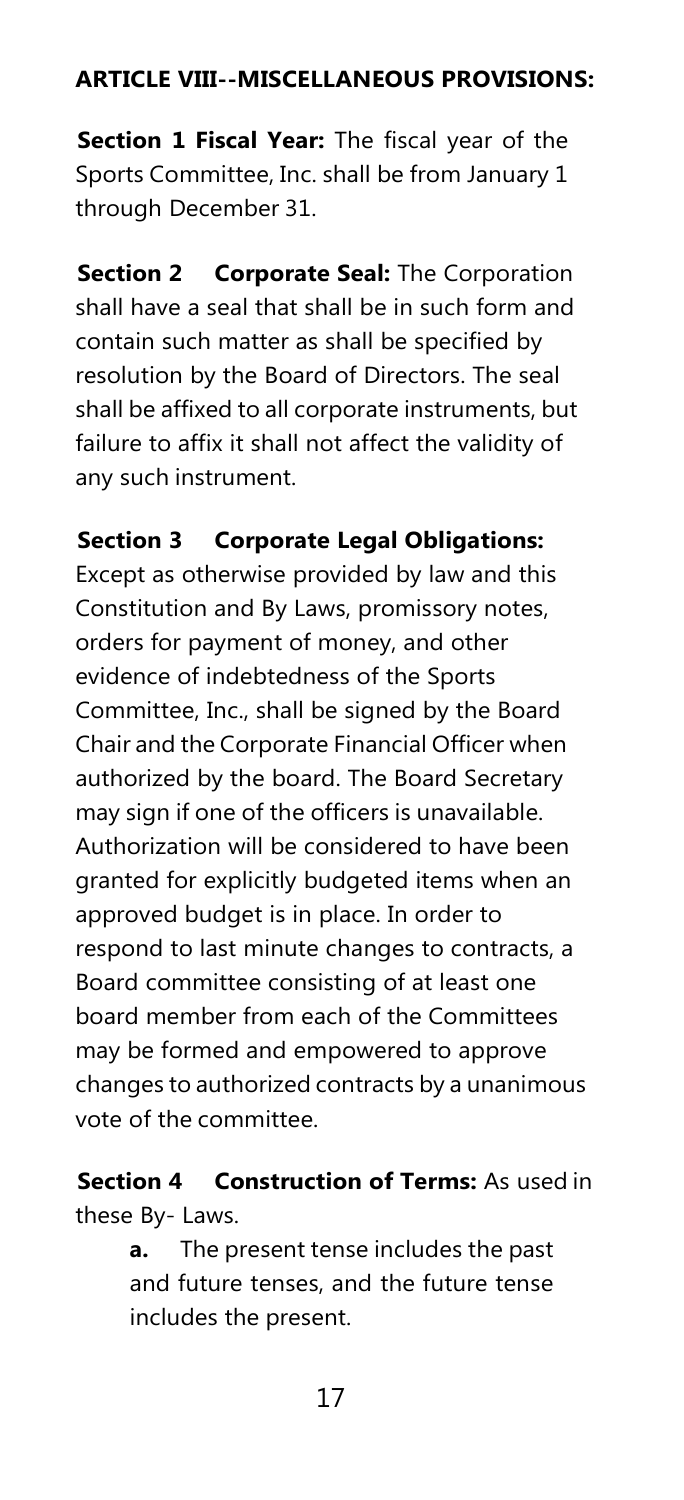## ARTICLE VIII--MISCELLANEOUS PROVISIONS:

**Section 1 Fiscal Year:** The fiscal year of the Sports Committee, Inc. shall be from January 1 through December 31.

**Section 2 Corporate Seal:** The Corporation shall have a seal that shall be in such form and contain such matter as shall be specified by resolution by the Board of Directors. The seal shall be affixed to all corporate instruments, but failure to affix it shall not affect the validity of any such instrument.

**Section 3 Corporate Legal Obligations:** Except as otherwise provided by law and this Constitution and By Laws, promissory notes, orders for payment of money, and other evidence of indebtedness of the Sports Committee, Inc., shall be signed by the Board Chair and the Corporate Financial Officer when authorized by the board. The Board Secretary may sign if one of the officers is unavailable. Authorization will be considered to have been granted for explicitly budgeted items when an approved budget is in place. In order to respond to last minute changes to contracts, a Board committee consisting of at least one board member from each of the Committees may be formed and empowered to approve changes to authorized contracts by a unanimous vote of the committee.

**Section 4 Construction of Terms:** As used in these By- Laws.

**a.** The present tense includes the past and future tenses, and the future tense includes the present.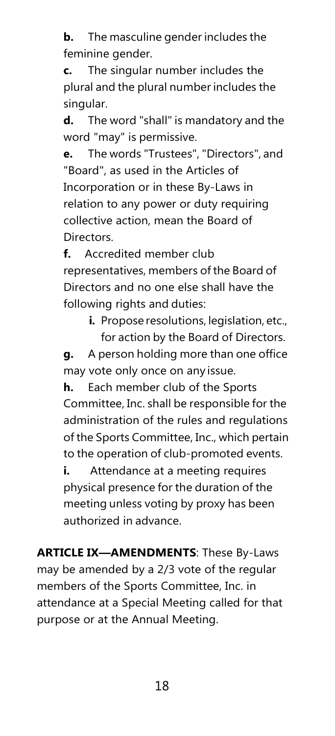**b.** The masculine gender includes the feminine gender.

**c.** The singular number includes the plural and the plural number includes the singular.

**d.** The word "shall" is mandatory and the word "may" is permissive.

**e.** The words "Trustees", "Directors", and "Board", as used in the Articles of Incorporation or in these By-Laws in relation to any power or duty requiring collective action, mean the Board of Directors.

**f.** Accredited member club representatives, members of the Board of Directors and no one else shall have the following rights and duties:

- **i.** Propose resolutions, legislation, etc., for action by the Board of Directors.

**g.** A person holding more than one office may vote only once on any issue.

**h.** Each member club of the Sports Committee, Inc. shall be responsible for the administration of the rules and regulations of the Sports Committee, Inc., which pertain to the operation of club-promoted events.

**i.** Attendance at a meeting requires physical presence for the duration of the meeting unless voting by proxy has been authorized in advance.

**ARTICLE IX—AMENDMENTS**: These By-Laws may be amended by a 2/3 vote of the regular members of the Sports Committee, Inc. in attendance at a Special Meeting called for that purpose or at the Annual Meeting.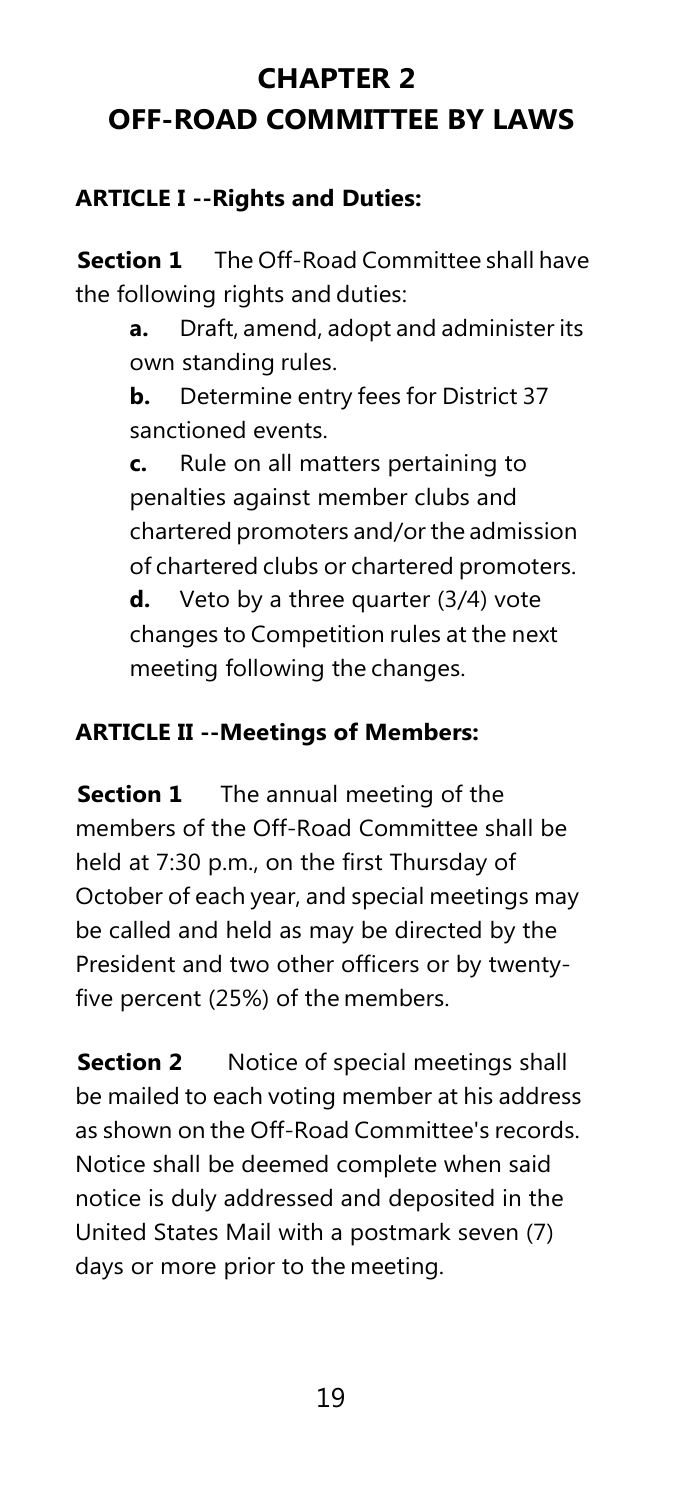# CHAPTER 2
# OFF-ROAD COMMITTEE BY LAWS

### ARTICLE I --Rights and Duties:

**Section 1** The Off-Road Committee shall have the following rights and duties:

**a.** Draft, amend, adopt and administer its own standing rules.

**b.** Determine entry fees for District 37 sanctioned events.

**c.** Rule on all matters pertaining to penalties against member clubs and chartered promoters and/or the admission of chartered clubs or chartered promoters.

**d.** Veto by a three quarter (3/4) vote changes to Competition rules at the next meeting following the changes.

### ARTICLE II --Meetings of Members:

**Section 1** The annual meeting of the members of the Off-Road Committee shall be held at 7:30 p.m., on the first Thursday of October of each year, and special meetings may be called and held as may be directed by the President and two other officers or by twenty-five percent (25%) of the members.

**Section 2** Notice of special meetings shall be mailed to each voting member at his address as shown on the Off-Road Committee's records. Notice shall be deemed complete when said notice is duly addressed and deposited in the United States Mail with a postmark seven (7) days or more prior to the meeting.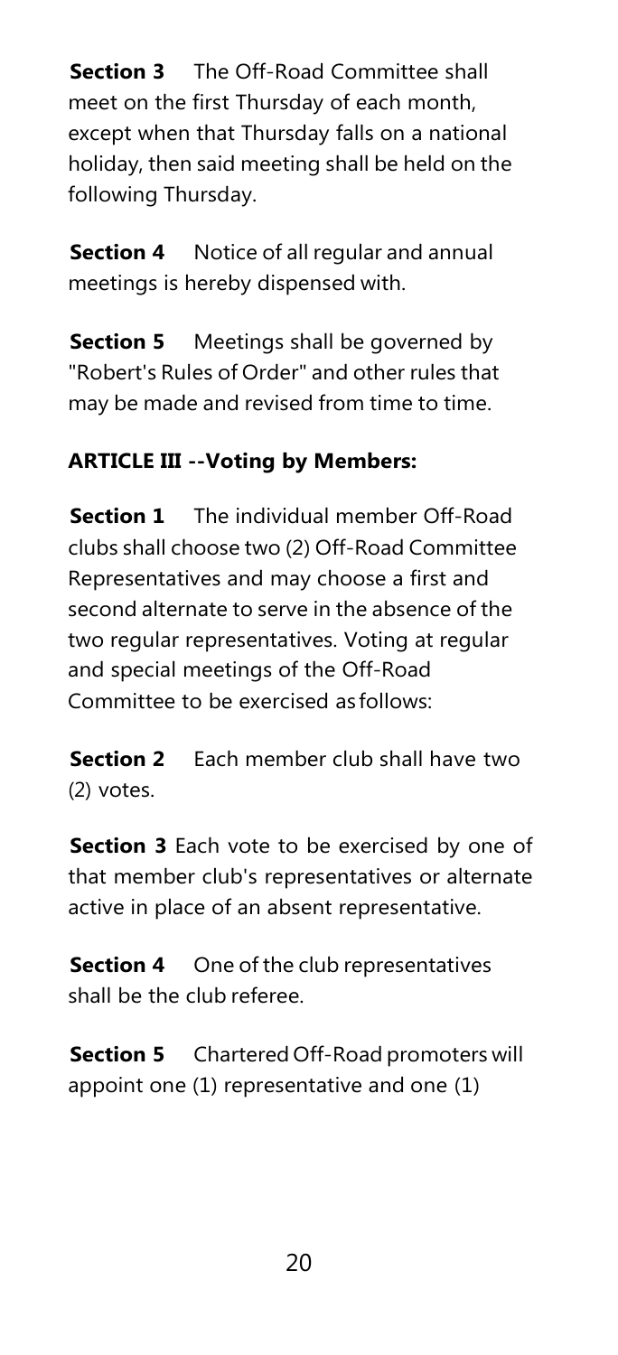**Section 3** The Off-Road Committee shall meet on the first Thursday of each month, except when that Thursday falls on a national holiday, then said meeting shall be held on the following Thursday.

**Section 4** Notice of all regular and annual meetings is hereby dispensed with.

**Section 5** Meetings shall be governed by "Robert's Rules of Order" and other rules that may be made and revised from time to time.

**ARTICLE III --Voting by Members:**

**Section 1** The individual member Off-Road clubs shall choose two (2) Off-Road Committee Representatives and may choose a first and second alternate to serve in the absence of the two regular representatives. Voting at regular and special meetings of the Off-Road Committee to be exercised as follows:

**Section 2** Each member club shall have two (2) votes.

**Section 3** Each vote to be exercised by one of that member club's representatives or alternate active in place of an absent representative.

**Section 4** One of the club representatives shall be the club referee.

**Section 5** Chartered Off-Road promoters will appoint one (1) representative and one (1)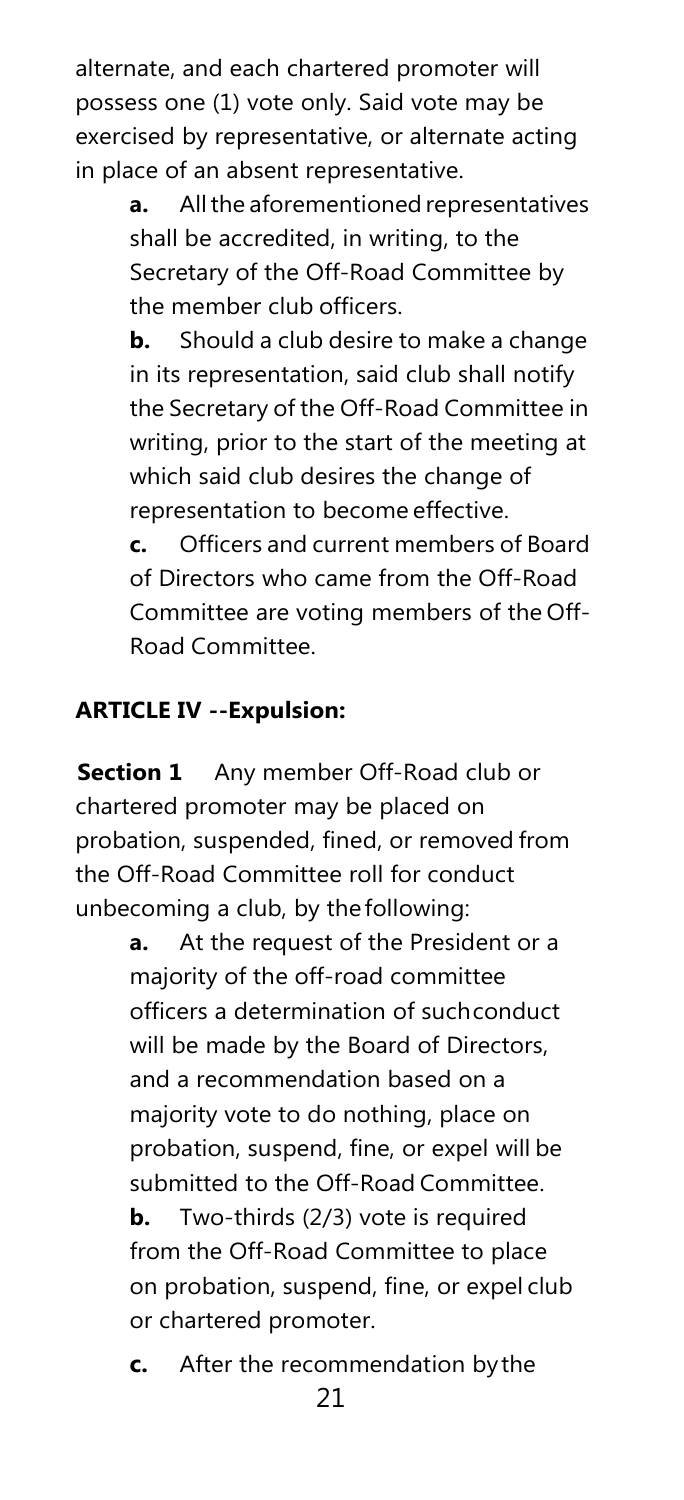alternate, and each chartered promoter will possess one (1) vote only. Said vote may be exercised by representative, or alternate acting in place of an absent representative.

**a.** All the aforementioned representatives shall be accredited, in writing, to the Secretary of the Off-Road Committee by the member club officers.

**b.** Should a club desire to make a change in its representation, said club shall notify the Secretary of the Off-Road Committee in writing, prior to the start of the meeting at which said club desires the change of representation to become effective.

**c.** Officers and current members of Board of Directors who came from the Off-Road Committee are voting members of the Off-Road Committee.

**ARTICLE IV --Expulsion:**

**Section 1** Any member Off-Road club or chartered promoter may be placed on probation, suspended, fined, or removed from the Off-Road Committee roll for conduct unbecoming a club, by the following:

**a.** At the request of the President or a majority of the off-road committee officers a determination of such conduct will be made by the Board of Directors, and a recommendation based on a majority vote to do nothing, place on probation, suspend, fine, or expel will be submitted to the Off-Road Committee.

**b.** Two-thirds (2/3) vote is required from the Off-Road Committee to place on probation, suspend, fine, or expel club or chartered promoter.

**c.** After the recommendation by the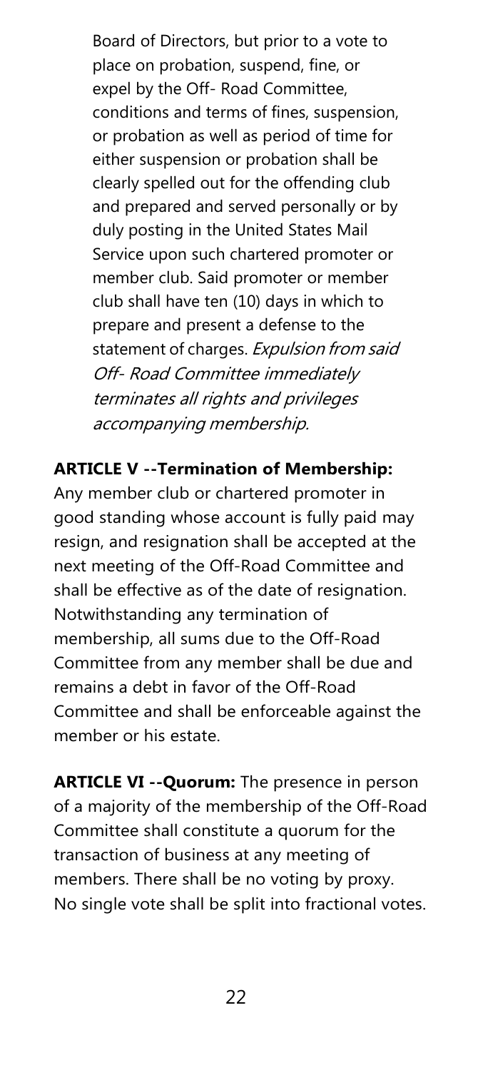Board of Directors, but prior to a vote to place on probation, suspend, fine, or expel by the Off- Road Committee, conditions and terms of fines, suspension, or probation as well as period of time for either suspension or probation shall be clearly spelled out for the offending club and prepared and served personally or by duly posting in the United States Mail Service upon such chartered promoter or member club. Said promoter or member club shall have ten (10) days in which to prepare and present a defense to the statement of charges. *Expulsion from said Off- Road Committee immediately terminates all rights and privileges accompanying membership.*

**ARTICLE V --Termination of Membership:** Any member club or chartered promoter in good standing whose account is fully paid may resign, and resignation shall be accepted at the next meeting of the Off-Road Committee and shall be effective as of the date of resignation. Notwithstanding any termination of membership, all sums due to the Off-Road Committee from any member shall be due and remains a debt in favor of the Off-Road Committee and shall be enforceable against the member or his estate.

**ARTICLE VI --Quorum:** The presence in person of a majority of the membership of the Off-Road Committee shall constitute a quorum for the transaction of business at any meeting of members. There shall be no voting by proxy. No single vote shall be split into fractional votes.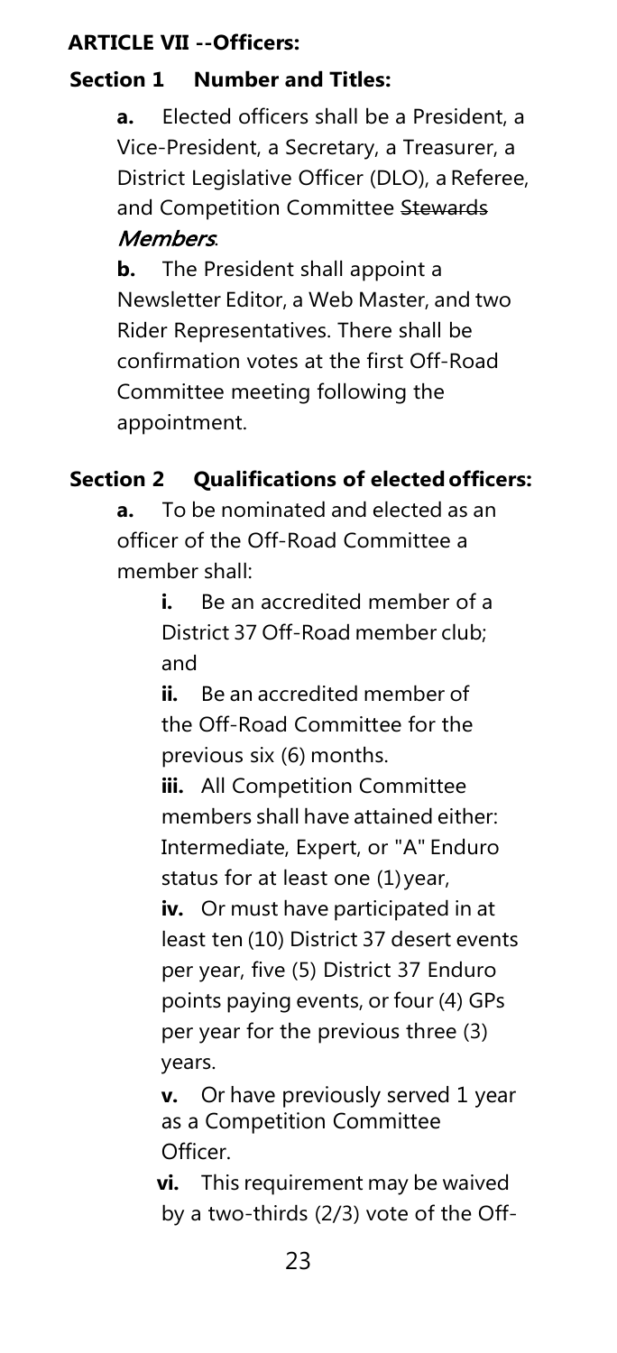**ARTICLE VII --Officers:**

**Section 1 Number and Titles:**

**a.** Elected officers shall be a President, a Vice-President, a Secretary, a Treasurer, a District Legislative Officer (DLO), a Referee, and Competition Committee ~~Stewards~~ ***Members***.

**b.** The President shall appoint a Newsletter Editor, a Web Master, and two Rider Representatives. There shall be confirmation votes at the first Off-Road Committee meeting following the appointment.

**Section 2 Qualifications of elected officers:**

**a.** To be nominated and elected as an officer of the Off-Road Committee a member shall:

**i.** Be an accredited member of a District 37 Off-Road member club; and

**ii.** Be an accredited member of the Off-Road Committee for the previous six (6) months.

**iii.** All Competition Committee members shall have attained either: Intermediate, Expert, or "A" Enduro status for at least one (1) year,

**iv.** Or must have participated in at least ten (10) District 37 desert events per year, five (5) District 37 Enduro points paying events, or four (4) GPs per year for the previous three (3) years.

**v.** Or have previously served 1 year as a Competition Committee Officer.

**vi.** This requirement may be waived by a two-thirds (2/3) vote of the Off-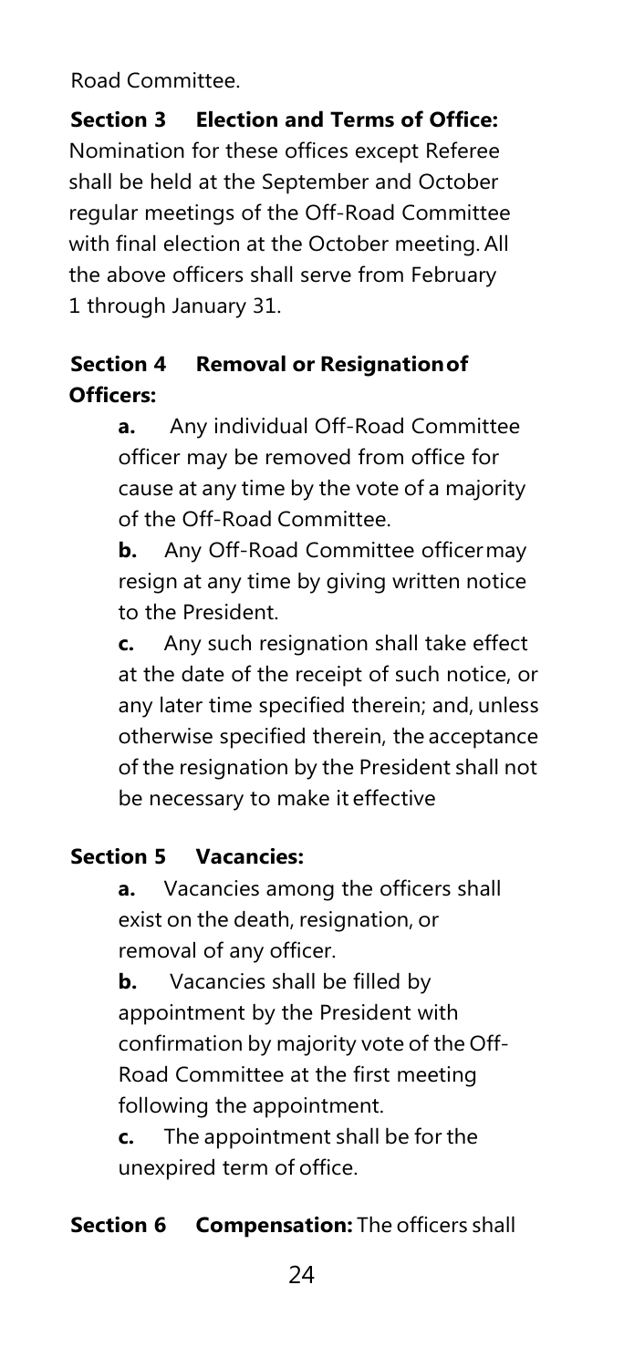Road Committee.

**Section 3 Election and Terms of Office:** Nomination for these offices except Referee shall be held at the September and October regular meetings of the Off-Road Committee with final election at the October meeting. All the above officers shall serve from February 1 through January 31.

**Section 4 Removal or Resignation of Officers:**

**a.** Any individual Off-Road Committee officer may be removed from office for cause at any time by the vote of a majority of the Off-Road Committee.

**b.** Any Off-Road Committee officer may resign at any time by giving written notice to the President.

**c.** Any such resignation shall take effect at the date of the receipt of such notice, or any later time specified therein; and, unless otherwise specified therein, the acceptance of the resignation by the President shall not be necessary to make it effective

**Section 5 Vacancies:**

**a.** Vacancies among the officers shall exist on the death, resignation, or removal of any officer.

**b.** Vacancies shall be filled by appointment by the President with confirmation by majority vote of the Off-Road Committee at the first meeting following the appointment.

**c.** The appointment shall be for the unexpired term of office.

**Section 6 Compensation:** The officers shall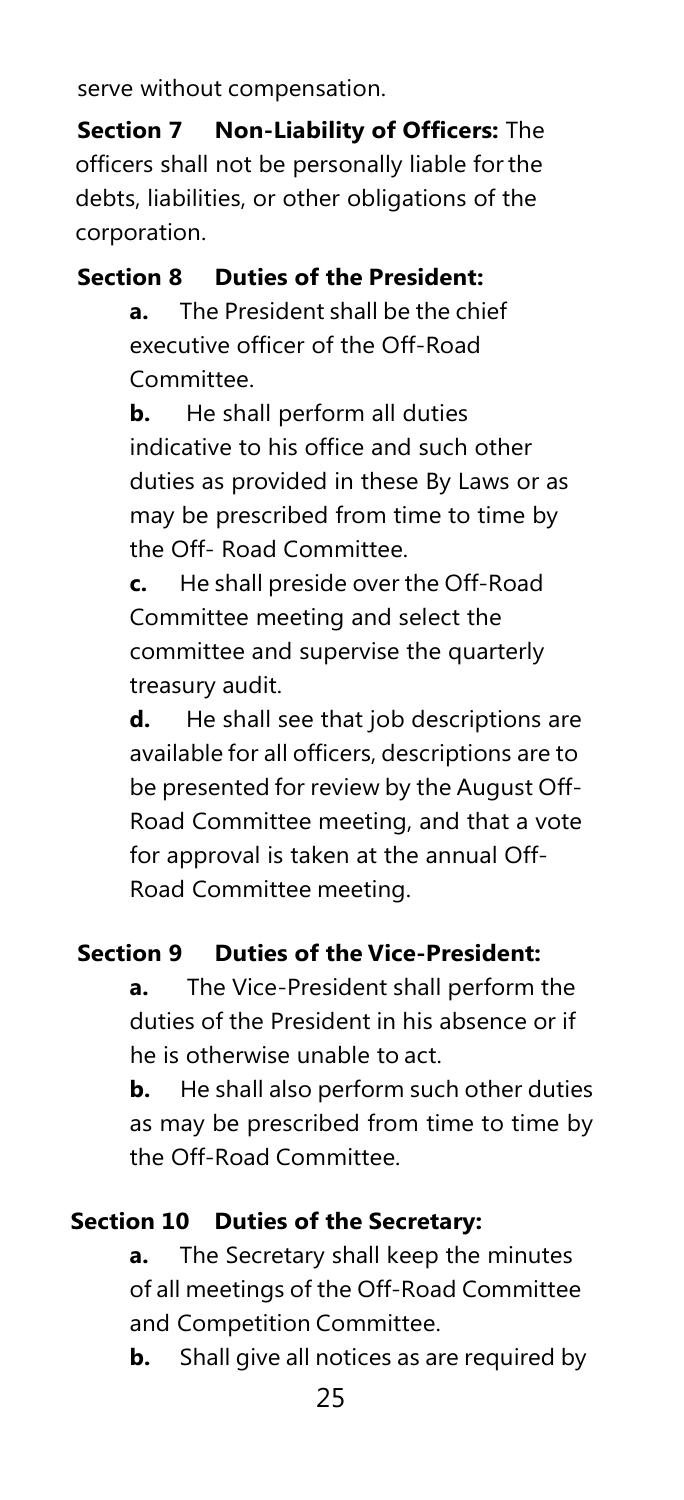serve without compensation.

**Section 7 Non-Liability of Officers:** The officers shall not be personally liable for the debts, liabilities, or other obligations of the corporation.

**Section 8 Duties of the President:**

**a.** The President shall be the chief executive officer of the Off-Road Committee.

**b.** He shall perform all duties indicative to his office and such other duties as provided in these By Laws or as may be prescribed from time to time by the Off- Road Committee.

**c.** He shall preside over the Off-Road Committee meeting and select the committee and supervise the quarterly treasury audit.

**d.** He shall see that job descriptions are available for all officers, descriptions are to be presented for review by the August Off-Road Committee meeting, and that a vote for approval is taken at the annual Off-Road Committee meeting.

**Section 9 Duties of the Vice-President:**

**a.** The Vice-President shall perform the duties of the President in his absence or if he is otherwise unable to act.

**b.** He shall also perform such other duties as may be prescribed from time to time by the Off-Road Committee.

**Section 10 Duties of the Secretary:**

**a.** The Secretary shall keep the minutes of all meetings of the Off-Road Committee and Competition Committee.

**b.** Shall give all notices as are required by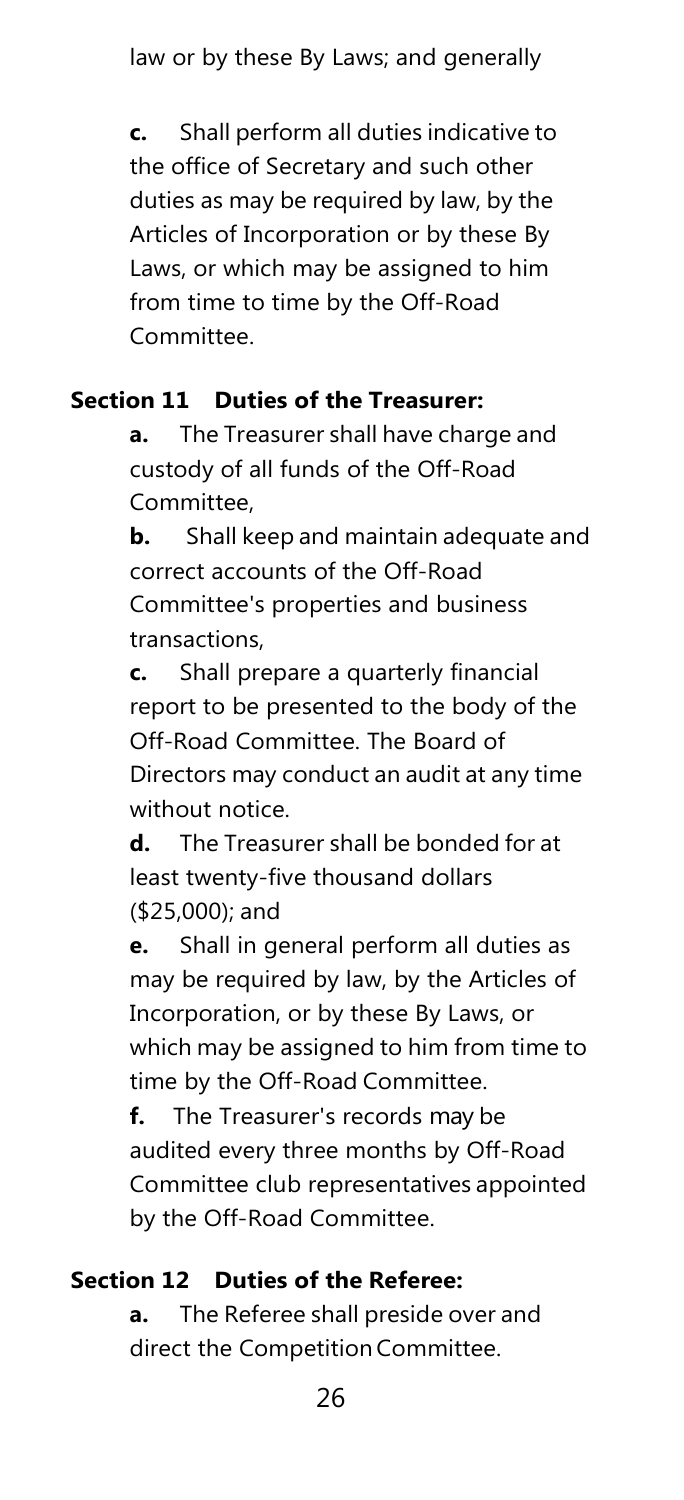law or by these By Laws; and generally

**c.** Shall perform all duties indicative to the office of Secretary and such other duties as may be required by law, by the Articles of Incorporation or by these By Laws, or which may be assigned to him from time to time by the Off-Road Committee.

### Section 11 Duties of the Treasurer:

**a.** The Treasurer shall have charge and custody of all funds of the Off-Road Committee,

**b.** Shall keep and maintain adequate and correct accounts of the Off-Road Committee's properties and business transactions,

**c.** Shall prepare a quarterly financial report to be presented to the body of the Off-Road Committee. The Board of Directors may conduct an audit at any time without notice.

**d.** The Treasurer shall be bonded for at least twenty-five thousand dollars ($25,000); and

**e.** Shall in general perform all duties as may be required by law, by the Articles of Incorporation, or by these By Laws, or which may be assigned to him from time to time by the Off-Road Committee.

**f.** The Treasurer's records may be audited every three months by Off-Road Committee club representatives appointed by the Off-Road Committee.

### Section 12 Duties of the Referee:

**a.** The Referee shall preside over and direct the Competition Committee.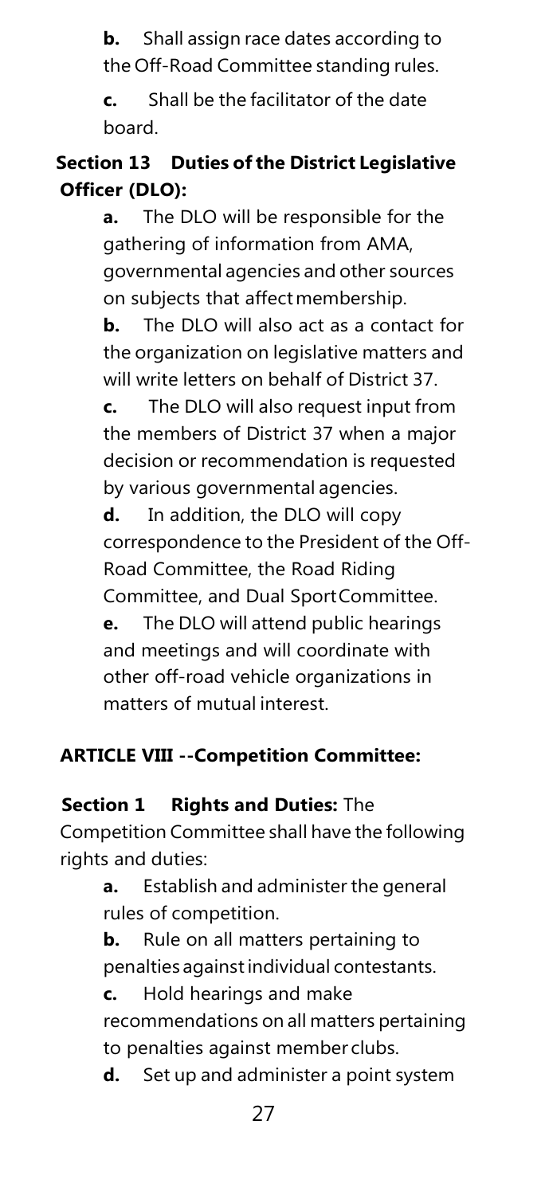**b.** Shall assign race dates according to the Off-Road Committee standing rules.

**c.** Shall be the facilitator of the date board.

### Section 13 Duties of the District Legislative Officer (DLO):

**a.** The DLO will be responsible for the gathering of information from AMA, governmental agencies and other sources on subjects that affect membership.

**b.** The DLO will also act as a contact for the organization on legislative matters and will write letters on behalf of District 37.

**c.** The DLO will also request input from the members of District 37 when a major decision or recommendation is requested by various governmental agencies.

**d.** In addition, the DLO will copy correspondence to the President of the Off-Road Committee, the Road Riding Committee, and Dual Sport Committee.

**e.** The DLO will attend public hearings and meetings and will coordinate with other off-road vehicle organizations in matters of mutual interest.

## ARTICLE VIII --Competition Committee:

**Section 1 Rights and Duties:** The Competition Committee shall have the following rights and duties:

**a.** Establish and administer the general rules of competition.

**b.** Rule on all matters pertaining to penalties against individual contestants.

**c.** Hold hearings and make recommendations on all matters pertaining to penalties against member clubs.

**d.** Set up and administer a point system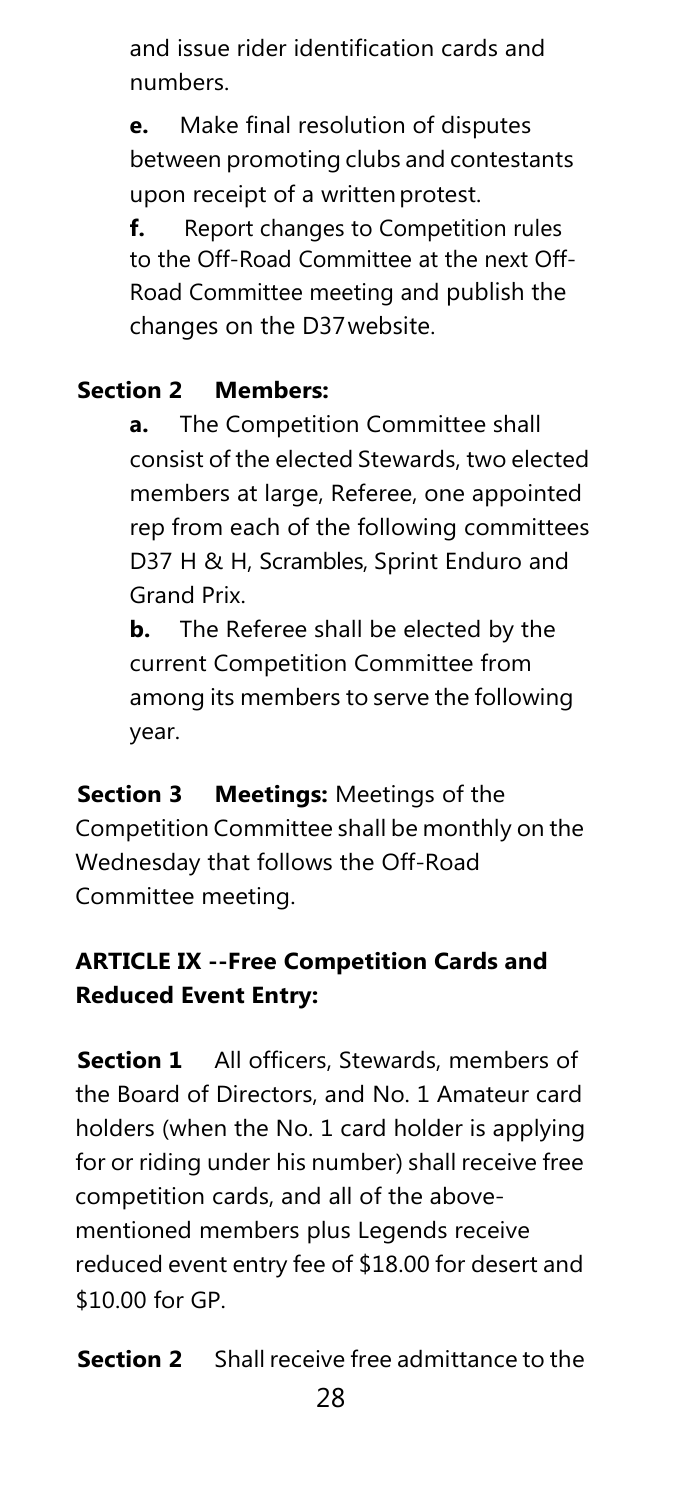and issue rider identification cards and numbers.

**e.** Make final resolution of disputes between promoting clubs and contestants upon receipt of a written protest.

**f.** Report changes to Competition rules to the Off-Road Committee at the next Off-Road Committee meeting and publish the changes on the D37 website.

**Section 2 Members:**

**a.** The Competition Committee shall consist of the elected Stewards, two elected members at large, Referee, one appointed rep from each of the following committees D37 H & H, Scrambles, Sprint Enduro and Grand Prix.

**b.** The Referee shall be elected by the current Competition Committee from among its members to serve the following year.

**Section 3 Meetings:** Meetings of the Competition Committee shall be monthly on the Wednesday that follows the Off-Road Committee meeting.

## ARTICLE IX --Free Competition Cards and Reduced Event Entry:

**Section 1** All officers, Stewards, members of the Board of Directors, and No. 1 Amateur card holders (when the No. 1 card holder is applying for or riding under his number) shall receive free competition cards, and all of the above-mentioned members plus Legends receive reduced event entry fee of $18.00 for desert and $10.00 for GP.

**Section 2** Shall receive free admittance to the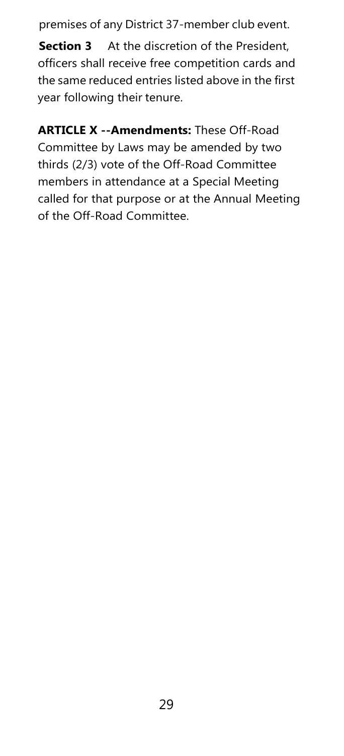premises of any District 37-member club event.

**Section 3** At the discretion of the President, officers shall receive free competition cards and the same reduced entries listed above in the first year following their tenure.

**ARTICLE X --Amendments:** These Off-Road Committee by Laws may be amended by two thirds (2/3) vote of the Off-Road Committee members in attendance at a Special Meeting called for that purpose or at the Annual Meeting of the Off-Road Committee.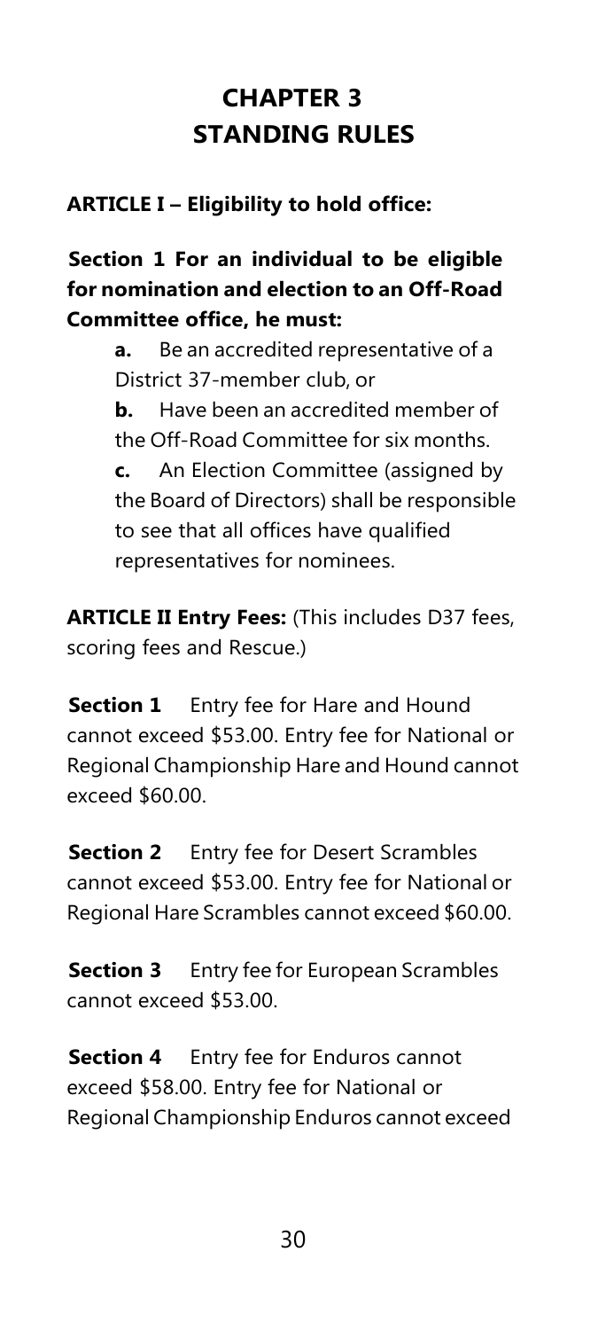# CHAPTER 3
# STANDING RULES

## ARTICLE I – Eligibility to hold office:

**Section 1 For an individual to be eligible for nomination and election to an Off-Road Committee office, he must:**

- **a.** Be an accredited representative of a District 37-member club, or
- **b.** Have been an accredited member of the Off-Road Committee for six months.
- **c.** An Election Committee (assigned by the Board of Directors) shall be responsible to see that all offices have qualified representatives for nominees.

**ARTICLE II Entry Fees:** (This includes D37 fees, scoring fees and Rescue.)

**Section 1** Entry fee for Hare and Hound cannot exceed $53.00. Entry fee for National or Regional Championship Hare and Hound cannot exceed $60.00.

**Section 2** Entry fee for Desert Scrambles cannot exceed $53.00. Entry fee for National or Regional Hare Scrambles cannot exceed $60.00.

**Section 3** Entry fee for European Scrambles cannot exceed $53.00.

**Section 4** Entry fee for Enduros cannot exceed $58.00. Entry fee for National or Regional Championship Enduros cannot exceed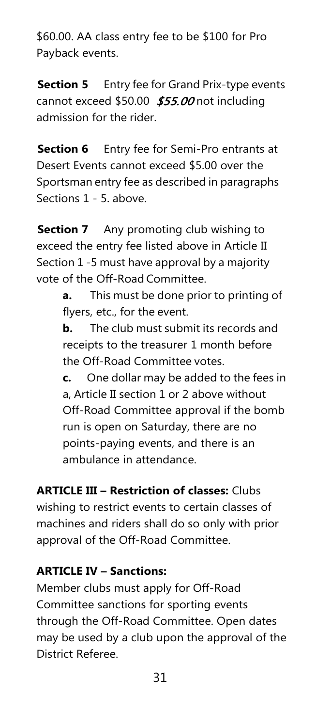$60.00. AA class entry fee to be $100 for Pro Payback events.

**Section 5** Entry fee for Grand Prix-type events cannot exceed ~~$50.00~~ ***$55.00*** not including admission for the rider.

**Section 6** Entry fee for Semi-Pro entrants at Desert Events cannot exceed $5.00 over the Sportsman entry fee as described in paragraphs Sections 1 - 5. above.

**Section 7** Any promoting club wishing to exceed the entry fee listed above in Article II Section 1 -5 must have approval by a majority vote of the Off-Road Committee.

**a.** This must be done prior to printing of flyers, etc., for the event.

**b.** The club must submit its records and receipts to the treasurer 1 month before the Off-Road Committee votes.

**c.** One dollar may be added to the fees in a, Article II section 1 or 2 above without Off-Road Committee approval if the bomb run is open on Saturday, there are no points-paying events, and there is an ambulance in attendance.

**ARTICLE III – Restriction of classes:** Clubs wishing to restrict events to certain classes of machines and riders shall do so only with prior approval of the Off-Road Committee.

**ARTICLE IV – Sanctions:**

Member clubs must apply for Off-Road Committee sanctions for sporting events through the Off-Road Committee. Open dates may be used by a club upon the approval of the District Referee.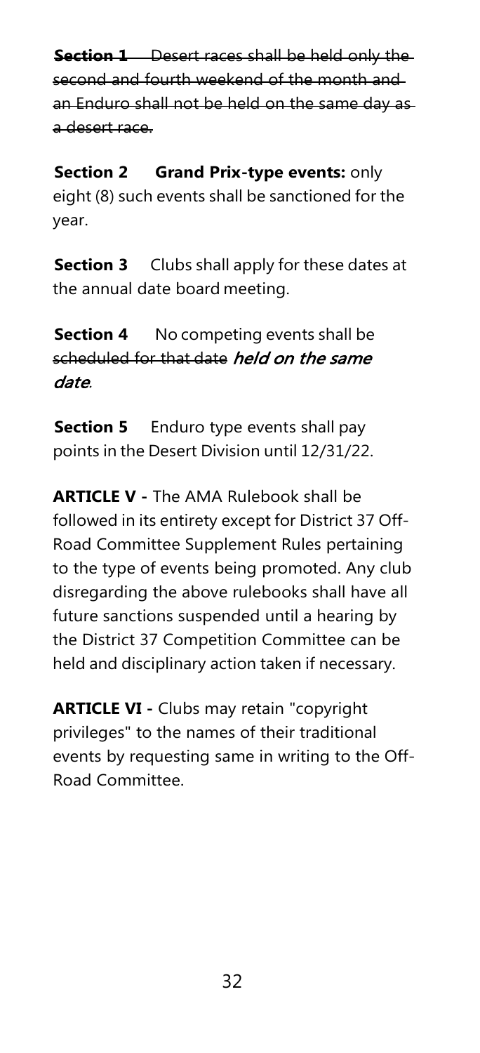~~**Section 1** Desert races shall be held only the second and fourth weekend of the month and an Enduro shall not be held on the same day as a desert race.~~

**Section 2** **Grand Prix-type events:** only eight (8) such events shall be sanctioned for the year.

**Section 3** Clubs shall apply for these dates at the annual date board meeting.

**Section 4** No competing events shall be ~~scheduled for that date~~ ***held on the same date***.

**Section 5** Enduro type events shall pay points in the Desert Division until 12/31/22.

**ARTICLE V -** The AMA Rulebook shall be followed in its entirety except for District 37 Off-Road Committee Supplement Rules pertaining to the type of events being promoted. Any club disregarding the above rulebooks shall have all future sanctions suspended until a hearing by the District 37 Competition Committee can be held and disciplinary action taken if necessary.

**ARTICLE VI -** Clubs may retain "copyright privileges" to the names of their traditional events by requesting same in writing to the Off-Road Committee.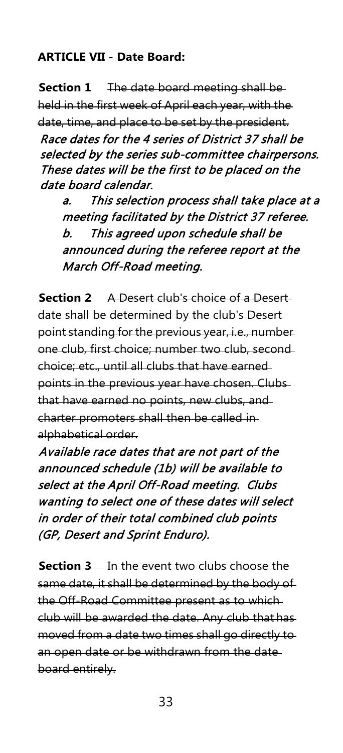**ARTICLE VII - Date Board:**

**Section 1** ~~The date board meeting shall be held in the first week of April each year, with the date, time, and place to be set by the president.~~ *Race dates for the 4 series of District 37 shall be selected by the series sub-committee chairpersons. These dates will be the first to be placed on the date board calendar.*

*a. This selection process shall take place at a meeting facilitated by the District 37 referee.*

*b. This agreed upon schedule shall be announced during the referee report at the March Off-Road meeting.*

**Section 2** ~~A Desert club's choice of a Desert date shall be determined by the club's Desert point standing for the previous year, i.e., number one club, first choice; number two club, second choice; etc., until all clubs that have earned points in the previous year have chosen. Clubs that have earned no points, new clubs, and charter promoters shall then be called in alphabetical order.~~

*Available race dates that are not part of the announced schedule (1b) will be available to select at the April Off-Road meeting. Clubs wanting to select one of these dates will select in order of their total combined club points (GP, Desert and Sprint Enduro).*

**Section 3** ~~In the event two clubs choose the same date, it shall be determined by the body of the Off-Road Committee present as to which club will be awarded the date. Any club that has moved from a date two times shall go directly to an open date or be withdrawn from the date board entirely.~~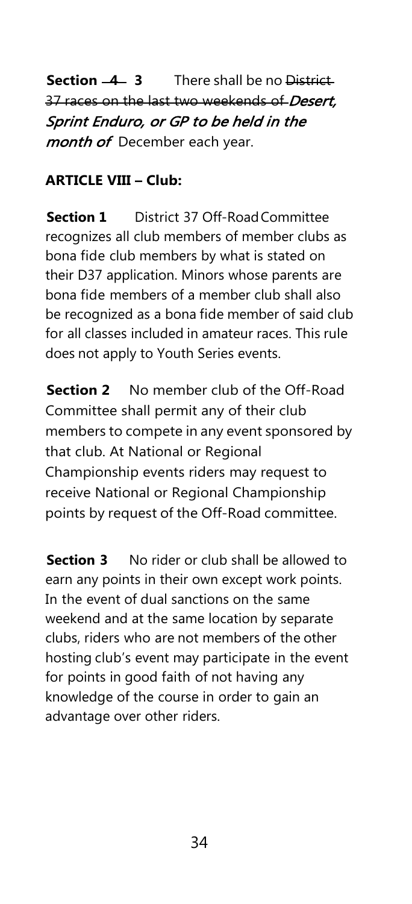**Section ~~4~~ 3** There shall be no ~~District 37 races on the last two weekends of~~ *Desert, Sprint Enduro, or GP to be held in the month of* December each year.

**ARTICLE VIII – Club:**

**Section 1** District 37 Off-Road Committee recognizes all club members of member clubs as bona fide club members by what is stated on their D37 application. Minors whose parents are bona fide members of a member club shall also be recognized as a bona fide member of said club for all classes included in amateur races. This rule does not apply to Youth Series events.

**Section 2** No member club of the Off-Road Committee shall permit any of their club members to compete in any event sponsored by that club. At National or Regional Championship events riders may request to receive National or Regional Championship points by request of the Off-Road committee.

**Section 3** No rider or club shall be allowed to earn any points in their own except work points. In the event of dual sanctions on the same weekend and at the same location by separate clubs, riders who are not members of the other hosting club's event may participate in the event for points in good faith of not having any knowledge of the course in order to gain an advantage over other riders.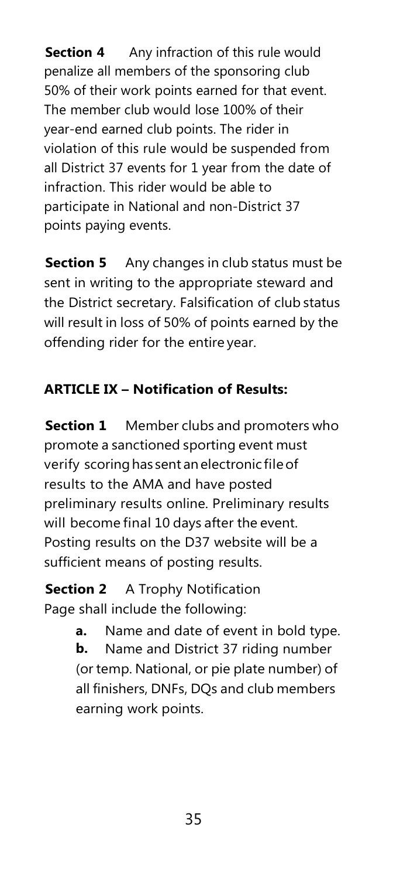**Section 4** Any infraction of this rule would penalize all members of the sponsoring club 50% of their work points earned for that event. The member club would lose 100% of their year-end earned club points. The rider in violation of this rule would be suspended from all District 37 events for 1 year from the date of infraction. This rider would be able to participate in National and non-District 37 points paying events.

**Section 5** Any changes in club status must be sent in writing to the appropriate steward and the District secretary. Falsification of club status will result in loss of 50% of points earned by the offending rider for the entire year.

## ARTICLE IX – Notification of Results:

**Section 1** Member clubs and promoters who promote a sanctioned sporting event must verify scoring has sent an electronic file of results to the AMA and have posted preliminary results online. Preliminary results will become final 10 days after the event. Posting results on the D37 website will be a sufficient means of posting results.

**Section 2** A Trophy Notification Page shall include the following:

- **a.** Name and date of event in bold type.
- **b.** Name and District 37 riding number (or temp. National, or pie plate number) of all finishers, DNFs, DQs and club members earning work points.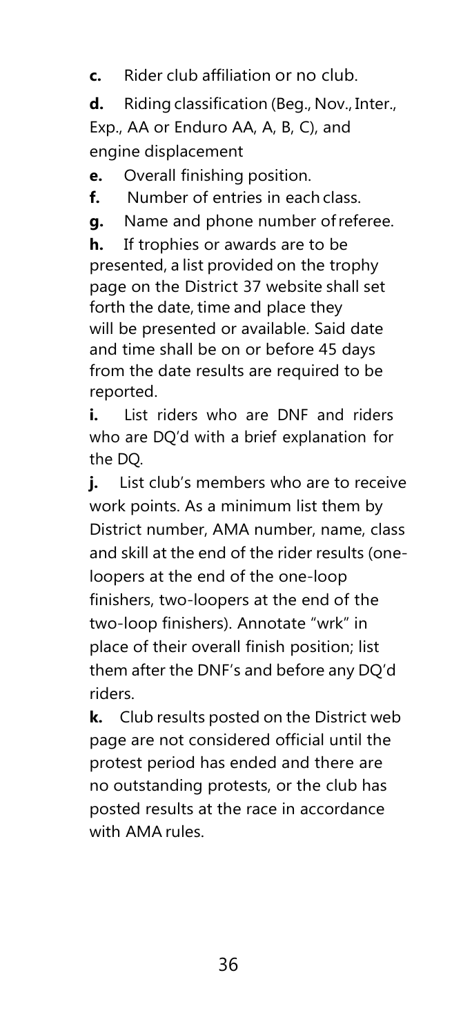**c.** Rider club affiliation or no club.

**d.** Riding classification (Beg., Nov., Inter., Exp., AA or Enduro AA, A, B, C), and engine displacement

**e.** Overall finishing position.

**f.** Number of entries in each class.

**g.** Name and phone number of referee.

**h.** If trophies or awards are to be presented, a list provided on the trophy page on the District 37 website shall set forth the date, time and place they will be presented or available. Said date and time shall be on or before 45 days from the date results are required to be reported.

**i.** List riders who are DNF and riders who are DQ'd with a brief explanation for the DQ.

**j.** List club's members who are to receive work points. As a minimum list them by District number, AMA number, name, class and skill at the end of the rider results (one-loopers at the end of the one-loop finishers, two-loopers at the end of the two-loop finishers). Annotate "wrk" in place of their overall finish position; list them after the DNF's and before any DQ'd riders.

**k.** Club results posted on the District web page are not considered official until the protest period has ended and there are no outstanding protests, or the club has posted results at the race in accordance with AMA rules.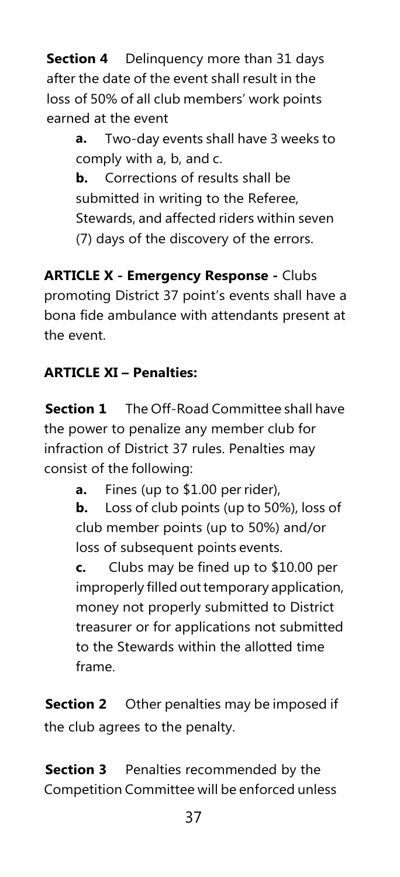**Section 4** Delinquency more than 31 days after the date of the event shall result in the loss of 50% of all club members' work points earned at the event

**a.** Two-day events shall have 3 weeks to comply with a, b, and c.

**b.** Corrections of results shall be submitted in writing to the Referee, Stewards, and affected riders within seven (7) days of the discovery of the errors.

**ARTICLE X - Emergency Response -** Clubs promoting District 37 point's events shall have a bona fide ambulance with attendants present at the event.

**ARTICLE XI – Penalties:**

**Section 1** The Off-Road Committee shall have the power to penalize any member club for infraction of District 37 rules. Penalties may consist of the following:

**a.** Fines (up to $1.00 per rider),

**b.** Loss of club points (up to 50%), loss of club member points (up to 50%) and/or loss of subsequent points events.

**c.** Clubs may be fined up to $10.00 per improperly filled out temporary application, money not properly submitted to District treasurer or for applications not submitted to the Stewards within the allotted time frame.

**Section 2** Other penalties may be imposed if the club agrees to the penalty.

**Section 3** Penalties recommended by the Competition Committee will be enforced unless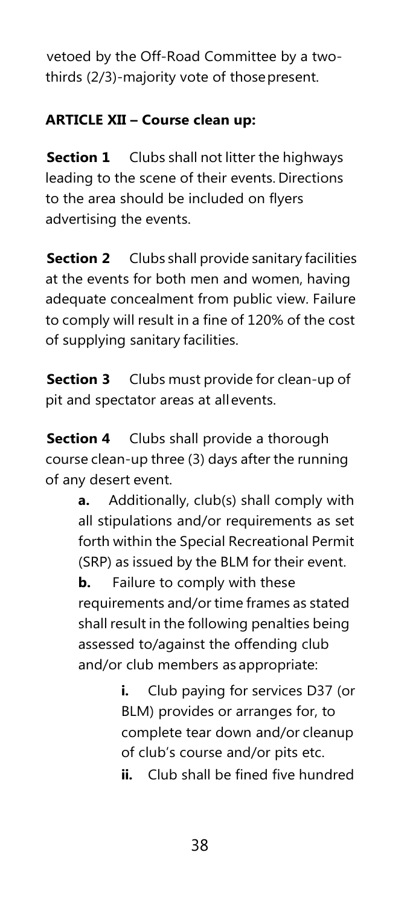vetoed by the Off-Road Committee by a two-thirds (2/3)-majority vote of those present.

**ARTICLE XII – Course clean up:**

**Section 1** Clubs shall not litter the highways leading to the scene of their events. Directions to the area should be included on flyers advertising the events.

**Section 2** Clubs shall provide sanitary facilities at the events for both men and women, having adequate concealment from public view. Failure to comply will result in a fine of 120% of the cost of supplying sanitary facilities.

**Section 3** Clubs must provide for clean-up of pit and spectator areas at all events.

**Section 4** Clubs shall provide a thorough course clean-up three (3) days after the running of any desert event.

- **a.** Additionally, club(s) shall comply with all stipulations and/or requirements as set forth within the Special Recreational Permit (SRP) as issued by the BLM for their event.
- **b.** Failure to comply with these requirements and/or time frames as stated shall result in the following penalties being assessed to/against the offending club and/or club members as appropriate:
  - **i.** Club paying for services D37 (or BLM) provides or arranges for, to complete tear down and/or cleanup of club's course and/or pits etc.
  - **ii.** Club shall be fined five hundred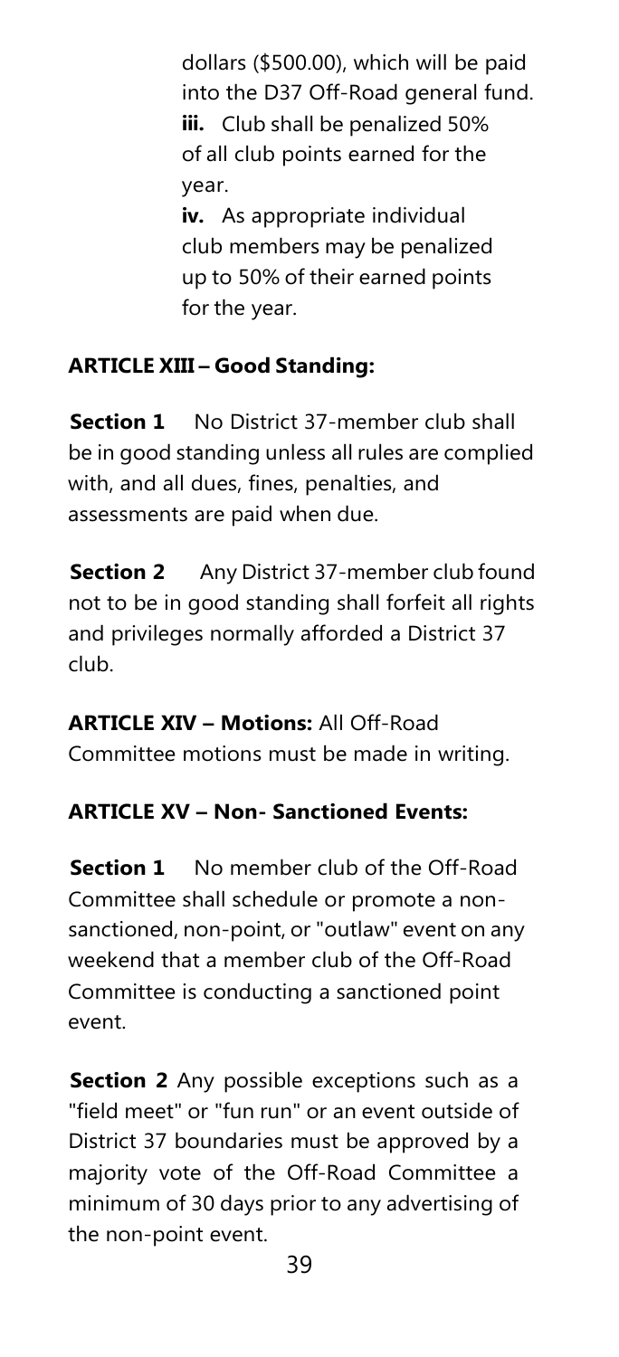dollars ($500.00), which will be paid into the D37 Off-Road general fund.

**iii.** Club shall be penalized 50% of all club points earned for the year.

**iv.** As appropriate individual club members may be penalized up to 50% of their earned points for the year.

**ARTICLE XIII – Good Standing:**

**Section 1** No District 37-member club shall be in good standing unless all rules are complied with, and all dues, fines, penalties, and assessments are paid when due.

**Section 2** Any District 37-member club found not to be in good standing shall forfeit all rights and privileges normally afforded a District 37 club.

**ARTICLE XIV – Motions:** All Off-Road Committee motions must be made in writing.

**ARTICLE XV – Non- Sanctioned Events:**

**Section 1** No member club of the Off-Road Committee shall schedule or promote a non-sanctioned, non-point, or "outlaw" event on any weekend that a member club of the Off-Road Committee is conducting a sanctioned point event.

**Section 2** Any possible exceptions such as a "field meet" or "fun run" or an event outside of District 37 boundaries must be approved by a majority vote of the Off-Road Committee a minimum of 30 days prior to any advertising of the non-point event.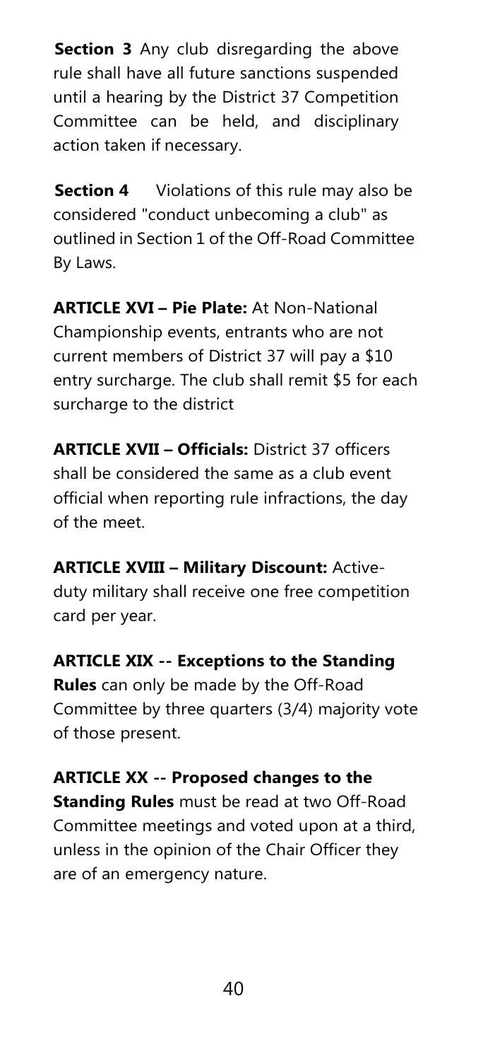**Section 3** Any club disregarding the above rule shall have all future sanctions suspended until a hearing by the District 37 Competition Committee can be held, and disciplinary action taken if necessary.

**Section 4** Violations of this rule may also be considered "conduct unbecoming a club" as outlined in Section 1 of the Off-Road Committee By Laws.

**ARTICLE XVI – Pie Plate:** At Non-National Championship events, entrants who are not current members of District 37 will pay a $10 entry surcharge. The club shall remit $5 for each surcharge to the district

**ARTICLE XVII – Officials:** District 37 officers shall be considered the same as a club event official when reporting rule infractions, the day of the meet.

**ARTICLE XVIII – Military Discount:** Active-duty military shall receive one free competition card per year.

**ARTICLE XIX -- Exceptions to the Standing Rules** can only be made by the Off-Road Committee by three quarters (3/4) majority vote of those present.

**ARTICLE XX -- Proposed changes to the Standing Rules** must be read at two Off-Road Committee meetings and voted upon at a third, unless in the opinion of the Chair Officer they are of an emergency nature.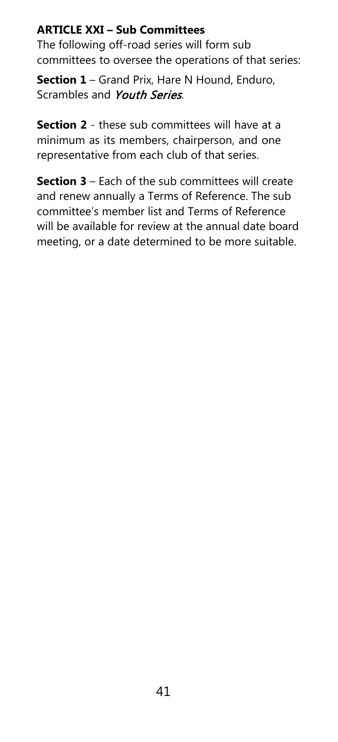### ARTICLE XXI – Sub Committees

The following off-road series will form sub committees to oversee the operations of that series:

**Section 1** – Grand Prix, Hare N Hound, Enduro, Scrambles and *Youth Series*.

**Section 2** - these sub committees will have at a minimum as its members, chairperson, and one representative from each club of that series.

**Section 3** – Each of the sub committees will create and renew annually a Terms of Reference. The sub committee's member list and Terms of Reference will be available for review at the annual date board meeting, or a date determined to be more suitable.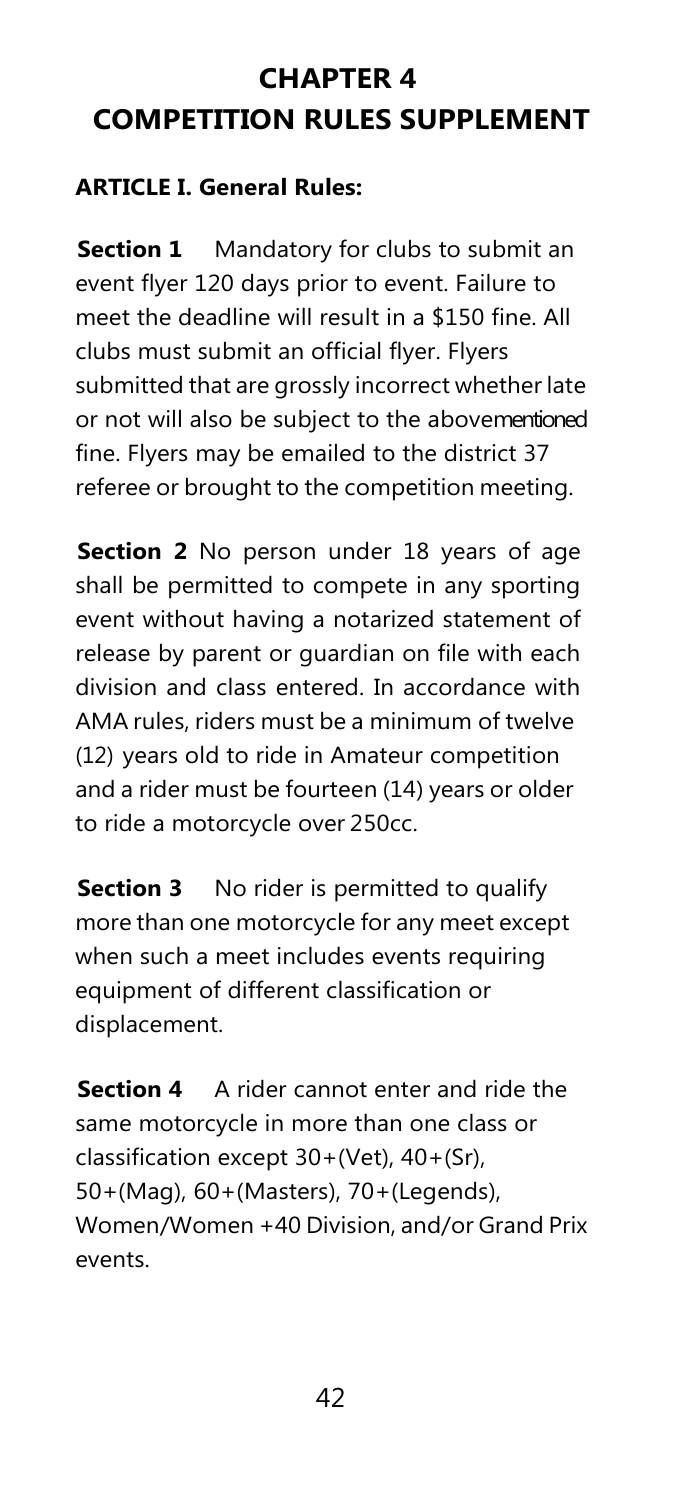# CHAPTER 4
# COMPETITION RULES SUPPLEMENT

**ARTICLE I. General Rules:**

**Section 1** Mandatory for clubs to submit an event flyer 120 days prior to event. Failure to meet the deadline will result in a $150 fine. All clubs must submit an official flyer. Flyers submitted that are grossly incorrect whether late or not will also be subject to the abovementioned fine. Flyers may be emailed to the district 37 referee or brought to the competition meeting.

**Section 2** No person under 18 years of age shall be permitted to compete in any sporting event without having a notarized statement of release by parent or guardian on file with each division and class entered. In accordance with AMA rules, riders must be a minimum of twelve (12) years old to ride in Amateur competition and a rider must be fourteen (14) years or older to ride a motorcycle over 250cc.

**Section 3** No rider is permitted to qualify more than one motorcycle for any meet except when such a meet includes events requiring equipment of different classification or displacement.

**Section 4** A rider cannot enter and ride the same motorcycle in more than one class or classification except 30+(Vet), 40+(Sr), 50+(Mag), 60+(Masters), 70+(Legends), Women/Women +40 Division, and/or Grand Prix events.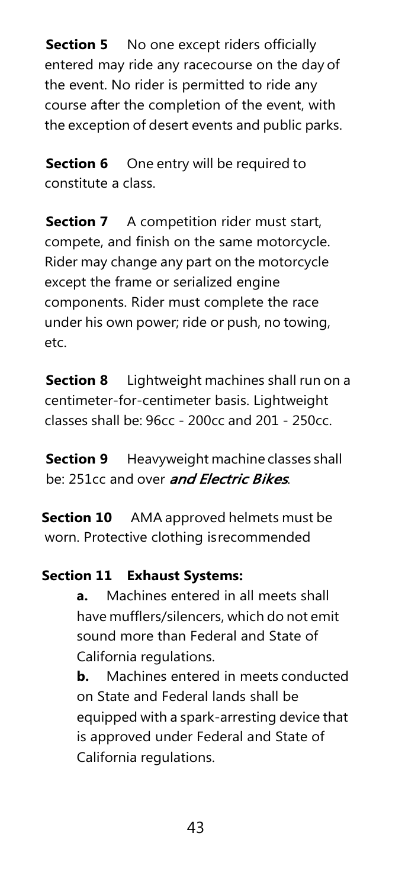**Section 5** No one except riders officially entered may ride any racecourse on the day of the event. No rider is permitted to ride any course after the completion of the event, with the exception of desert events and public parks.

**Section 6** One entry will be required to constitute a class.

**Section 7** A competition rider must start, compete, and finish on the same motorcycle. Rider may change any part on the motorcycle except the frame or serialized engine components. Rider must complete the race under his own power; ride or push, no towing, etc.

**Section 8** Lightweight machines shall run on a centimeter-for-centimeter basis. Lightweight classes shall be: 96cc - 200cc and 201 - 250cc.

**Section 9** Heavyweight machine classes shall be: 251cc and over ***and Electric Bikes***.

**Section 10** AMA approved helmets must be worn. Protective clothing isrecommended

**Section 11 Exhaust Systems:**

**a.** Machines entered in all meets shall have mufflers/silencers, which do not emit sound more than Federal and State of California regulations.

**b.** Machines entered in meets conducted on State and Federal lands shall be equipped with a spark-arresting device that is approved under Federal and State of California regulations.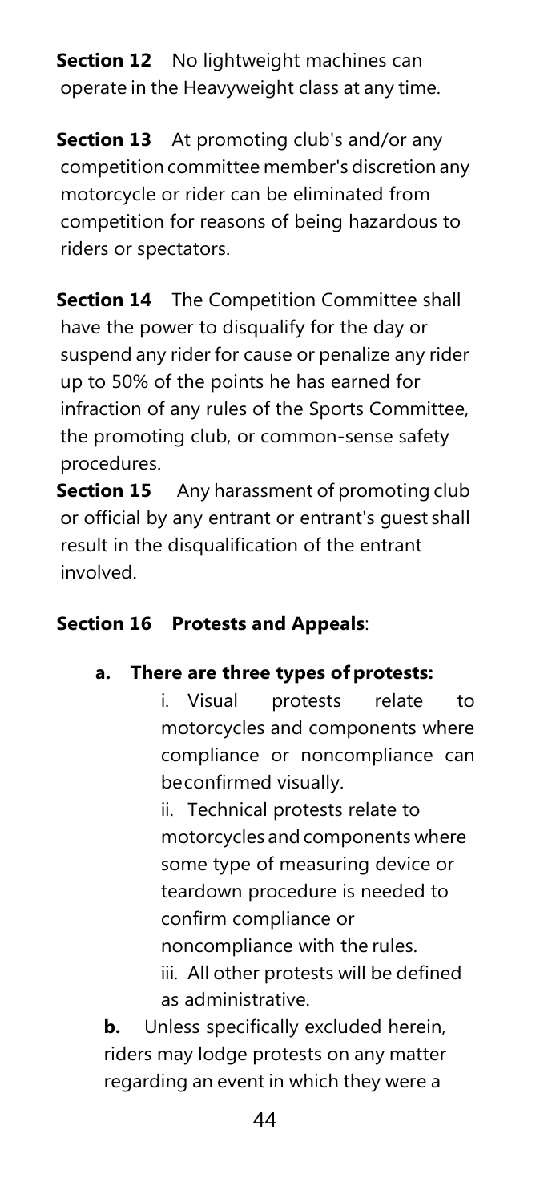**Section 12** No lightweight machines can operate in the Heavyweight class at any time.

**Section 13** At promoting club's and/or any competition committee member's discretion any motorcycle or rider can be eliminated from competition for reasons of being hazardous to riders or spectators.

**Section 14** The Competition Committee shall have the power to disqualify for the day or suspend any rider for cause or penalize any rider up to 50% of the points he has earned for infraction of any rules of the Sports Committee, the promoting club, or common-sense safety procedures.

**Section 15** Any harassment of promoting club or official by any entrant or entrant's guest shall result in the disqualification of the entrant involved.

**Section 16 Protests and Appeals**:

**a. There are three types of protests:**

i. Visual protests relate to motorcycles and components where compliance or noncompliance can beconfirmed visually.

ii. Technical protests relate to motorcycles and components where some type of measuring device or teardown procedure is needed to confirm compliance or noncompliance with the rules.

iii. All other protests will be defined as administrative.

**b.** Unless specifically excluded herein, riders may lodge protests on any matter regarding an event in which they were a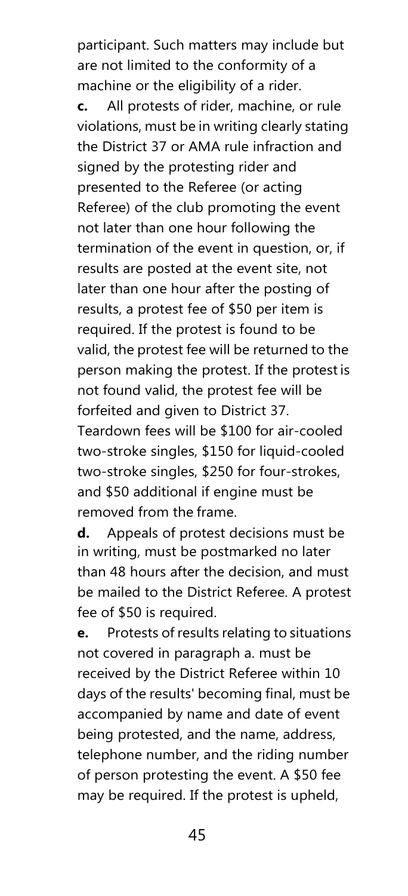participant. Such matters may include but are not limited to the conformity of a machine or the eligibility of a rider.

**c.** All protests of rider, machine, or rule violations, must be in writing clearly stating the District 37 or AMA rule infraction and signed by the protesting rider and presented to the Referee (or acting Referee) of the club promoting the event not later than one hour following the termination of the event in question, or, if results are posted at the event site, not later than one hour after the posting of results, a protest fee of $50 per item is required. If the protest is found to be valid, the protest fee will be returned to the person making the protest. If the protest is not found valid, the protest fee will be forfeited and given to District 37. Teardown fees will be $100 for air-cooled two-stroke singles, $150 for liquid-cooled two-stroke singles, $250 for four-strokes, and $50 additional if engine must be removed from the frame.

**d.** Appeals of protest decisions must be in writing, must be postmarked no later than 48 hours after the decision, and must be mailed to the District Referee. A protest fee of $50 is required.

**e.** Protests of results relating to situations not covered in paragraph a. must be received by the District Referee within 10 days of the results' becoming final, must be accompanied by name and date of event being protested, and the name, address, telephone number, and the riding number of person protesting the event. A $50 fee may be required. If the protest is upheld,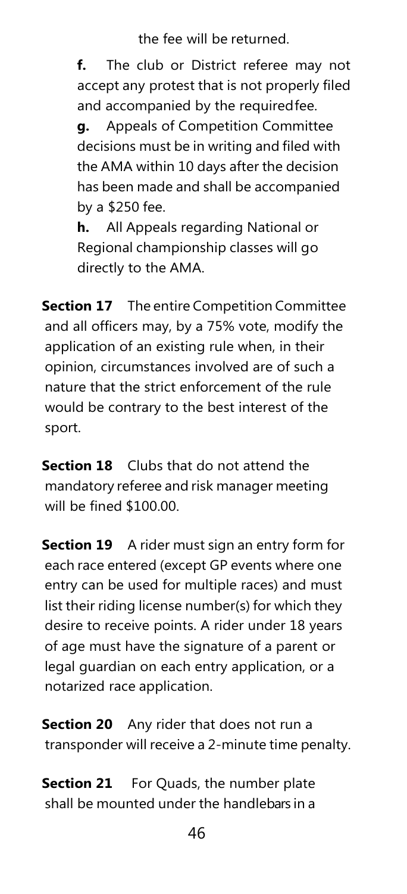the fee will be returned.

**f.** The club or District referee may not accept any protest that is not properly filed and accompanied by the required fee.

**g.** Appeals of Competition Committee decisions must be in writing and filed with the AMA within 10 days after the decision has been made and shall be accompanied by a $250 fee.

**h.** All Appeals regarding National or Regional championship classes will go directly to the AMA.

**Section 17** The entire Competition Committee and all officers may, by a 75% vote, modify the application of an existing rule when, in their opinion, circumstances involved are of such a nature that the strict enforcement of the rule would be contrary to the best interest of the sport.

**Section 18** Clubs that do not attend the mandatory referee and risk manager meeting will be fined $100.00.

**Section 19** A rider must sign an entry form for each race entered (except GP events where one entry can be used for multiple races) and must list their riding license number(s) for which they desire to receive points. A rider under 18 years of age must have the signature of a parent or legal guardian on each entry application, or a notarized race application.

**Section 20** Any rider that does not run a transponder will receive a 2-minute time penalty.

**Section 21** For Quads, the number plate shall be mounted under the handlebars in a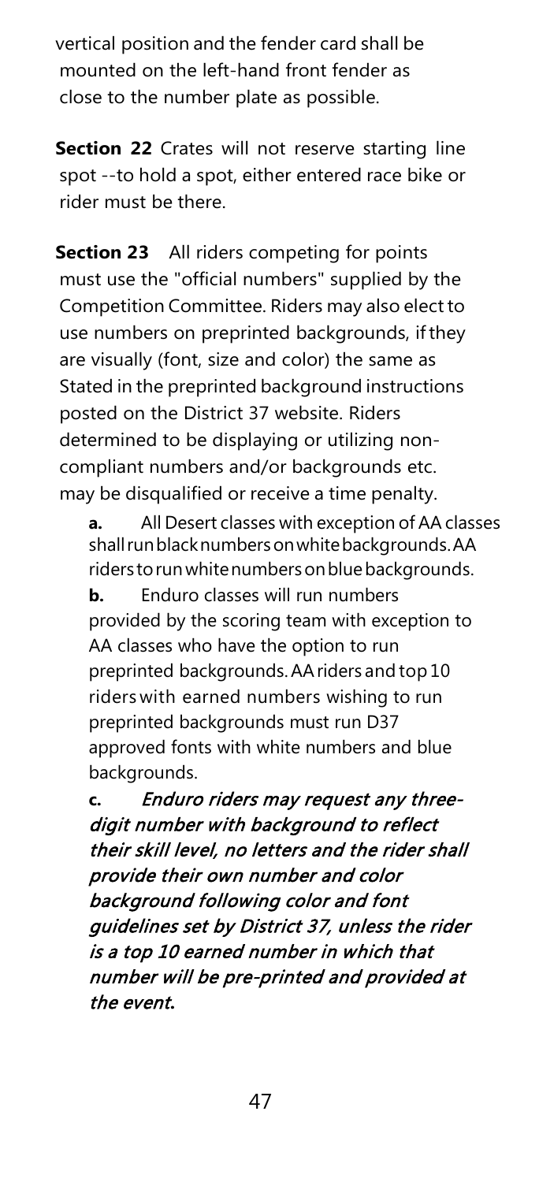vertical position and the fender card shall be mounted on the left-hand front fender as close to the number plate as possible.

**Section 22** Crates will not reserve starting line spot --to hold a spot, either entered race bike or rider must be there.

**Section 23** All riders competing for points must use the "official numbers" supplied by the Competition Committee. Riders may also elect to use numbers on preprinted backgrounds, if they are visually (font, size and color) the same as Stated in the preprinted background instructions posted on the District 37 website. Riders determined to be displaying or utilizing non-compliant numbers and/or backgrounds etc. may be disqualified or receive a time penalty.

**a.** All Desert classes with exception of AA classes shall run black numbers on white backgrounds. AA riders to run white numbers on blue backgrounds.

**b.** Enduro classes will run numbers provided by the scoring team with exception to AA classes who have the option to run preprinted backgrounds. AA riders and top 10 riders with earned numbers wishing to run preprinted backgrounds must run D37 approved fonts with white numbers and blue backgrounds.

**c.** ***Enduro riders may request any three-digit number with background to reflect their skill level, no letters and the rider shall provide their own number and color background following color and font guidelines set by District 37, unless the rider is a top 10 earned number in which that number will be pre-printed and provided at the event.***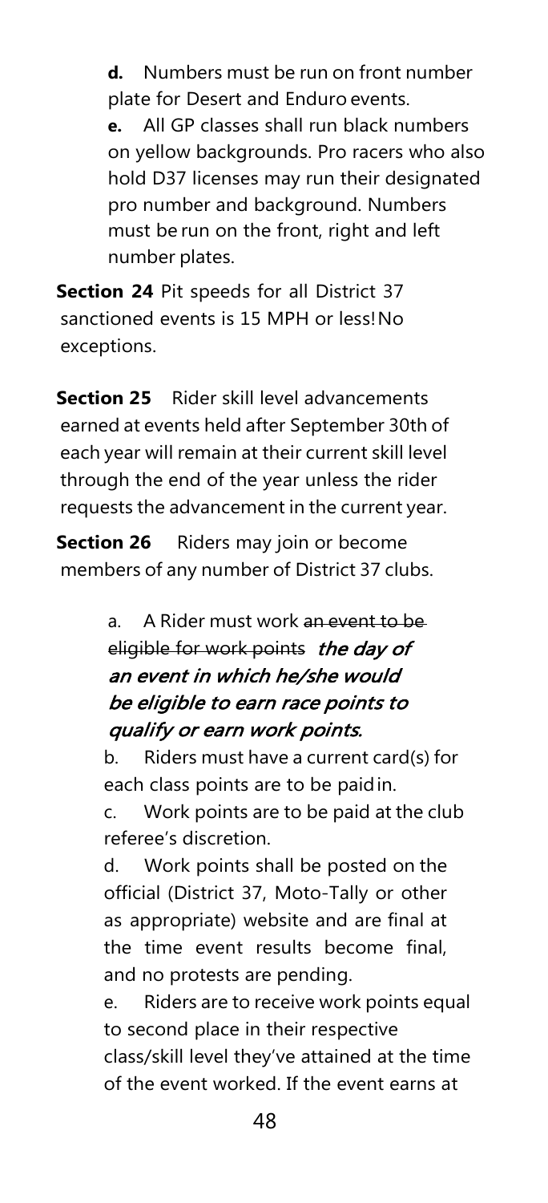**d.** Numbers must be run on front number plate for Desert and Enduro events.

**e.** All GP classes shall run black numbers on yellow backgrounds. Pro racers who also hold D37 licenses may run their designated pro number and background. Numbers must be run on the front, right and left number plates.

**Section 24** Pit speeds for all District 37 sanctioned events is 15 MPH or less! No exceptions.

**Section 25** Rider skill level advancements earned at events held after September 30th of each year will remain at their current skill level through the end of the year unless the rider requests the advancement in the current year.

**Section 26** Riders may join or become members of any number of District 37 clubs.

a. A Rider must work ~~an event to be eligible for work points~~ ***the day of an event in which he/she would be eligible to earn race points to qualify or earn work points.***

b. Riders must have a current card(s) for each class points are to be paid in.

c. Work points are to be paid at the club referee's discretion.

d. Work points shall be posted on the official (District 37, Moto-Tally or other as appropriate) website and are final at the time event results become final, and no protests are pending.

e. Riders are to receive work points equal to second place in their respective class/skill level they've attained at the time of the event worked. If the event earns at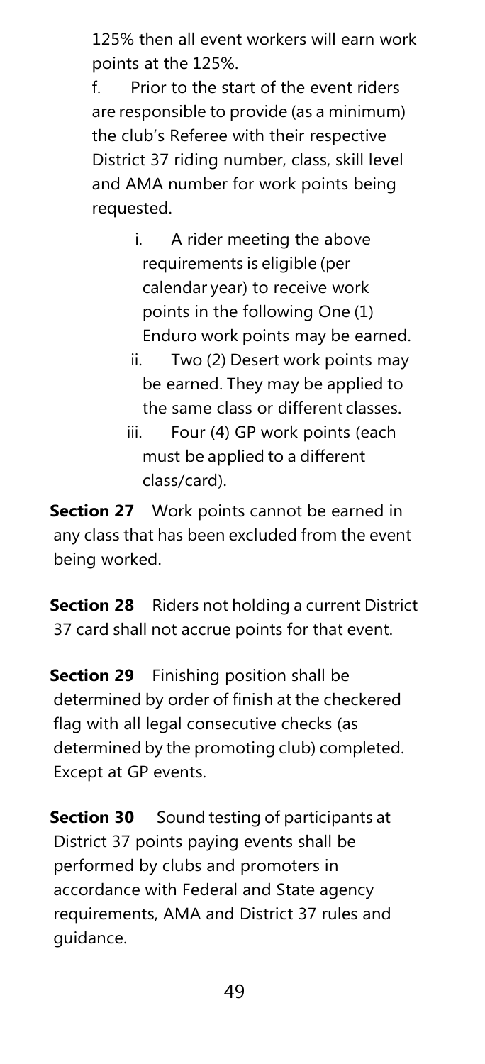125% then all event workers will earn work points at the 125%.

f. Prior to the start of the event riders are responsible to provide (as a minimum) the club's Referee with their respective District 37 riding number, class, skill level and AMA number for work points being requested.

i. A rider meeting the above requirements is eligible (per calendar year) to receive work points in the following One (1) Enduro work points may be earned.

ii. Two (2) Desert work points may be earned. They may be applied to the same class or different classes.

iii. Four (4) GP work points (each must be applied to a different class/card).

**Section 27** Work points cannot be earned in any class that has been excluded from the event being worked.

**Section 28** Riders not holding a current District 37 card shall not accrue points for that event.

**Section 29** Finishing position shall be determined by order of finish at the checkered flag with all legal consecutive checks (as determined by the promoting club) completed. Except at GP events.

**Section 30** Sound testing of participants at District 37 points paying events shall be performed by clubs and promoters in accordance with Federal and State agency requirements, AMA and District 37 rules and guidance.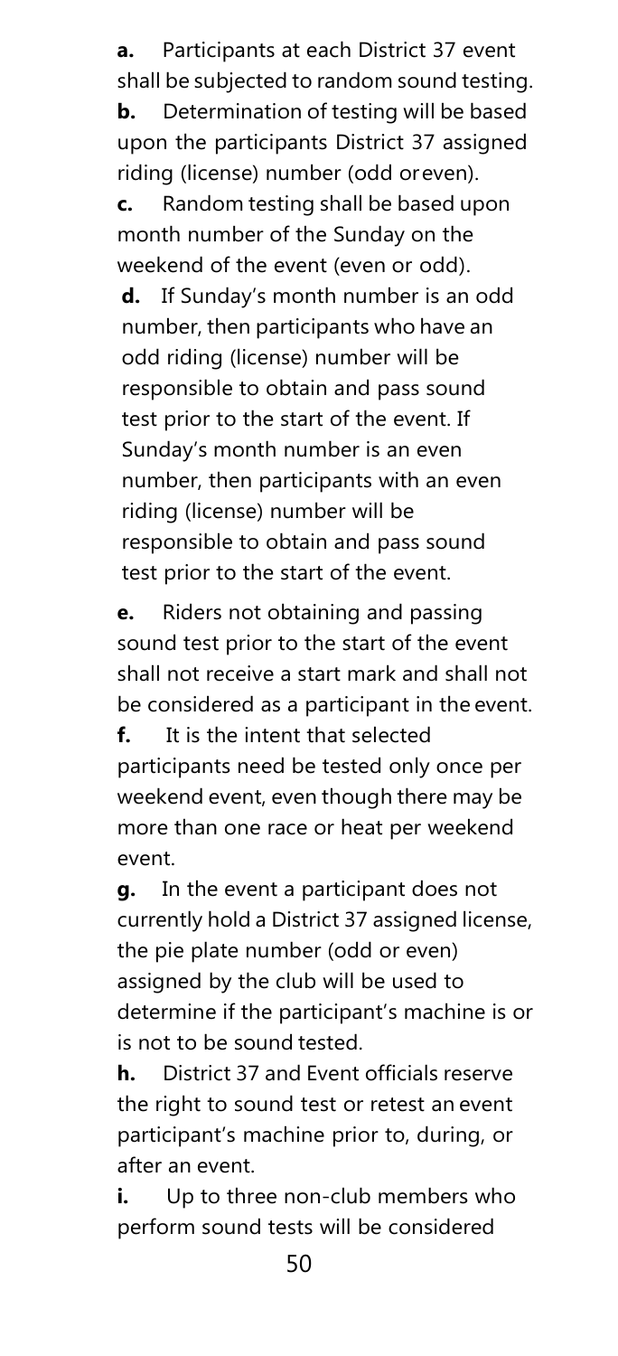**a.** Participants at each District 37 event shall be subjected to random sound testing.

**b.** Determination of testing will be based upon the participants District 37 assigned riding (license) number (odd or even).

**c.** Random testing shall be based upon month number of the Sunday on the weekend of the event (even or odd).

**d.** If Sunday's month number is an odd number, then participants who have an odd riding (license) number will be responsible to obtain and pass sound test prior to the start of the event. If Sunday's month number is an even number, then participants with an even riding (license) number will be responsible to obtain and pass sound test prior to the start of the event.

**e.** Riders not obtaining and passing sound test prior to the start of the event shall not receive a start mark and shall not be considered as a participant in the event.

**f.** It is the intent that selected participants need be tested only once per weekend event, even though there may be more than one race or heat per weekend event.

**g.** In the event a participant does not currently hold a District 37 assigned license, the pie plate number (odd or even) assigned by the club will be used to determine if the participant's machine is or is not to be sound tested.

**h.** District 37 and Event officials reserve the right to sound test or retest an event participant's machine prior to, during, or after an event.

**i.** Up to three non-club members who perform sound tests will be considered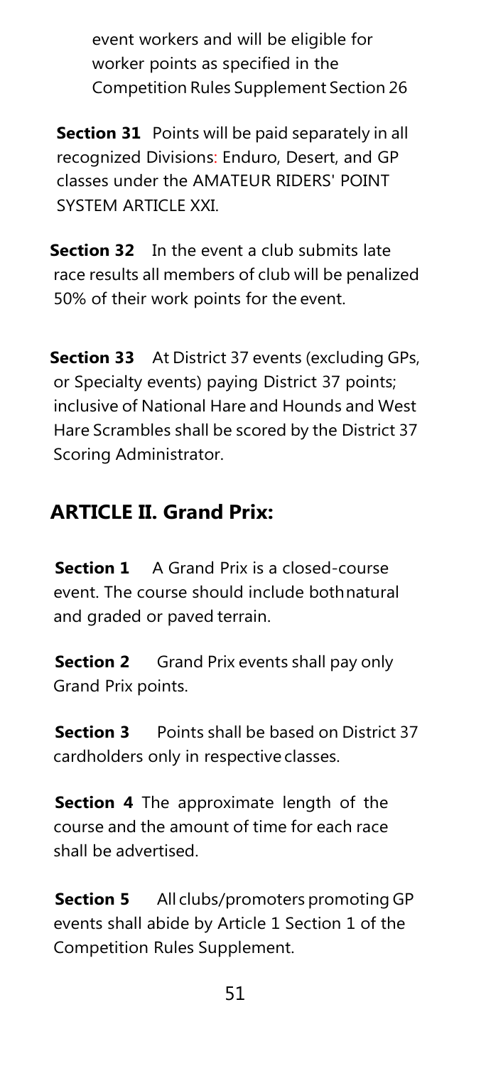event workers and will be eligible for worker points as specified in the Competition Rules Supplement Section 26

**Section 31** Points will be paid separately in all recognized Divisions: Enduro, Desert, and GP classes under the AMATEUR RIDERS' POINT SYSTEM ARTICLE XXI.

**Section 32** In the event a club submits late race results all members of club will be penalized 50% of their work points for the event.

**Section 33** At District 37 events (excluding GPs, or Specialty events) paying District 37 points; inclusive of National Hare and Hounds and West Hare Scrambles shall be scored by the District 37 Scoring Administrator.

## ARTICLE II. Grand Prix:

**Section 1** A Grand Prix is a closed-course event. The course should include both natural and graded or paved terrain.

**Section 2** Grand Prix events shall pay only Grand Prix points.

**Section 3** Points shall be based on District 37 cardholders only in respective classes.

**Section 4** The approximate length of the course and the amount of time for each race shall be advertised.

**Section 5** All clubs/promoters promoting GP events shall abide by Article 1 Section 1 of the Competition Rules Supplement.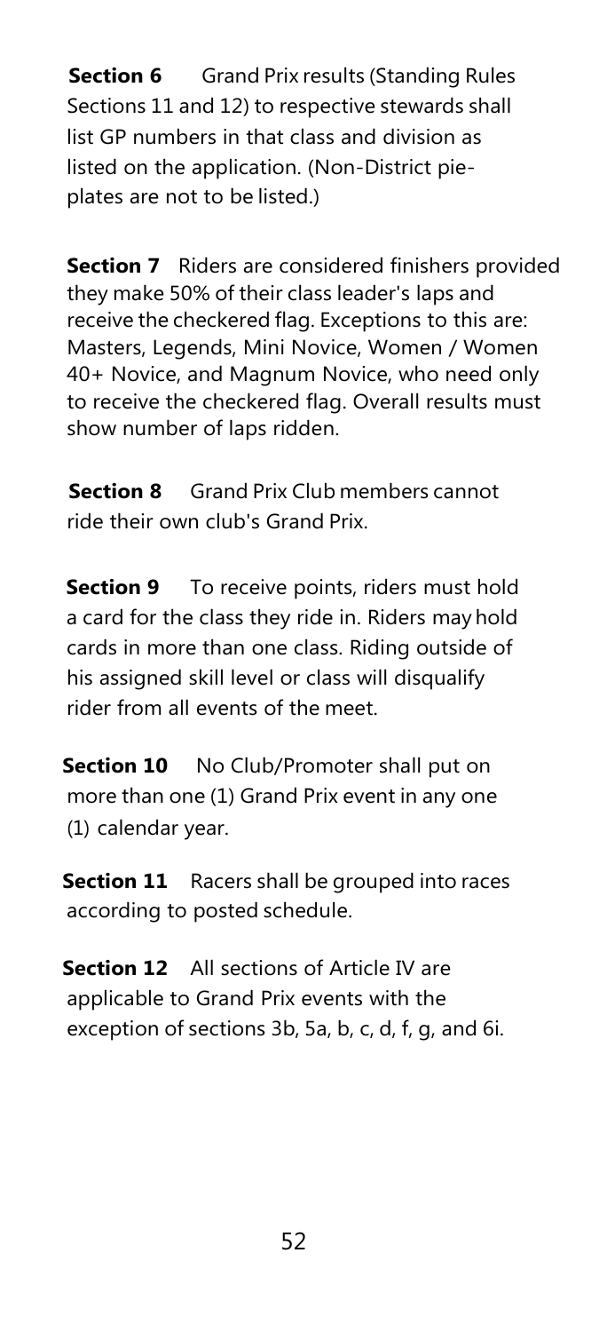**Section 6** Grand Prix results (Standing Rules Sections 11 and 12) to respective stewards shall list GP numbers in that class and division as listed on the application. (Non-District pie-plates are not to be listed.)

**Section 7** Riders are considered finishers provided they make 50% of their class leader's laps and receive the checkered flag. Exceptions to this are: Masters, Legends, Mini Novice, Women / Women 40+ Novice, and Magnum Novice, who need only to receive the checkered flag. Overall results must show number of laps ridden.

**Section 8** Grand Prix Club members cannot ride their own club's Grand Prix.

**Section 9** To receive points, riders must hold a card for the class they ride in. Riders may hold cards in more than one class. Riding outside of his assigned skill level or class will disqualify rider from all events of the meet.

**Section 10** No Club/Promoter shall put on more than one (1) Grand Prix event in any one (1) calendar year.

**Section 11** Racers shall be grouped into races according to posted schedule.

**Section 12** All sections of Article IV are applicable to Grand Prix events with the exception of sections 3b, 5a, b, c, d, f, g, and 6i.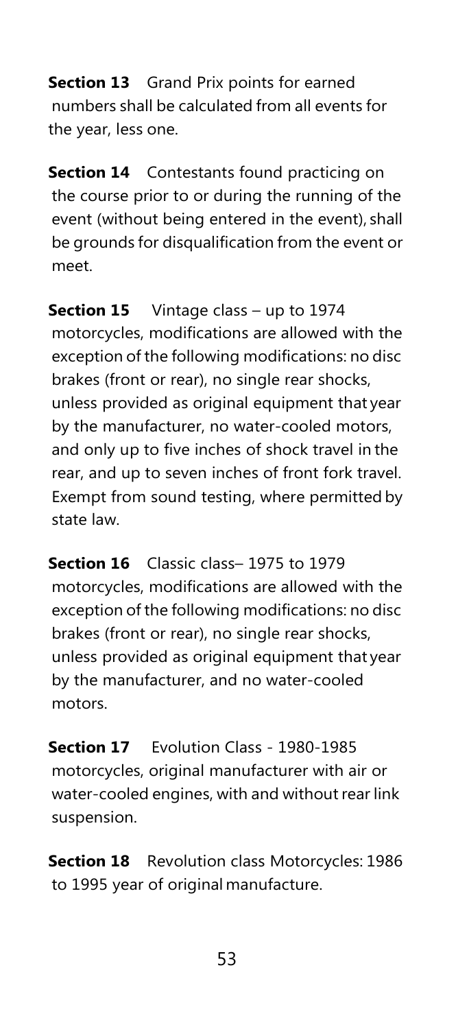**Section 13** Grand Prix points for earned numbers shall be calculated from all events for the year, less one.

**Section 14** Contestants found practicing on the course prior to or during the running of the event (without being entered in the event), shall be grounds for disqualification from the event or meet.

**Section 15** Vintage class – up to 1974 motorcycles, modifications are allowed with the exception of the following modifications: no disc brakes (front or rear), no single rear shocks, unless provided as original equipment that year by the manufacturer, no water-cooled motors, and only up to five inches of shock travel in the rear, and up to seven inches of front fork travel. Exempt from sound testing, where permitted by state law.

**Section 16** Classic class– 1975 to 1979 motorcycles, modifications are allowed with the exception of the following modifications: no disc brakes (front or rear), no single rear shocks, unless provided as original equipment that year by the manufacturer, and no water-cooled motors.

**Section 17** Evolution Class - 1980-1985 motorcycles, original manufacturer with air or water-cooled engines, with and without rear link suspension.

**Section 18** Revolution class Motorcycles: 1986 to 1995 year of original manufacture.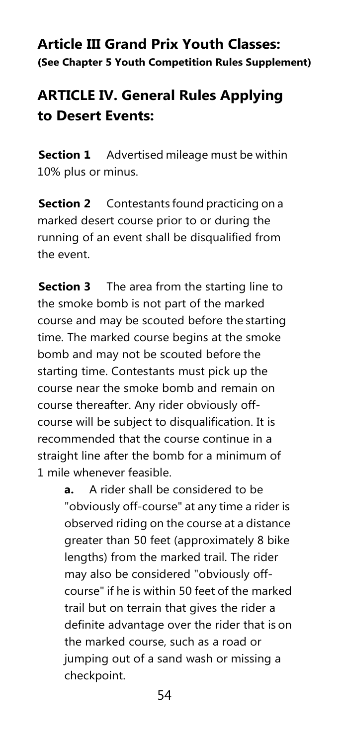## Article III Grand Prix Youth Classes:

**(See Chapter 5 Youth Competition Rules Supplement)**

## ARTICLE IV. General Rules Applying to Desert Events:

**Section 1** Advertised mileage must be within 10% plus or minus.

**Section 2** Contestants found practicing on a marked desert course prior to or during the running of an event shall be disqualified from the event.

**Section 3** The area from the starting line to the smoke bomb is not part of the marked course and may be scouted before the starting time. The marked course begins at the smoke bomb and may not be scouted before the starting time. Contestants must pick up the course near the smoke bomb and remain on course thereafter. Any rider obviously off-course will be subject to disqualification. It is recommended that the course continue in a straight line after the bomb for a minimum of 1 mile whenever feasible.

> **a.** A rider shall be considered to be "obviously off-course" at any time a rider is observed riding on the course at a distance greater than 50 feet (approximately 8 bike lengths) from the marked trail. The rider may also be considered "obviously off-course" if he is within 50 feet of the marked trail but on terrain that gives the rider a definite advantage over the rider that is on the marked course, such as a road or jumping out of a sand wash or missing a checkpoint.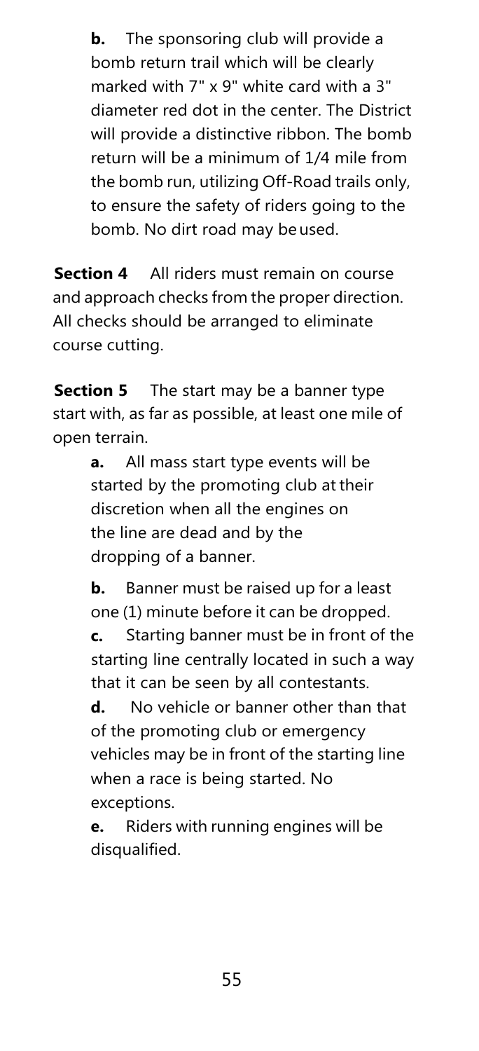**b.** The sponsoring club will provide a bomb return trail which will be clearly marked with 7" x 9" white card with a 3" diameter red dot in the center. The District will provide a distinctive ribbon. The bomb return will be a minimum of 1/4 mile from the bomb run, utilizing Off-Road trails only, to ensure the safety of riders going to the bomb. No dirt road may be used.

**Section 4** All riders must remain on course and approach checks from the proper direction. All checks should be arranged to eliminate course cutting.

**Section 5** The start may be a banner type start with, as far as possible, at least one mile of open terrain.

**a.** All mass start type events will be started by the promoting club at their discretion when all the engines on the line are dead and by the dropping of a banner.

**b.** Banner must be raised up for a least one (1) minute before it can be dropped.

**c.** Starting banner must be in front of the starting line centrally located in such a way that it can be seen by all contestants.

**d.** No vehicle or banner other than that of the promoting club or emergency vehicles may be in front of the starting line when a race is being started. No exceptions.

**e.** Riders with running engines will be disqualified.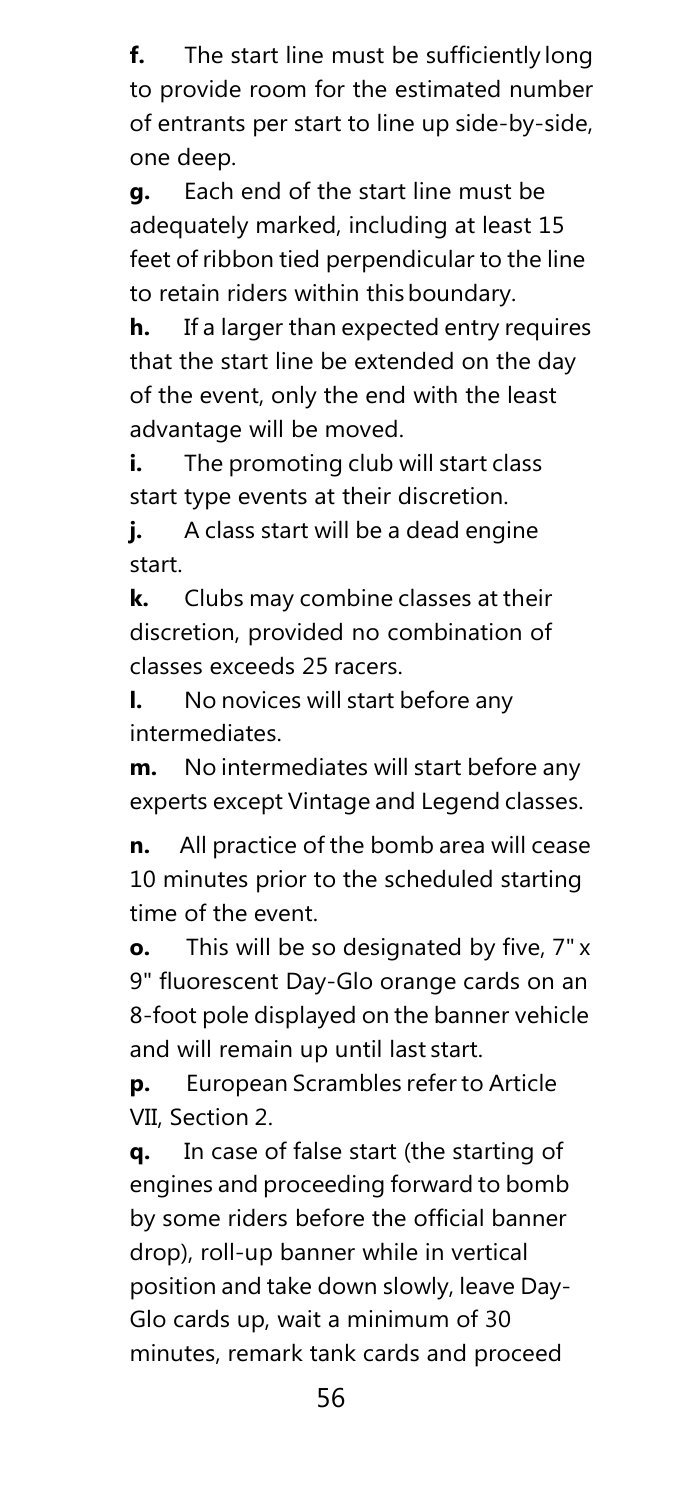**f.** The start line must be sufficiently long to provide room for the estimated number of entrants per start to line up side-by-side, one deep.

**g.** Each end of the start line must be adequately marked, including at least 15 feet of ribbon tied perpendicular to the line to retain riders within this boundary.

**h.** If a larger than expected entry requires that the start line be extended on the day of the event, only the end with the least advantage will be moved.

**i.** The promoting club will start class start type events at their discretion.

**j.** A class start will be a dead engine start.

**k.** Clubs may combine classes at their discretion, provided no combination of classes exceeds 25 racers.

**l.** No novices will start before any intermediates.

**m.** No intermediates will start before any experts except Vintage and Legend classes.

**n.** All practice of the bomb area will cease 10 minutes prior to the scheduled starting time of the event.

**o.** This will be so designated by five, 7" x 9" fluorescent Day-Glo orange cards on an 8-foot pole displayed on the banner vehicle and will remain up until last start.

**p.** European Scrambles refer to Article VII, Section 2.

**q.** In case of false start (the starting of engines and proceeding forward to bomb by some riders before the official banner drop), roll-up banner while in vertical position and take down slowly, leave Day-Glo cards up, wait a minimum of 30 minutes, remark tank cards and proceed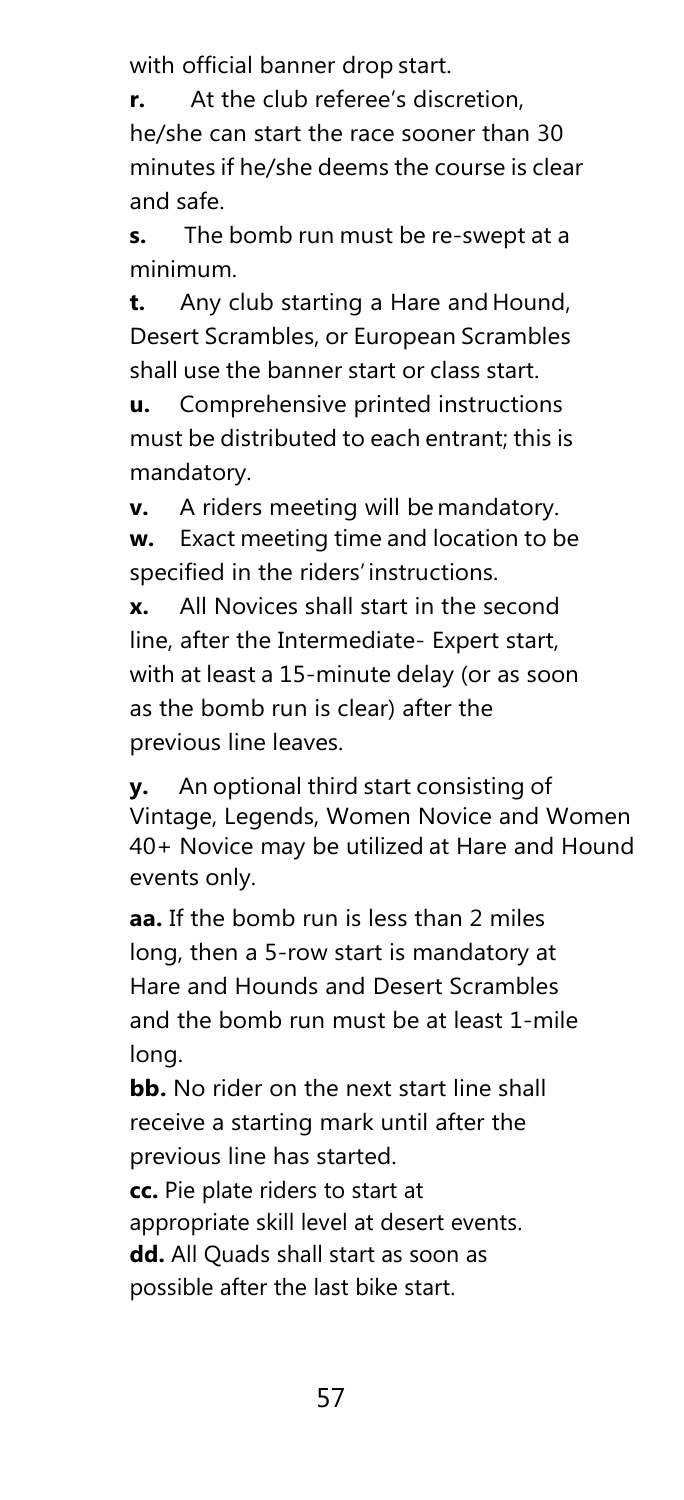with official banner drop start.

**r.** At the club referee's discretion, he/she can start the race sooner than 30 minutes if he/she deems the course is clear and safe.

**s.** The bomb run must be re-swept at a minimum.

**t.** Any club starting a Hare and Hound, Desert Scrambles, or European Scrambles shall use the banner start or class start.

**u.** Comprehensive printed instructions must be distributed to each entrant; this is mandatory.

**v.** A riders meeting will be mandatory.

**w.** Exact meeting time and location to be specified in the riders' instructions.

**x.** All Novices shall start in the second line, after the Intermediate- Expert start, with at least a 15-minute delay (or as soon as the bomb run is clear) after the previous line leaves.

**y.** An optional third start consisting of Vintage, Legends, Women Novice and Women 40+ Novice may be utilized at Hare and Hound events only.

**aa.** If the bomb run is less than 2 miles long, then a 5-row start is mandatory at Hare and Hounds and Desert Scrambles and the bomb run must be at least 1-mile long.

**bb.** No rider on the next start line shall receive a starting mark until after the previous line has started.

**cc.** Pie plate riders to start at appropriate skill level at desert events.

**dd.** All Quads shall start as soon as possible after the last bike start.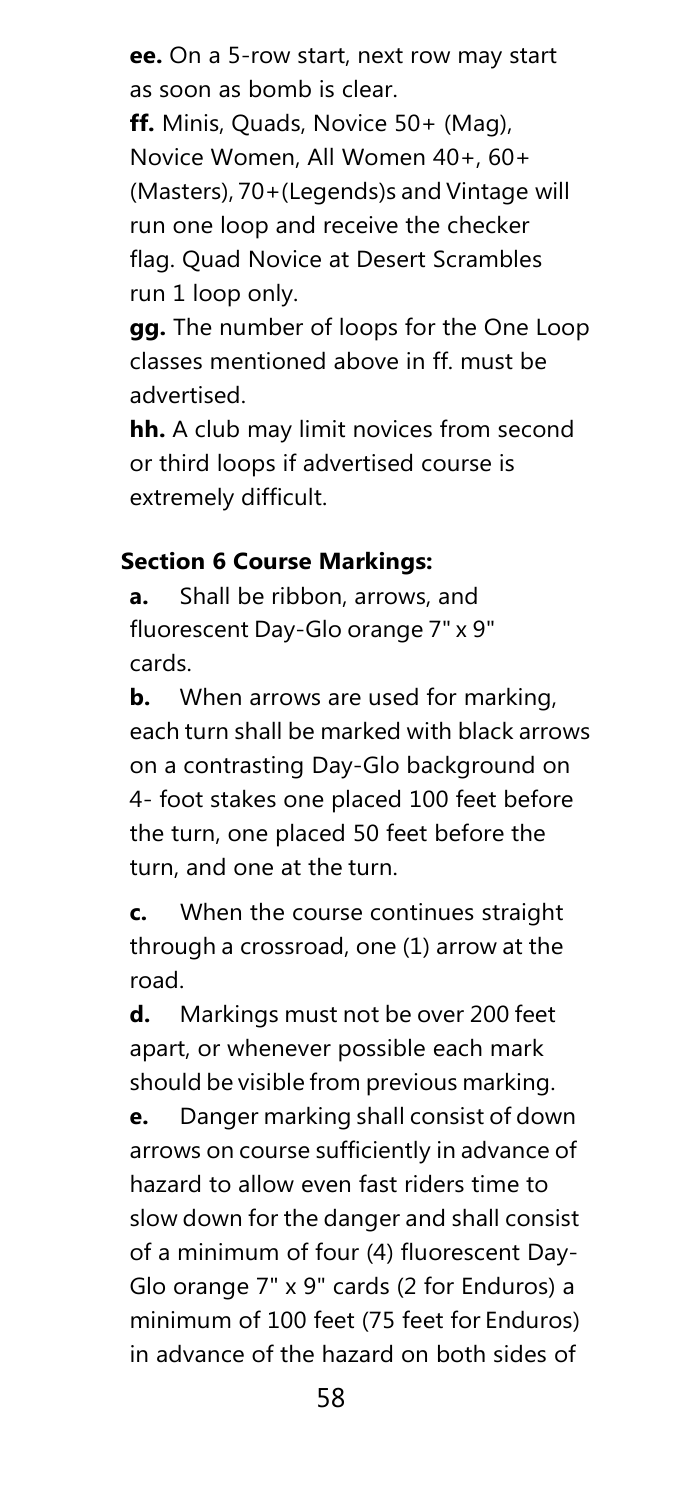**ee.** On a 5-row start, next row may start as soon as bomb is clear.

**ff.** Minis, Quads, Novice 50+ (Mag), Novice Women, All Women 40+, 60+ (Masters), 70+(Legends)s and Vintage will run one loop and receive the checker flag. Quad Novice at Desert Scrambles run 1 loop only.

**gg.** The number of loops for the One Loop classes mentioned above in ff. must be advertised.

**hh.** A club may limit novices from second or third loops if advertised course is extremely difficult.

### Section 6 Course Markings:

**a.** Shall be ribbon, arrows, and fluorescent Day-Glo orange 7" x 9" cards.

**b.** When arrows are used for marking, each turn shall be marked with black arrows on a contrasting Day-Glo background on 4- foot stakes one placed 100 feet before the turn, one placed 50 feet before the turn, and one at the turn.

**c.** When the course continues straight through a crossroad, one (1) arrow at the road.

**d.** Markings must not be over 200 feet apart, or whenever possible each mark should be visible from previous marking.

**e.** Danger marking shall consist of down arrows on course sufficiently in advance of hazard to allow even fast riders time to slow down for the danger and shall consist of a minimum of four (4) fluorescent Day-Glo orange 7" x 9" cards (2 for Enduros) a minimum of 100 feet (75 feet for Enduros) in advance of the hazard on both sides of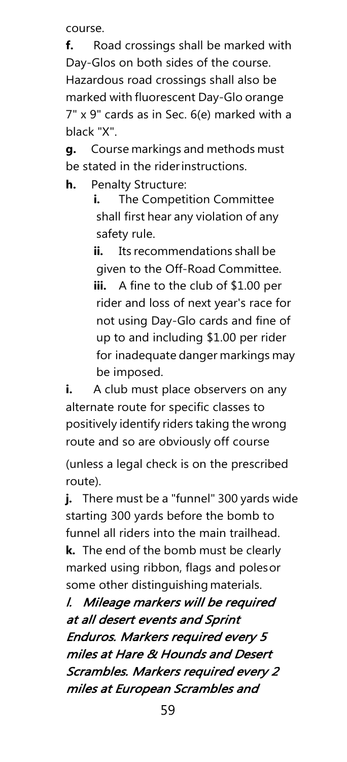course.

**f.** Road crossings shall be marked with Day-Glos on both sides of the course. Hazardous road crossings shall also be marked with fluorescent Day-Glo orange 7" x 9" cards as in Sec. 6(e) marked with a black "X".

**g.** Course markings and methods must be stated in the rider instructions.

**h.** Penalty Structure:

- **i.** The Competition Committee shall first hear any violation of any safety rule.
- **ii.** Its recommendations shall be given to the Off-Road Committee.
- **iii.** A fine to the club of $1.00 per rider and loss of next year's race for not using Day-Glo cards and fine of up to and including $1.00 per rider for inadequate danger markings may be imposed.

**i.** A club must place observers on any alternate route for specific classes to positively identify riders taking the wrong route and so are obviously off course (unless a legal check is on the prescribed route).

**j.** There must be a "funnel" 300 yards wide starting 300 yards before the bomb to funnel all riders into the main trailhead.

**k.** The end of the bomb must be clearly marked using ribbon, flags and poles or some other distinguishing materials.

***l. Mileage markers will be required at all desert events and Sprint Enduros. Markers required every 5 miles at Hare & Hounds and Desert Scrambles. Markers required every 2 miles at European Scrambles and***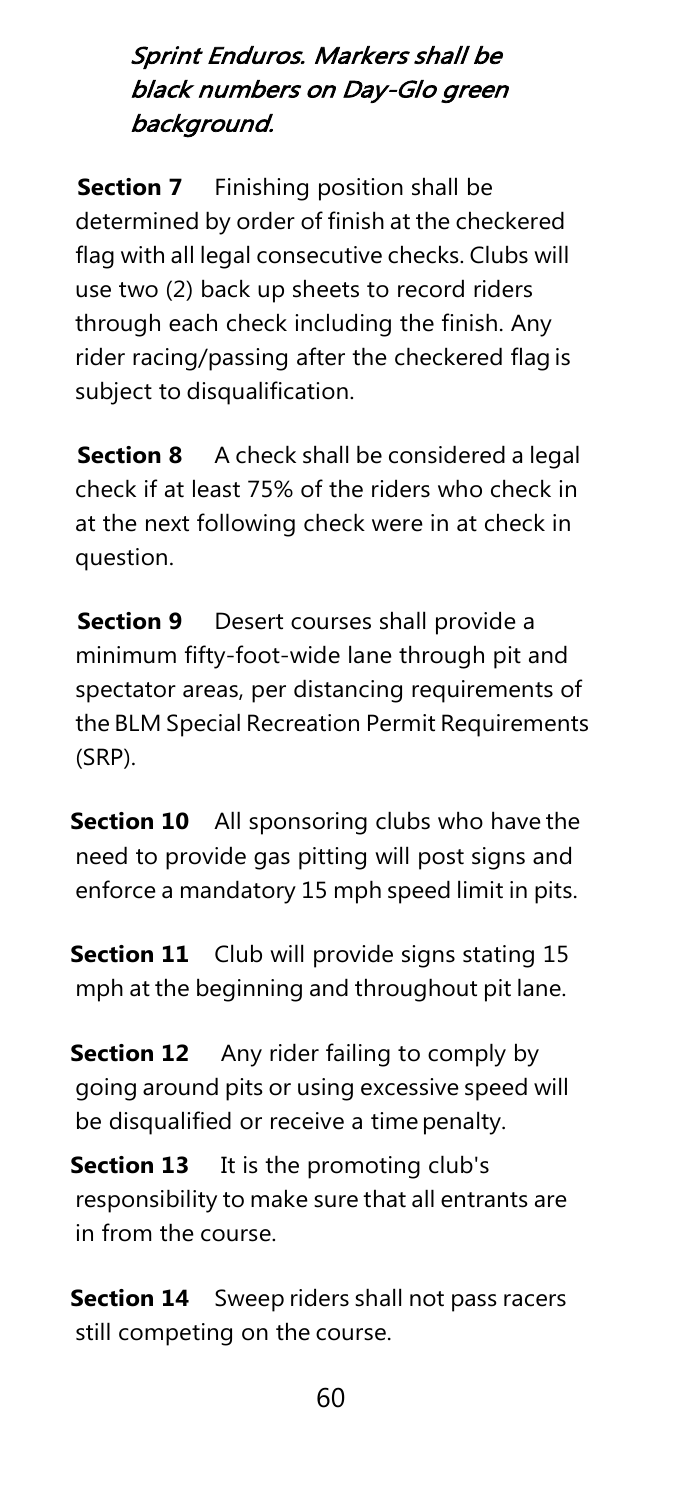*Sprint Enduros. Markers shall be black numbers on Day-Glo green background.*

**Section 7** Finishing position shall be determined by order of finish at the checkered flag with all legal consecutive checks. Clubs will use two (2) back up sheets to record riders through each check including the finish. Any rider racing/passing after the checkered flag is subject to disqualification.

**Section 8** A check shall be considered a legal check if at least 75% of the riders who check in at the next following check were in at check in question.

**Section 9** Desert courses shall provide a minimum fifty-foot-wide lane through pit and spectator areas, per distancing requirements of the BLM Special Recreation Permit Requirements (SRP).

**Section 10** All sponsoring clubs who have the need to provide gas pitting will post signs and enforce a mandatory 15 mph speed limit in pits.

**Section 11** Club will provide signs stating 15 mph at the beginning and throughout pit lane.

**Section 12** Any rider failing to comply by going around pits or using excessive speed will be disqualified or receive a time penalty.

**Section 13** It is the promoting club's responsibility to make sure that all entrants are in from the course.

**Section 14** Sweep riders shall not pass racers still competing on the course.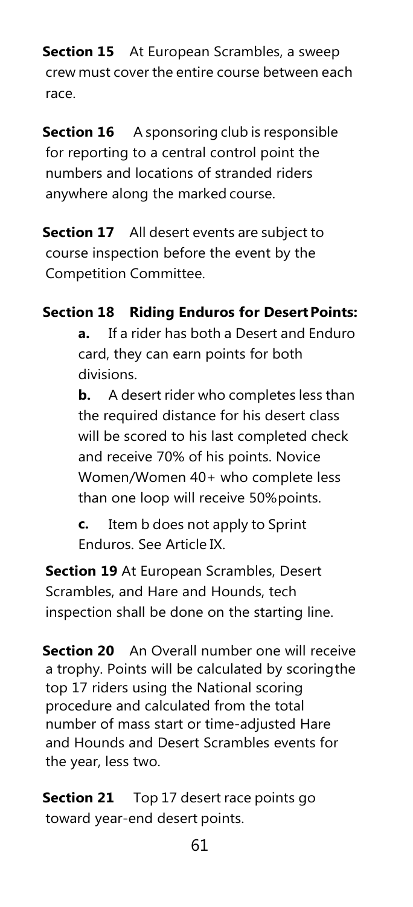**Section 15** At European Scrambles, a sweep crew must cover the entire course between each race.

**Section 16** A sponsoring club is responsible for reporting to a central control point the numbers and locations of stranded riders anywhere along the marked course.

**Section 17** All desert events are subject to course inspection before the event by the Competition Committee.

**Section 18 Riding Enduros for Desert Points:**

**a.** If a rider has both a Desert and Enduro card, they can earn points for both divisions.

**b.** A desert rider who completes less than the required distance for his desert class will be scored to his last completed check and receive 70% of his points. Novice Women/Women 40+ who complete less than one loop will receive 50% points.

**c.** Item b does not apply to Sprint Enduros. See Article IX.

**Section 19** At European Scrambles, Desert Scrambles, and Hare and Hounds, tech inspection shall be done on the starting line.

**Section 20** An Overall number one will receive a trophy. Points will be calculated by scoring the top 17 riders using the National scoring procedure and calculated from the total number of mass start or time-adjusted Hare and Hounds and Desert Scrambles events for the year, less two.

**Section 21** Top 17 desert race points go toward year-end desert points.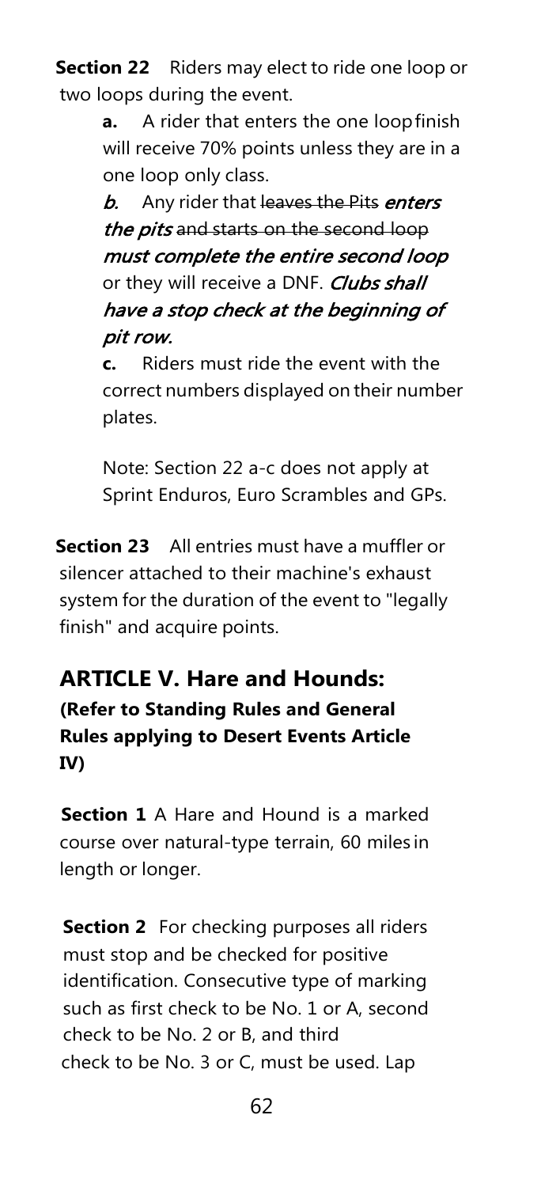**Section 22** Riders may elect to ride one loop or two loops during the event.

**a.** A rider that enters the one loop finish will receive 70% points unless they are in a one loop only class.

***b.*** Any rider that ~~leaves the Pits~~ ***enters the pits*** ~~and starts on the second loop~~ ***must complete the entire second loop*** or they will receive a DNF. ***Clubs shall have a stop check at the beginning of pit row.***

**c.** Riders must ride the event with the correct numbers displayed on their number plates.

Note: Section 22 a-c does not apply at Sprint Enduros, Euro Scrambles and GPs.

**Section 23** All entries must have a muffler or silencer attached to their machine's exhaust system for the duration of the event to "legally finish" and acquire points.

## ARTICLE V. Hare and Hounds:

### (Refer to Standing Rules and General Rules applying to Desert Events Article IV)

**Section 1** A Hare and Hound is a marked course over natural-type terrain, 60 miles in length or longer.

**Section 2** For checking purposes all riders must stop and be checked for positive identification. Consecutive type of marking such as first check to be No. 1 or A, second check to be No. 2 or B, and third check to be No. 3 or C, must be used. Lap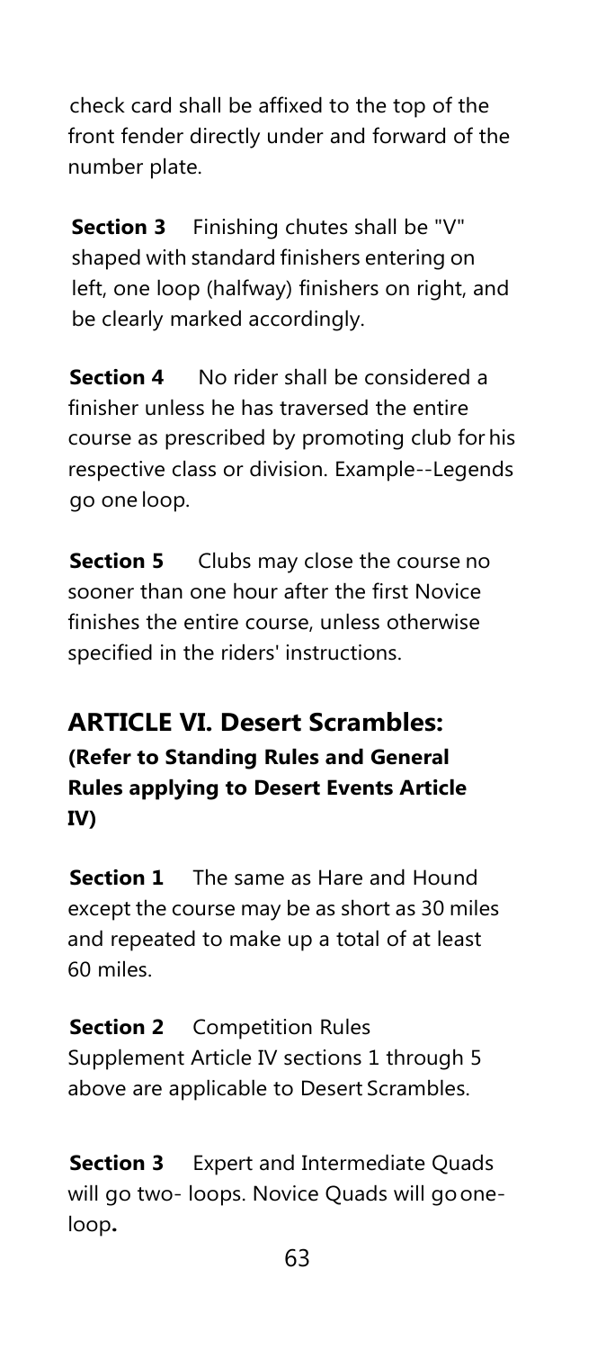check card shall be affixed to the top of the front fender directly under and forward of the number plate.

**Section 3** Finishing chutes shall be "V" shaped with standard finishers entering on left, one loop (halfway) finishers on right, and be clearly marked accordingly.

**Section 4** No rider shall be considered a finisher unless he has traversed the entire course as prescribed by promoting club for his respective class or division. Example--Legends go one loop.

**Section 5** Clubs may close the course no sooner than one hour after the first Novice finishes the entire course, unless otherwise specified in the riders' instructions.

## ARTICLE VI. Desert Scrambles:

**(Refer to Standing Rules and General Rules applying to Desert Events Article IV)**

**Section 1** The same as Hare and Hound except the course may be as short as 30 miles and repeated to make up a total of at least 60 miles.

**Section 2** Competition Rules Supplement Article IV sections 1 through 5 above are applicable to Desert Scrambles.

**Section 3** Expert and Intermediate Quads will go two- loops. Novice Quads will go one-loop**.**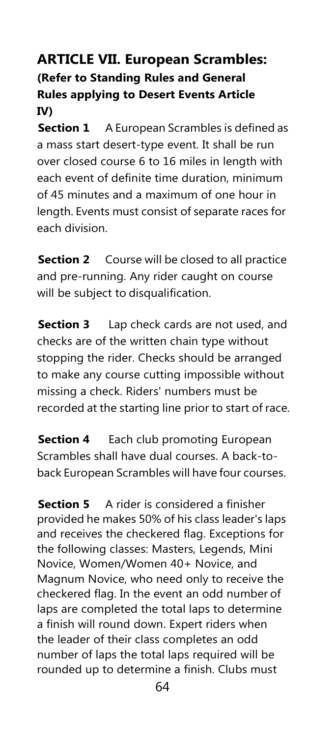## ARTICLE VII. European Scrambles:

### (Refer to Standing Rules and General Rules applying to Desert Events Article IV)

**Section 1** A European Scrambles is defined as a mass start desert-type event. It shall be run over closed course 6 to 16 miles in length with each event of definite time duration, minimum of 45 minutes and a maximum of one hour in length. Events must consist of separate races for each division.

**Section 2** Course will be closed to all practice and pre-running. Any rider caught on course will be subject to disqualification.

**Section 3** Lap check cards are not used, and checks are of the written chain type without stopping the rider. Checks should be arranged to make any course cutting impossible without missing a check. Riders' numbers must be recorded at the starting line prior to start of race.

**Section 4** Each club promoting European Scrambles shall have dual courses. A back-to-back European Scrambles will have four courses.

**Section 5** A rider is considered a finisher provided he makes 50% of his class leader's laps and receives the checkered flag. Exceptions for the following classes: Masters, Legends, Mini Novice, Women/Women 40+ Novice, and Magnum Novice, who need only to receive the checkered flag. In the event an odd number of laps are completed the total laps to determine a finish will round down. Expert riders when the leader of their class completes an odd number of laps the total laps required will be rounded up to determine a finish. Clubs must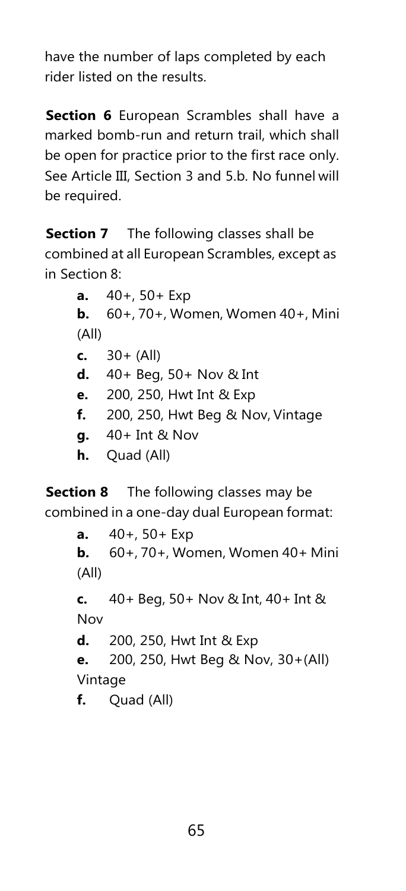have the number of laps completed by each rider listed on the results.

**Section 6** European Scrambles shall have a marked bomb-run and return trail, which shall be open for practice prior to the first race only. See Article III, Section 3 and 5.b. No funnel will be required.

**Section 7** The following classes shall be combined at all European Scrambles, except as in Section 8:

- **a.** 40+, 50+ Exp
- **b.** 60+, 70+, Women, Women 40+, Mini (All)
- **c.** 30+ (All)
- **d.** 40+ Beg, 50+ Nov & Int
- **e.** 200, 250, Hwt Int & Exp
- **f.** 200, 250, Hwt Beg & Nov, Vintage
- **g.** 40+ Int & Nov
- **h.** Quad (All)

**Section 8** The following classes may be combined in a one-day dual European format:

- **a.** 40+, 50+ Exp
- **b.** 60+, 70+, Women, Women 40+ Mini (All)
- **c.** 40+ Beg, 50+ Nov & Int, 40+ Int & Nov
- **d.** 200, 250, Hwt Int & Exp
- **e.** 200, 250, Hwt Beg & Nov, 30+(All) Vintage
- **f.** Quad (All)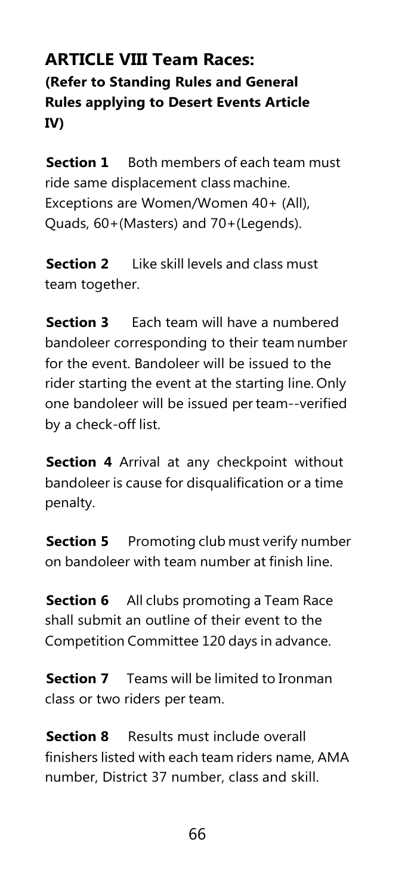## ARTICLE VIII Team Races:

### (Refer to Standing Rules and General Rules applying to Desert Events Article IV)

**Section 1** Both members of each team must ride same displacement class machine. Exceptions are Women/Women 40+ (All), Quads, 60+(Masters) and 70+(Legends).

**Section 2** Like skill levels and class must team together.

**Section 3** Each team will have a numbered bandoleer corresponding to their team number for the event. Bandoleer will be issued to the rider starting the event at the starting line. Only one bandoleer will be issued per team--verified by a check-off list.

**Section 4** Arrival at any checkpoint without bandoleer is cause for disqualification or a time penalty.

**Section 5** Promoting club must verify number on bandoleer with team number at finish line.

**Section 6** All clubs promoting a Team Race shall submit an outline of their event to the Competition Committee 120 days in advance.

**Section 7** Teams will be limited to Ironman class or two riders per team.

**Section 8** Results must include overall finishers listed with each team riders name, AMA number, District 37 number, class and skill.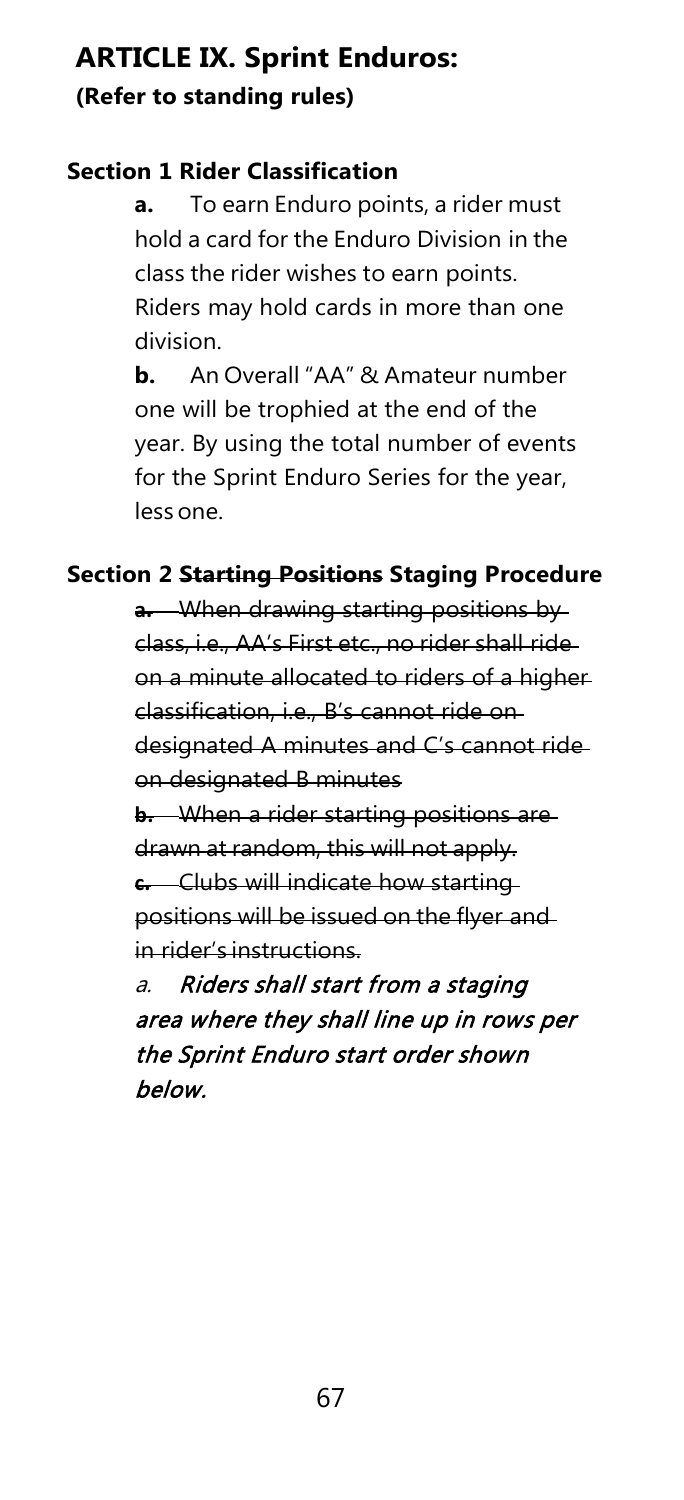## ARTICLE IX. Sprint Enduros:

**(Refer to standing rules)**

### Section 1 Rider Classification

**a.** To earn Enduro points, a rider must hold a card for the Enduro Division in the class the rider wishes to earn points. Riders may hold cards in more than one division.

**b.** An Overall "AA" & Amateur number one will be trophied at the end of the year. By using the total number of events for the Sprint Enduro Series for the year, less one.

### Section 2 ~~Starting Positions~~ Staging Procedure

~~**a.** When drawing starting positions by class, i.e., AA's First etc., no rider shall ride on a minute allocated to riders of a higher classification, i.e., B's cannot ride on designated A minutes and C's cannot ride on designated B minutes~~

~~**b.** When a rider starting positions are drawn at random, this will not apply.~~

~~**c.** Clubs will indicate how starting positions will be issued on the flyer and in rider's instructions.~~

*a.* ***Riders shall start from a staging area where they shall line up in rows per the Sprint Enduro start order shown below.***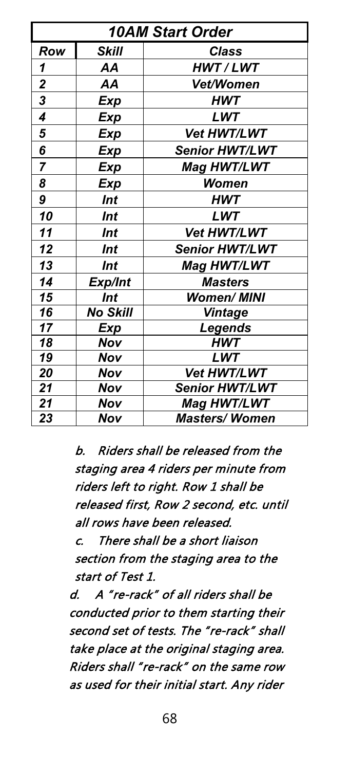| ***10AM Start Order*** | | |
|---|---|---|
| ***Row*** | ***Skill*** | ***Class*** |
| ***1*** | ***AA*** | ***HWT / LWT*** |
| ***2*** | ***AA*** | ***Vet/Women*** |
| ***3*** | ***Exp*** | ***HWT*** |
| ***4*** | ***Exp*** | ***LWT*** |
| ***5*** | ***Exp*** | ***Vet HWT/LWT*** |
| ***6*** | ***Exp*** | ***Senior HWT/LWT*** |
| ***7*** | ***Exp*** | ***Mag HWT/LWT*** |
| ***8*** | ***Exp*** | ***Women*** |
| ***9*** | ***Int*** | ***HWT*** |
| ***10*** | ***Int*** | ***LWT*** |
| ***11*** | ***Int*** | ***Vet HWT/LWT*** |
| ***12*** | ***Int*** | ***Senior HWT/LWT*** |
| ***13*** | ***Int*** | ***Mag HWT/LWT*** |
| ***14*** | ***Exp/Int*** | ***Masters*** |
| ***15*** | ***Int*** | ***Women/ MINI*** |
| ***16*** | ***No Skill*** | ***Vintage*** |
| ***17*** | ***Exp*** | ***Legends*** |
| ***18*** | ***Nov*** | ***HWT*** |
| ***19*** | ***Nov*** | ***LWT*** |
| ***20*** | ***Nov*** | ***Vet HWT/LWT*** |
| ***21*** | ***Nov*** | ***Senior HWT/LWT*** |
| ***21*** | ***Nov*** | ***Mag HWT/LWT*** |
| ***23*** | ***Nov*** | ***Masters/ Women*** |

*b. Riders shall be released from the staging area 4 riders per minute from riders left to right. Row 1 shall be released first, Row 2 second, etc. until all rows have been released.*

*c. There shall be a short liaison section from the staging area to the start of Test 1.*

*d. A "re-rack" of all riders shall be conducted prior to them starting their second set of tests. The "re-rack" shall take place at the original staging area. Riders shall "re-rack" on the same row as used for their initial start. Any rider*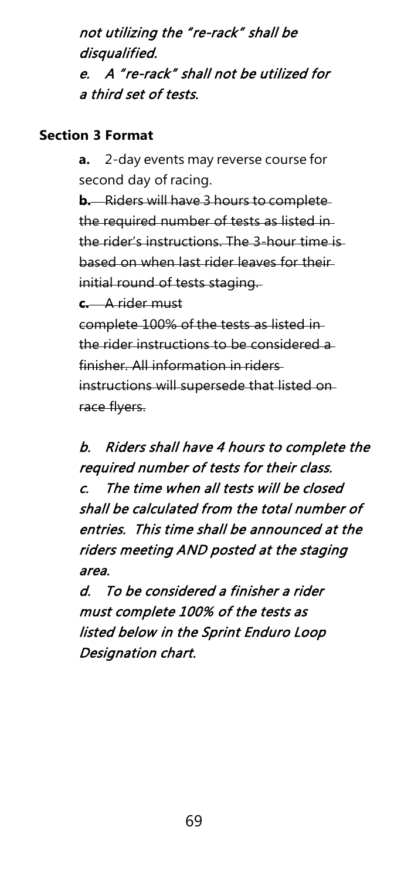*not utilizing the "re-rack" shall be disqualified.*

*e. A "re-rack" shall not be utilized for a third set of tests.*

**Section 3 Format**

**a.** 2-day events may reverse course for second day of racing.

~~**b.** Riders will have 3 hours to complete the required number of tests as listed in the rider's instructions. The 3-hour time is based on when last rider leaves for their initial round of tests staging.~~

~~**c.** A rider must complete 100% of the tests as listed in the rider instructions to be considered a finisher. All information in riders instructions will supersede that listed on race flyers.~~

*b. Riders shall have 4 hours to complete the required number of tests for their class.*

*c. The time when all tests will be closed shall be calculated from the total number of entries. This time shall be announced at the riders meeting AND posted at the staging area.*

*d. To be considered a finisher a rider must complete 100% of the tests as listed below in the Sprint Enduro Loop Designation chart.*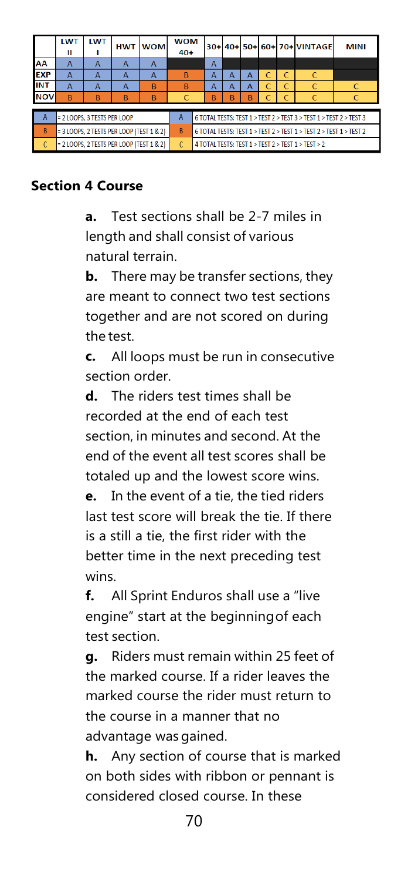| | LWT II | LWT I | HWT | WOM | WOM 40+ | 30+ | 40+ | 50+ | 60+ | 70+ | VINTAGE | MINI |
|---|---|---|---|---|---|---|---|---|---|---|---|---|
| AA | A | A | A | A | | A | | | | | | |
| EXP | A | A | A | A | B | A | A | A | C | C | C | |
| INT | A | A | A | B | B | A | A | A | C | C | C | C |
| NOV | B | B | B | B | C | B | B | B | C | C | C | C |

| | | | |
|---|---|---|---|
| A | = 2 LOOPS, 3 TESTS PER LOOP | A | 6 TOTAL TESTS: TEST 1 > TEST 2 > TEST 3 > TEST 1 > TEST 2 > TEST 3 |
| B | = 3 LOOPS, 2 TESTS PER LOOP (TEST 1 & 2) | B | 6 TOTAL TESTS: TEST 1 > TEST 2 > TEST 1 > TEST 2 > TEST 1 > TEST 2 |
| C | = 2 LOOPS, 2 TESTS PER LOOP (TEST 1 & 2) | C | 4 TOTAL TESTS: TEST 1 > TEST 2 > TEST 1 > TEST > 2 |

### Section 4 Course

**a.** Test sections shall be 2-7 miles in length and shall consist of various natural terrain.

**b.** There may be transfer sections, they are meant to connect two test sections together and are not scored on during the test.

**c.** All loops must be run in consecutive section order.

**d.** The riders test times shall be recorded at the end of each test section, in minutes and second. At the end of the event all test scores shall be totaled up and the lowest score wins.

**e.** In the event of a tie, the tied riders last test score will break the tie. If there is a still a tie, the first rider with the better time in the next preceding test wins.

**f.** All Sprint Enduros shall use a "live engine" start at the beginning of each test section.

**g.** Riders must remain within 25 feet of the marked course. If a rider leaves the marked course the rider must return to the course in a manner that no advantage was gained.

**h.** Any section of course that is marked on both sides with ribbon or pennant is considered closed course. In these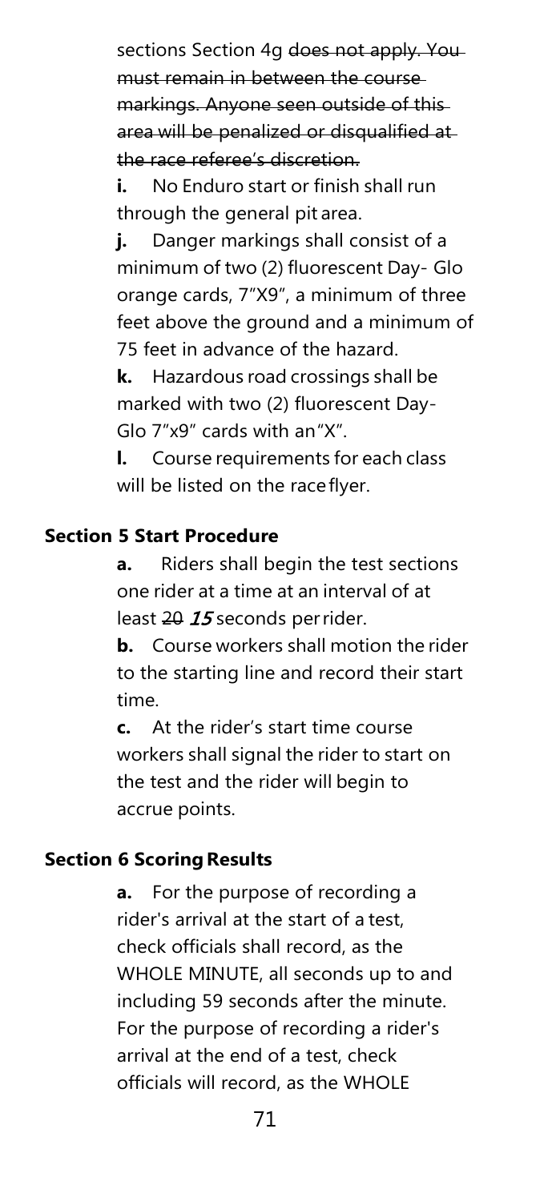sections Section 4g ~~does not apply. You must remain in between the course markings. Anyone seen outside of this area will be penalized or disqualified at the race referee's discretion.~~

**i.** No Enduro start or finish shall run through the general pit area.

**j.** Danger markings shall consist of a minimum of two (2) fluorescent Day- Glo orange cards, 7"X9", a minimum of three feet above the ground and a minimum of 75 feet in advance of the hazard.

**k.** Hazardous road crossings shall be marked with two (2) fluorescent Day- Glo 7"x9" cards with an "X".

**l.** Course requirements for each class will be listed on the race flyer.

## Section 5 Start Procedure

**a.** Riders shall begin the test sections one rider at a time at an interval of at least ~~20~~ ***15*** seconds per rider.

**b.** Course workers shall motion the rider to the starting line and record their start time.

**c.** At the rider's start time course workers shall signal the rider to start on the test and the rider will begin to accrue points.

## Section 6 Scoring Results

**a.** For the purpose of recording a rider's arrival at the start of a test, check officials shall record, as the WHOLE MINUTE, all seconds up to and including 59 seconds after the minute. For the purpose of recording a rider's arrival at the end of a test, check officials will record, as the WHOLE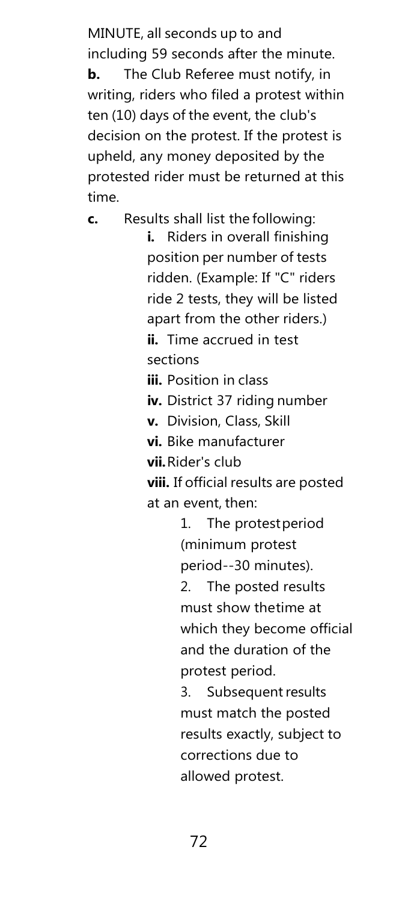MINUTE, all seconds up to and including 59 seconds after the minute.

**b.** The Club Referee must notify, in writing, riders who filed a protest within ten (10) days of the event, the club's decision on the protest. If the protest is upheld, any money deposited by the protested rider must be returned at this time.

**c.** Results shall list the following:

- **i.** Riders in overall finishing position per number of tests ridden. (Example: If "C" riders ride 2 tests, they will be listed apart from the other riders.)
- **ii.** Time accrued in test sections
- **iii.** Position in class
- **iv.** District 37 riding number
- **v.** Division, Class, Skill
- **vi.** Bike manufacturer
- **vii.** Rider's club
- **viii.** If official results are posted at an event, then:
  1. The protest period (minimum protest period--30 minutes).
  2. The posted results must show the time at which they become official and the duration of the protest period.
  3. Subsequent results must match the posted results exactly, subject to corrections due to allowed protest.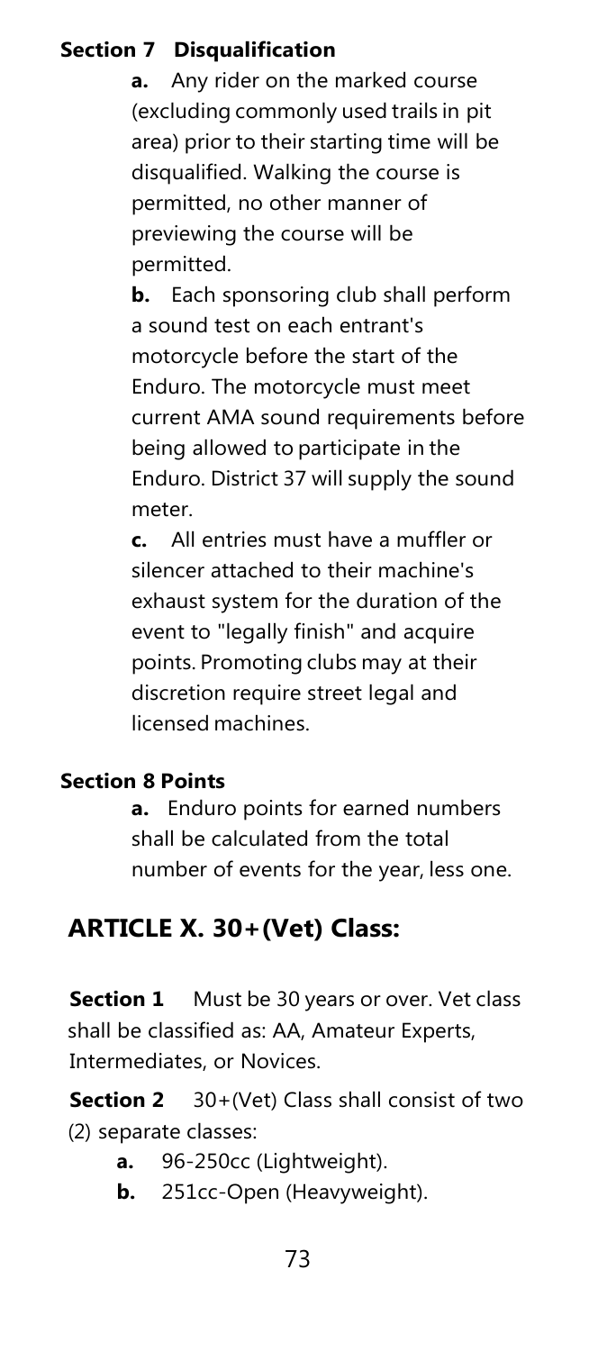**Section 7 Disqualification**

**a.** Any rider on the marked course (excluding commonly used trails in pit area) prior to their starting time will be disqualified. Walking the course is permitted, no other manner of previewing the course will be permitted.

**b.** Each sponsoring club shall perform a sound test on each entrant's motorcycle before the start of the Enduro. The motorcycle must meet current AMA sound requirements before being allowed to participate in the Enduro. District 37 will supply the sound meter.

**c.** All entries must have a muffler or silencer attached to their machine's exhaust system for the duration of the event to "legally finish" and acquire points. Promoting clubs may at their discretion require street legal and licensed machines.

**Section 8 Points**

**a.** Enduro points for earned numbers shall be calculated from the total number of events for the year, less one.

## ARTICLE X. 30+(Vet) Class:

**Section 1** Must be 30 years or over. Vet class shall be classified as: AA, Amateur Experts, Intermediates, or Novices.

**Section 2** 30+(Vet) Class shall consist of two (2) separate classes:

- **a.** 96-250cc (Lightweight).
- **b.** 251cc-Open (Heavyweight).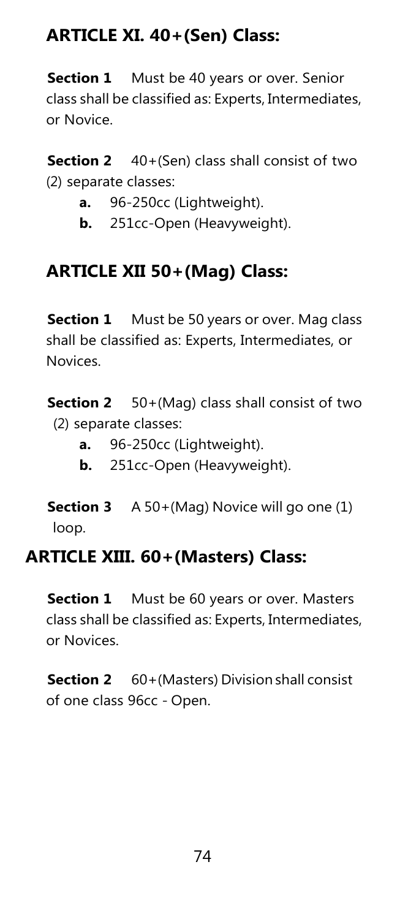## ARTICLE XI. 40+(Sen) Class:

**Section 1** Must be 40 years or over. Senior class shall be classified as: Experts, Intermediates, or Novice.

**Section 2** 40+(Sen) class shall consist of two (2) separate classes:

- **a.** 96-250cc (Lightweight).
- **b.** 251cc-Open (Heavyweight).

## ARTICLE XII 50+(Mag) Class:

**Section 1** Must be 50 years or over. Mag class shall be classified as: Experts, Intermediates, or Novices.

**Section 2** 50+(Mag) class shall consist of two (2) separate classes:

- **a.** 96-250cc (Lightweight).
- **b.** 251cc-Open (Heavyweight).

**Section 3** A 50+(Mag) Novice will go one (1) loop.

## ARTICLE XIII. 60+(Masters) Class:

**Section 1** Must be 60 years or over. Masters class shall be classified as: Experts, Intermediates, or Novices.

**Section 2** 60+(Masters) Division shall consist of one class 96cc - Open.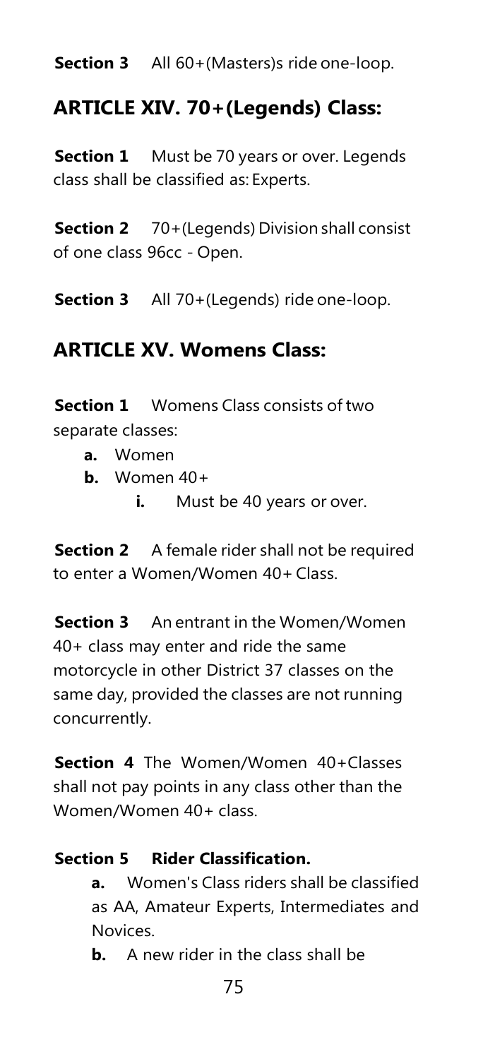**Section 3** All 60+(Masters)s ride one-loop.

## ARTICLE XIV. 70+(Legends) Class:

**Section 1** Must be 70 years or over. Legends class shall be classified as: Experts.

**Section 2** 70+(Legends) Division shall consist of one class 96cc - Open.

**Section 3** All 70+(Legends) ride one-loop.

## ARTICLE XV. Womens Class:

**Section 1** Womens Class consists of two separate classes:

- **a.** Women
- **b.** Women 40+
    - **i.** Must be 40 years or over.

**Section 2** A female rider shall not be required to enter a Women/Women 40+ Class.

**Section 3** An entrant in the Women/Women 40+ class may enter and ride the same motorcycle in other District 37 classes on the same day, provided the classes are not running concurrently.

**Section 4** The Women/Women 40+Classes shall not pay points in any class other than the Women/Women 40+ class.

**Section 5 Rider Classification.**

- **a.** Women's Class riders shall be classified as AA, Amateur Experts, Intermediates and Novices.
- **b.** A new rider in the class shall be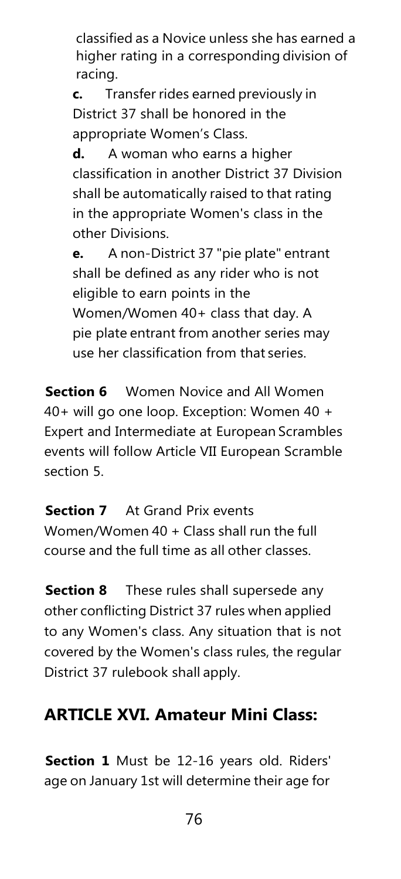classified as a Novice unless she has earned a higher rating in a corresponding division of racing.

**c.** Transfer rides earned previously in District 37 shall be honored in the appropriate Women's Class.

**d.** A woman who earns a higher classification in another District 37 Division shall be automatically raised to that rating in the appropriate Women's class in the other Divisions.

**e.** A non-District 37 "pie plate" entrant shall be defined as any rider who is not eligible to earn points in the Women/Women 40+ class that day. A pie plate entrant from another series may use her classification from that series.

**Section 6** Women Novice and All Women 40+ will go one loop. Exception: Women 40 + Expert and Intermediate at European Scrambles events will follow Article VII European Scramble section 5.

**Section 7** At Grand Prix events Women/Women 40 + Class shall run the full course and the full time as all other classes.

**Section 8** These rules shall supersede any other conflicting District 37 rules when applied to any Women's class. Any situation that is not covered by the Women's class rules, the regular District 37 rulebook shall apply.

## ARTICLE XVI. Amateur Mini Class:

**Section 1** Must be 12-16 years old. Riders' age on January 1st will determine their age for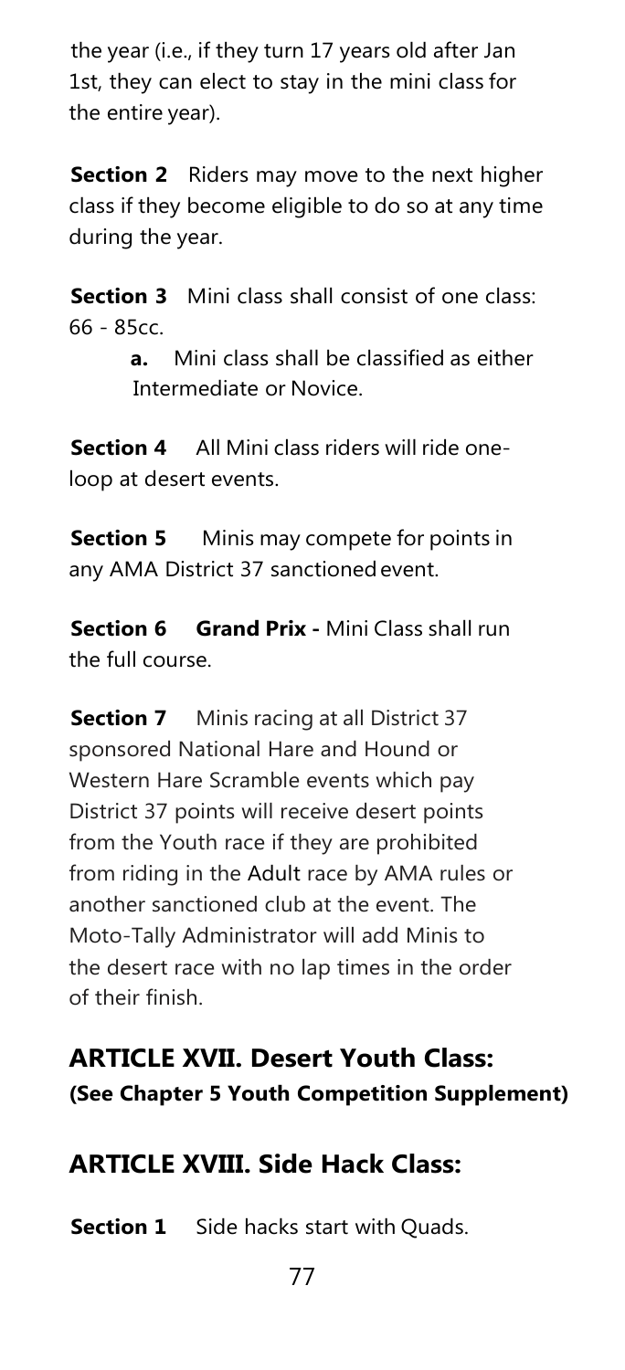the year (i.e., if they turn 17 years old after Jan 1st, they can elect to stay in the mini class for the entire year).

**Section 2** Riders may move to the next higher class if they become eligible to do so at any time during the year.

**Section 3** Mini class shall consist of one class: 66 - 85cc.

> **a.** Mini class shall be classified as either Intermediate or Novice.

**Section 4** All Mini class riders will ride one-loop at desert events.

**Section 5** Minis may compete for points in any AMA District 37 sanctioned event.

**Section 6** **Grand Prix -** Mini Class shall run the full course.

**Section 7** Minis racing at all District 37 sponsored National Hare and Hound or Western Hare Scramble events which pay District 37 points will receive desert points from the Youth race if they are prohibited from riding in the Adult race by AMA rules or another sanctioned club at the event. The Moto-Tally Administrator will add Minis to the desert race with no lap times in the order of their finish.

## ARTICLE XVII. Desert Youth Class:

**(See Chapter 5 Youth Competition Supplement)**

## ARTICLE XVIII. Side Hack Class:

**Section 1** Side hacks start with Quads.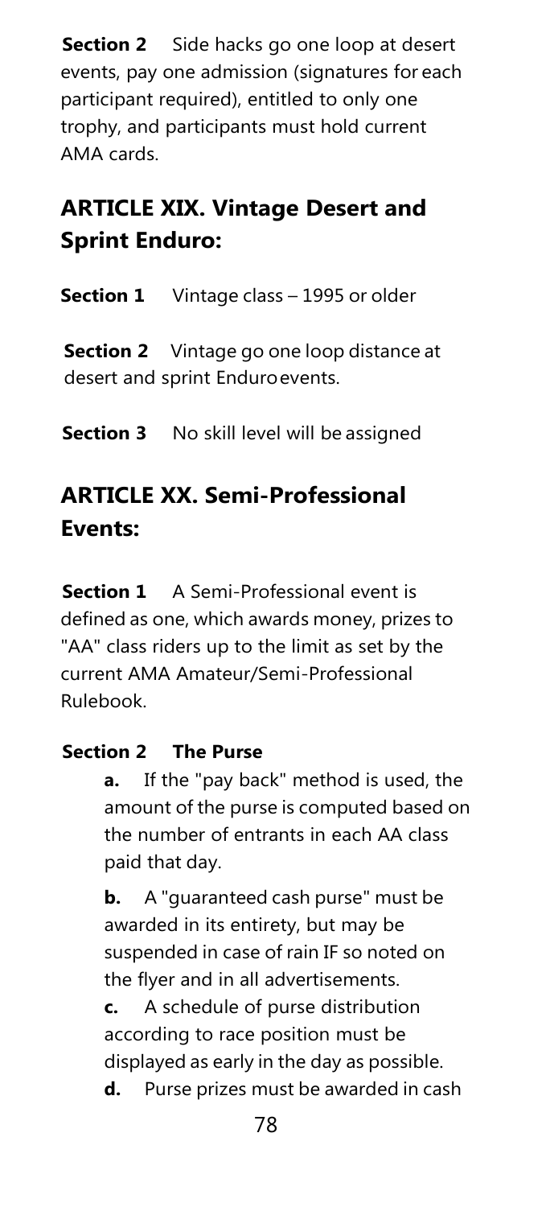**Section 2** Side hacks go one loop at desert events, pay one admission (signatures for each participant required), entitled to only one trophy, and participants must hold current AMA cards.

## ARTICLE XIX. Vintage Desert and Sprint Enduro:

**Section 1** Vintage class – 1995 or older

**Section 2** Vintage go one loop distance at desert and sprint Enduro events.

**Section 3** No skill level will be assigned

## ARTICLE XX. Semi-Professional Events:

**Section 1** A Semi-Professional event is defined as one, which awards money, prizes to "AA" class riders up to the limit as set by the current AMA Amateur/Semi-Professional Rulebook.

**Section 2 The Purse**

**a.** If the "pay back" method is used, the amount of the purse is computed based on the number of entrants in each AA class paid that day.

**b.** A "guaranteed cash purse" must be awarded in its entirety, but may be suspended in case of rain IF so noted on the flyer and in all advertisements.

**c.** A schedule of purse distribution according to race position must be displayed as early in the day as possible.

**d.** Purse prizes must be awarded in cash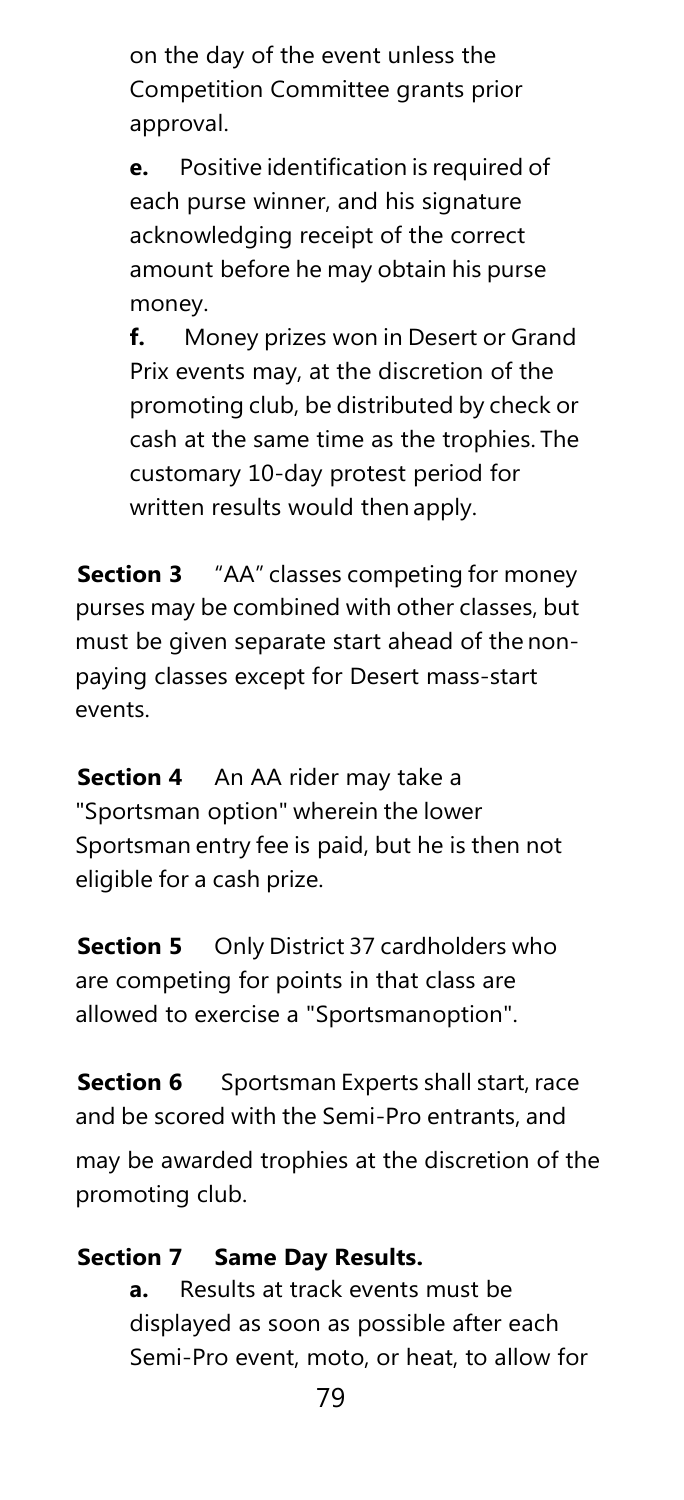on the day of the event unless the Competition Committee grants prior approval.

**e.** Positive identification is required of each purse winner, and his signature acknowledging receipt of the correct amount before he may obtain his purse money.

**f.** Money prizes won in Desert or Grand Prix events may, at the discretion of the promoting club, be distributed by check or cash at the same time as the trophies. The customary 10-day protest period for written results would then apply.

**Section 3** "AA" classes competing for money purses may be combined with other classes, but must be given separate start ahead of the non-paying classes except for Desert mass-start events.

**Section 4** An AA rider may take a "Sportsman option" wherein the lower Sportsman entry fee is paid, but he is then not eligible for a cash prize.

**Section 5** Only District 37 cardholders who are competing for points in that class are allowed to exercise a "Sportsman option".

**Section 6** Sportsman Experts shall start, race and be scored with the Semi-Pro entrants, and may be awarded trophies at the discretion of the promoting club.

**Section 7 Same Day Results.**

**a.** Results at track events must be displayed as soon as possible after each Semi-Pro event, moto, or heat, to allow for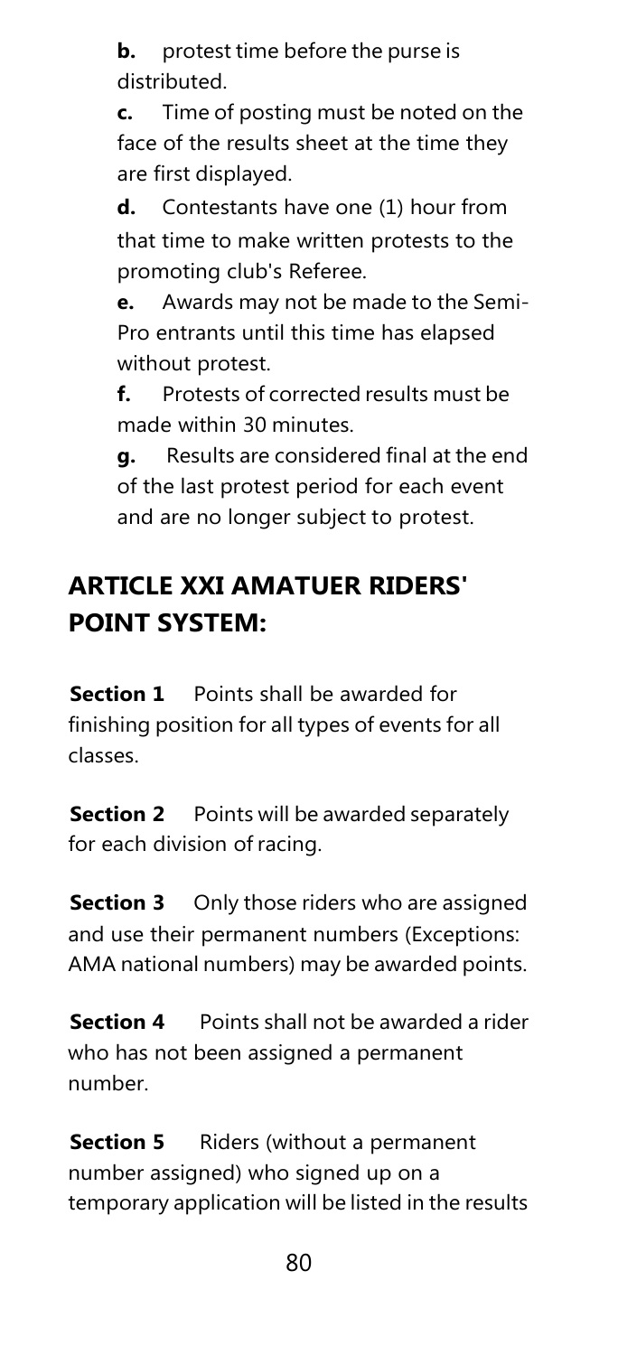**b.** protest time before the purse is distributed.

**c.** Time of posting must be noted on the face of the results sheet at the time they are first displayed.

**d.** Contestants have one (1) hour from that time to make written protests to the promoting club's Referee.

**e.** Awards may not be made to the Semi-Pro entrants until this time has elapsed without protest.

**f.** Protests of corrected results must be made within 30 minutes.

**g.** Results are considered final at the end of the last protest period for each event and are no longer subject to protest.

## ARTICLE XXI AMATUER RIDERS' POINT SYSTEM:

**Section 1** Points shall be awarded for finishing position for all types of events for all classes.

**Section 2** Points will be awarded separately for each division of racing.

**Section 3** Only those riders who are assigned and use their permanent numbers (Exceptions: AMA national numbers) may be awarded points.

**Section 4** Points shall not be awarded a rider who has not been assigned a permanent number.

**Section 5** Riders (without a permanent number assigned) who signed up on a temporary application will be listed in the results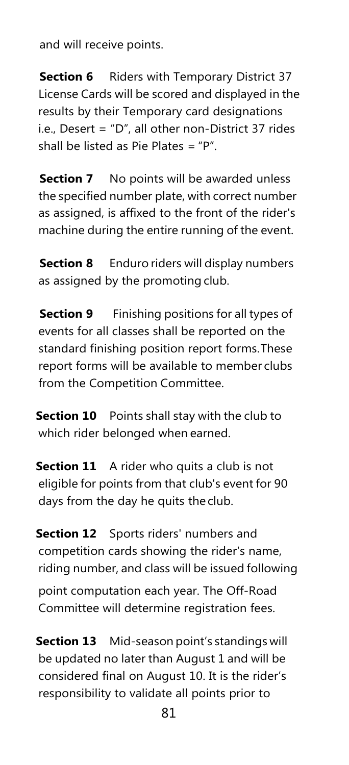and will receive points.

**Section 6** Riders with Temporary District 37 License Cards will be scored and displayed in the results by their Temporary card designations i.e., Desert = "D", all other non-District 37 rides shall be listed as Pie Plates = "P".

**Section 7** No points will be awarded unless the specified number plate, with correct number as assigned, is affixed to the front of the rider's machine during the entire running of the event.

**Section 8** Enduro riders will display numbers as assigned by the promoting club.

**Section 9** Finishing positions for all types of events for all classes shall be reported on the standard finishing position report forms. These report forms will be available to member clubs from the Competition Committee.

**Section 10** Points shall stay with the club to which rider belonged when earned.

**Section 11** A rider who quits a club is not eligible for points from that club's event for 90 days from the day he quits the club.

**Section 12** Sports riders' numbers and competition cards showing the rider's name, riding number, and class will be issued following point computation each year. The Off-Road Committee will determine registration fees.

**Section 13** Mid-season point's standings will be updated no later than August 1 and will be considered final on August 10. It is the rider's responsibility to validate all points prior to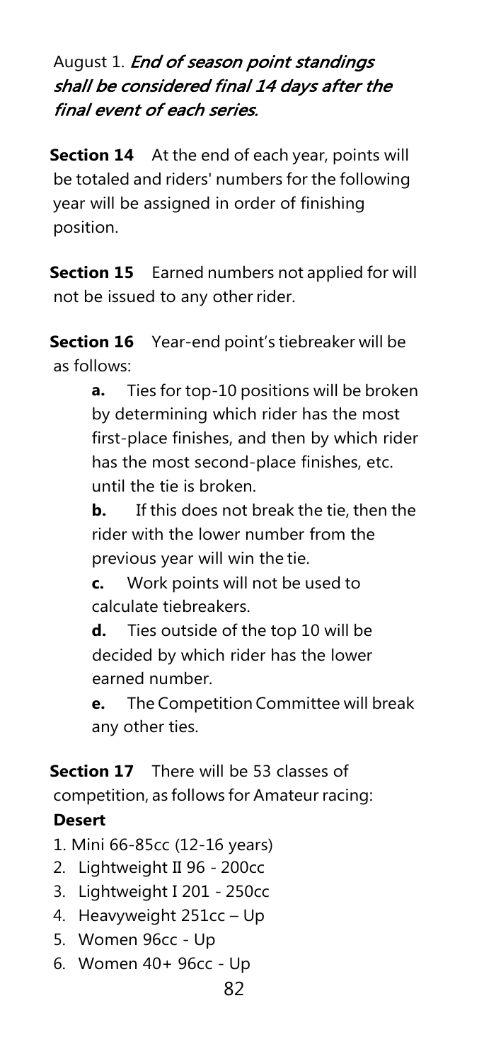August 1. ***End of season point standings shall be considered final 14 days after the final event of each series.***

**Section 14** At the end of each year, points will be totaled and riders' numbers for the following year will be assigned in order of finishing position.

**Section 15** Earned numbers not applied for will not be issued to any other rider.

**Section 16** Year-end point's tiebreaker will be as follows:

> **a.** Ties for top-10 positions will be broken by determining which rider has the most first-place finishes, and then by which rider has the most second-place finishes, etc. until the tie is broken.
>
> **b.** If this does not break the tie, then the rider with the lower number from the previous year will win the tie.
>
> **c.** Work points will not be used to calculate tiebreakers.
>
> **d.** Ties outside of the top 10 will be decided by which rider has the lower earned number.
>
> **e.** The Competition Committee will break any other ties.

**Section 17** There will be 53 classes of competition, as follows for Amateur racing:

**Desert**

1. Mini 66-85cc (12-16 years)
2. Lightweight II 96 - 200cc
3. Lightweight I 201 - 250cc
4. Heavyweight 251cc – Up
5. Women 96cc - Up
6. Women 40+ 96cc - Up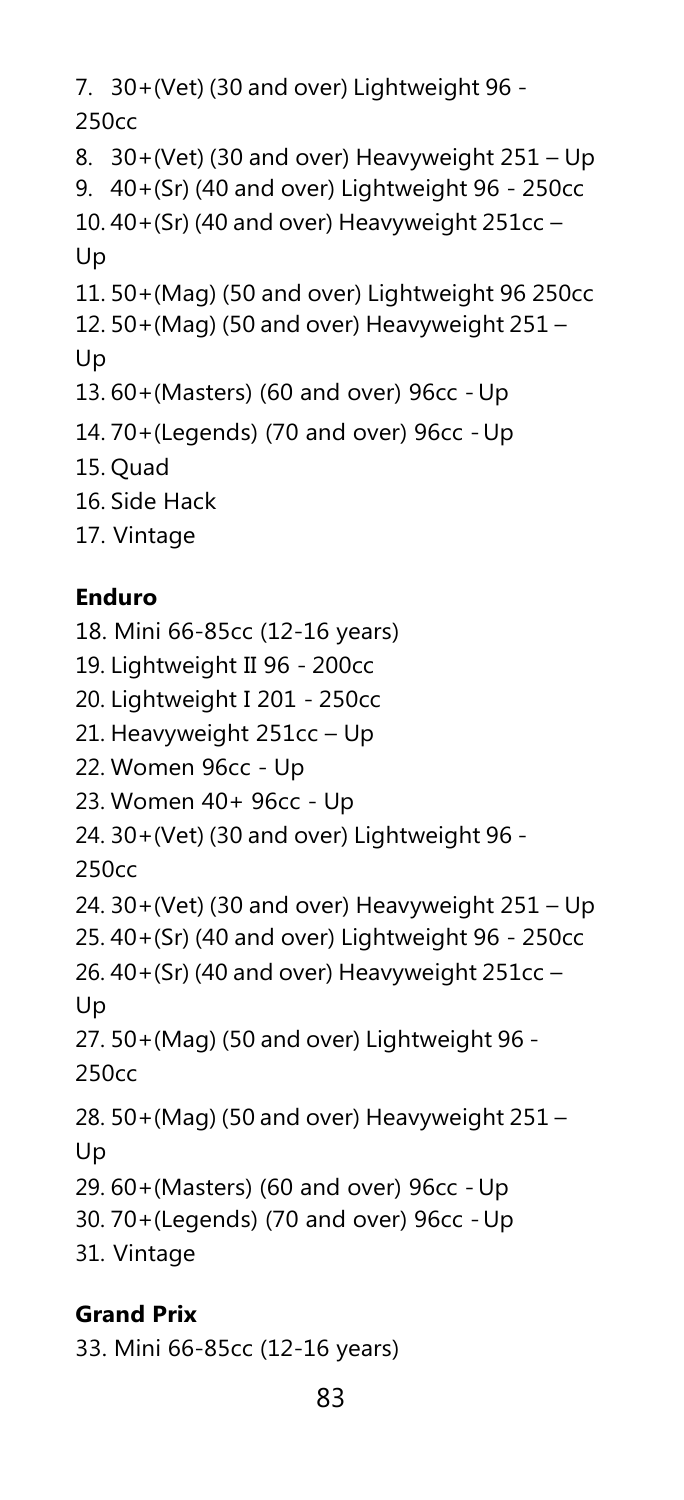7. 30+(Vet) (30 and over) Lightweight 96 - 250cc
8. 30+(Vet) (30 and over) Heavyweight 251 – Up
9. 40+(Sr) (40 and over) Lightweight 96 - 250cc
10. 40+(Sr) (40 and over) Heavyweight 251cc – Up
11. 50+(Mag) (50 and over) Lightweight 96 250cc
12. 50+(Mag) (50 and over) Heavyweight 251 – Up
13. 60+(Masters) (60 and over) 96cc - Up
14. 70+(Legends) (70 and over) 96cc - Up
15. Quad
16. Side Hack
17. Vintage

**Enduro**

18. Mini 66-85cc (12-16 years)
19. Lightweight II 96 - 200cc
20. Lightweight I 201 - 250cc
21. Heavyweight 251cc – Up
22. Women 96cc - Up
23. Women 40+ 96cc - Up
24. 30+(Vet) (30 and over) Lightweight 96 - 250cc
24. 30+(Vet) (30 and over) Heavyweight 251 – Up
25. 40+(Sr) (40 and over) Lightweight 96 - 250cc
26. 40+(Sr) (40 and over) Heavyweight 251cc – Up
27. 50+(Mag) (50 and over) Lightweight 96 - 250cc
28. 50+(Mag) (50 and over) Heavyweight 251 – Up
29. 60+(Masters) (60 and over) 96cc - Up
30. 70+(Legends) (70 and over) 96cc - Up
31. Vintage

**Grand Prix**

33. Mini 66-85cc (12-16 years)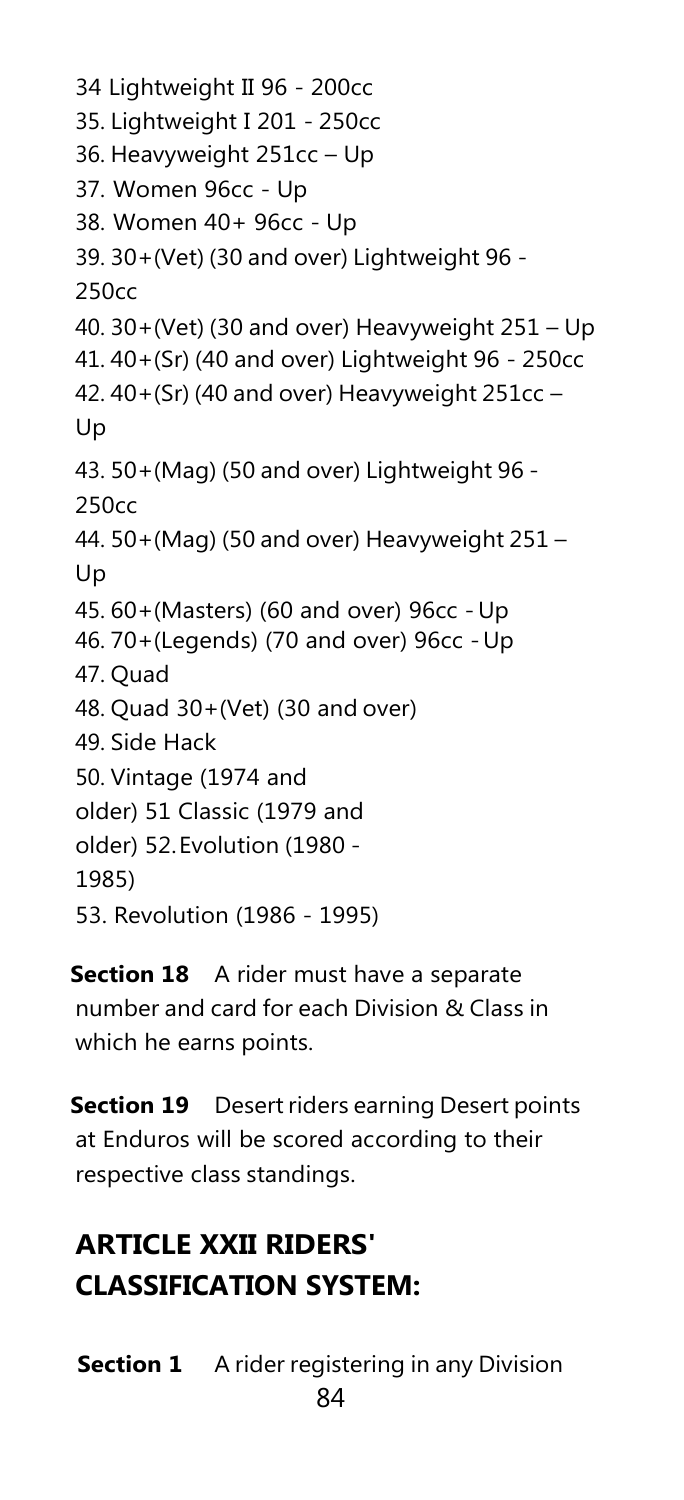34 Lightweight II 96 - 200cc

35. Lightweight I 201 - 250cc

36. Heavyweight 251cc – Up

37. Women 96cc - Up

38. Women 40+ 96cc - Up

39. 30+(Vet) (30 and over) Lightweight 96 - 250cc

40. 30+(Vet) (30 and over) Heavyweight 251 – Up

41. 40+(Sr) (40 and over) Lightweight 96 - 250cc

42. 40+(Sr) (40 and over) Heavyweight 251cc – Up

43. 50+(Mag) (50 and over) Lightweight 96 - 250cc

44. 50+(Mag) (50 and over) Heavyweight 251 – Up

45. 60+(Masters) (60 and over) 96cc - Up

46. 70+(Legends) (70 and over) 96cc - Up

47. Quad

48. Quad 30+(Vet) (30 and over)

49. Side Hack

50. Vintage (1974 and older)

51 Classic (1979 and older)

52. Evolution (1980 - 1985)

53. Revolution (1986 - 1995)

**Section 18** A rider must have a separate number and card for each Division & Class in which he earns points.

**Section 19** Desert riders earning Desert points at Enduros will be scored according to their respective class standings.

## ARTICLE XXII RIDERS' CLASSIFICATION SYSTEM:

**Section 1** A rider registering in any Division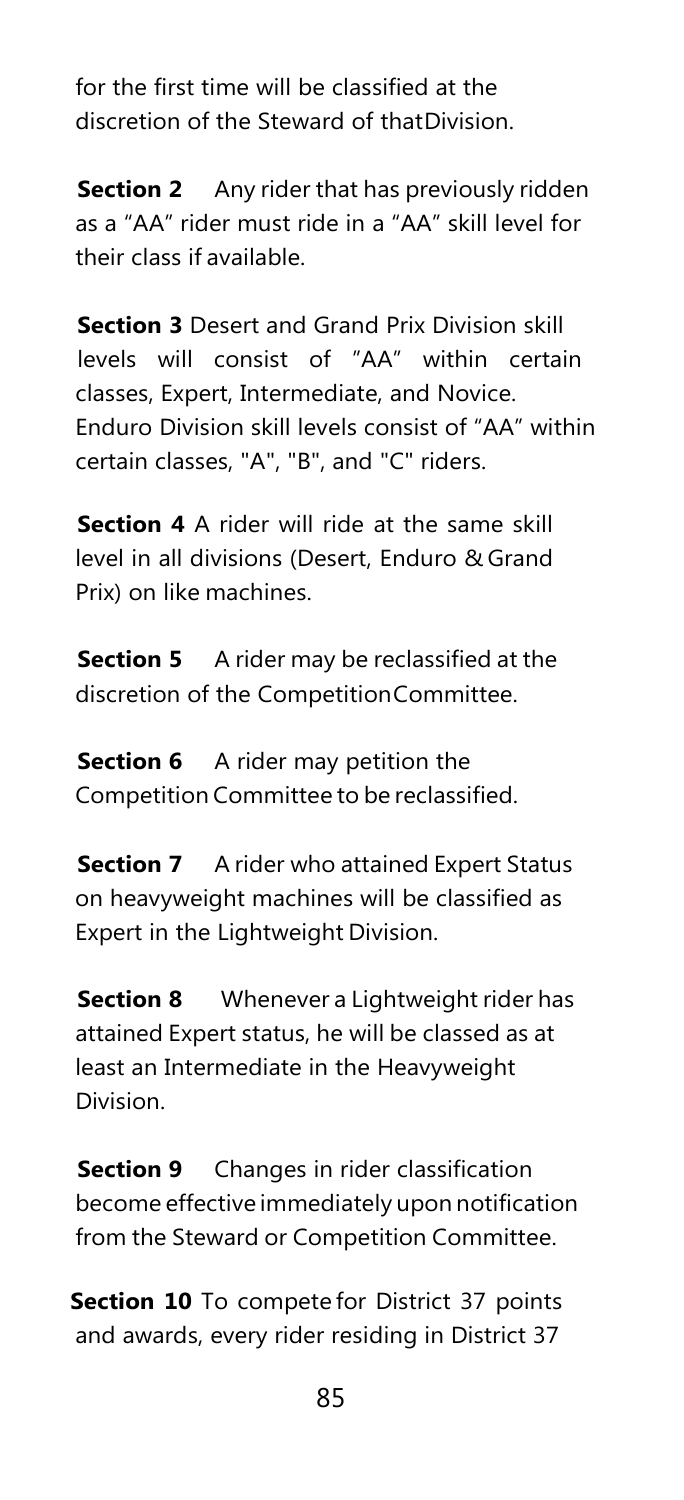for the first time will be classified at the discretion of the Steward of thatDivision.

**Section 2** Any rider that has previously ridden as a "AA" rider must ride in a "AA" skill level for their class if available.

**Section 3** Desert and Grand Prix Division skill levels will consist of "AA" within certain classes, Expert, Intermediate, and Novice. Enduro Division skill levels consist of "AA" within certain classes, "A", "B", and "C" riders.

**Section 4** A rider will ride at the same skill level in all divisions (Desert, Enduro & Grand Prix) on like machines.

**Section 5** A rider may be reclassified at the discretion of the CompetitionCommittee.

**Section 6** A rider may petition the Competition Committee to be reclassified.

**Section 7** A rider who attained Expert Status on heavyweight machines will be classified as Expert in the Lightweight Division.

**Section 8** Whenever a Lightweight rider has attained Expert status, he will be classed as at least an Intermediate in the Heavyweight Division.

**Section 9** Changes in rider classification become effective immediately upon notification from the Steward or Competition Committee.

**Section 10** To compete for District 37 points and awards, every rider residing in District 37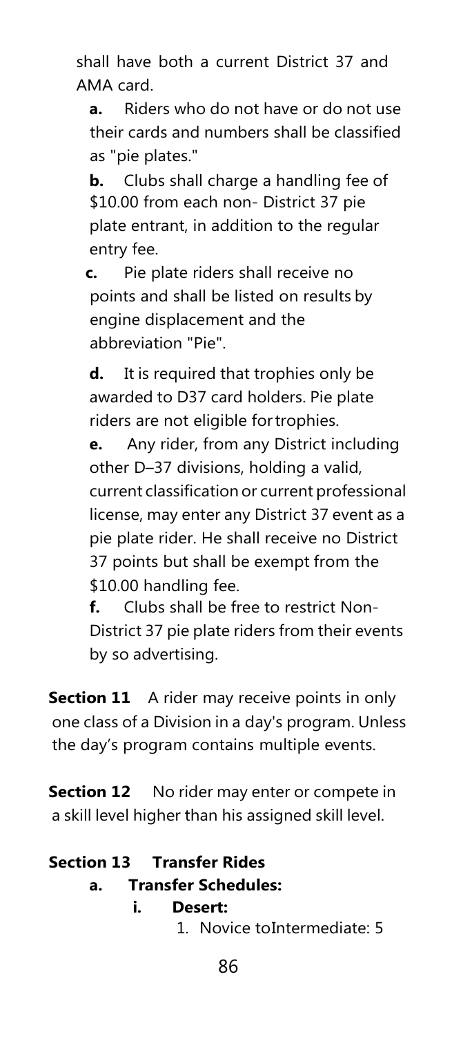shall have both a current District 37 and AMA card.

**a.** Riders who do not have or do not use their cards and numbers shall be classified as "pie plates."

**b.** Clubs shall charge a handling fee of $10.00 from each non- District 37 pie plate entrant, in addition to the regular entry fee.

**c.** Pie plate riders shall receive no points and shall be listed on results by engine displacement and the abbreviation "Pie".

**d.** It is required that trophies only be awarded to D37 card holders. Pie plate riders are not eligible for trophies.

**e.** Any rider, from any District including other D–37 divisions, holding a valid, current classification or current professional license, may enter any District 37 event as a pie plate rider. He shall receive no District 37 points but shall be exempt from the $10.00 handling fee.

**f.** Clubs shall be free to restrict Non-District 37 pie plate riders from their events by so advertising.

**Section 11** A rider may receive points in only one class of a Division in a day's program. Unless the day's program contains multiple events.

**Section 12** No rider may enter or compete in a skill level higher than his assigned skill level.

**Section 13 Transfer Rides**

- **a. Transfer Schedules:**
  - **i. Desert:**
    1. Novice to Intermediate: 5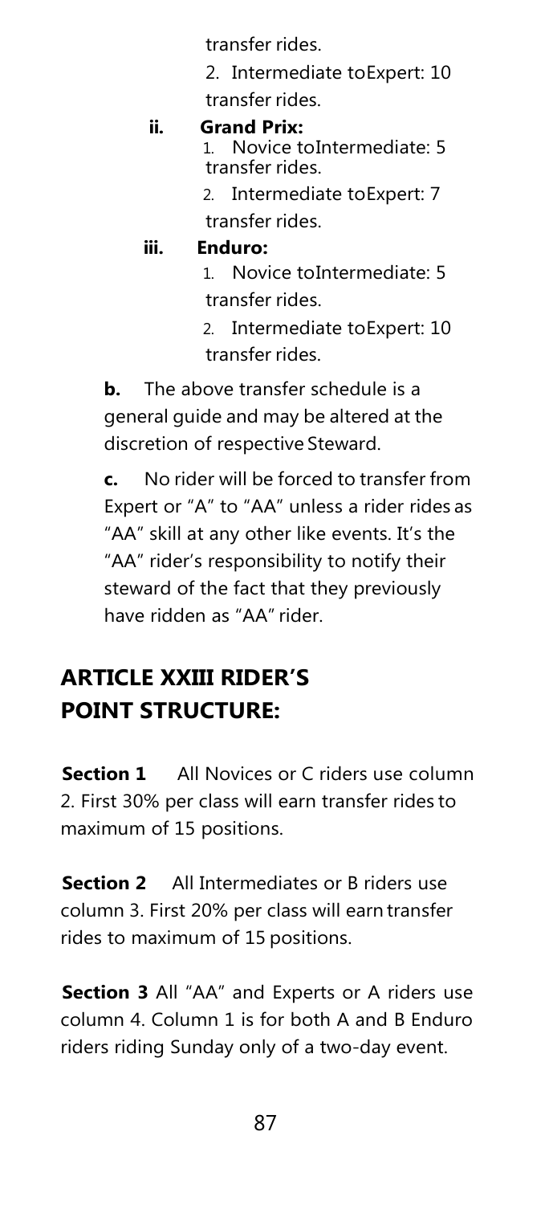transfer rides.

2. Intermediate toExpert: 10 transfer rides.

**ii. Grand Prix:**

1. Novice toIntermediate: 5 transfer rides.
2. Intermediate toExpert: 7 transfer rides.

**iii. Enduro:**

1. Novice toIntermediate: 5 transfer rides.
2. Intermediate toExpert: 10 transfer rides.

**b.** The above transfer schedule is a general guide and may be altered at the discretion of respective Steward.

**c.** No rider will be forced to transfer from Expert or "A" to "AA" unless a rider rides as "AA" skill at any other like events. It's the "AA" rider's responsibility to notify their steward of the fact that they previously have ridden as "AA" rider.

## ARTICLE XXIII RIDER'S POINT STRUCTURE:

**Section 1** All Novices or C riders use column 2. First 30% per class will earn transfer rides to maximum of 15 positions.

**Section 2** All Intermediates or B riders use column 3. First 20% per class will earn transfer rides to maximum of 15 positions.

**Section 3** All "AA" and Experts or A riders use column 4. Column 1 is for both A and B Enduro riders riding Sunday only of a two-day event.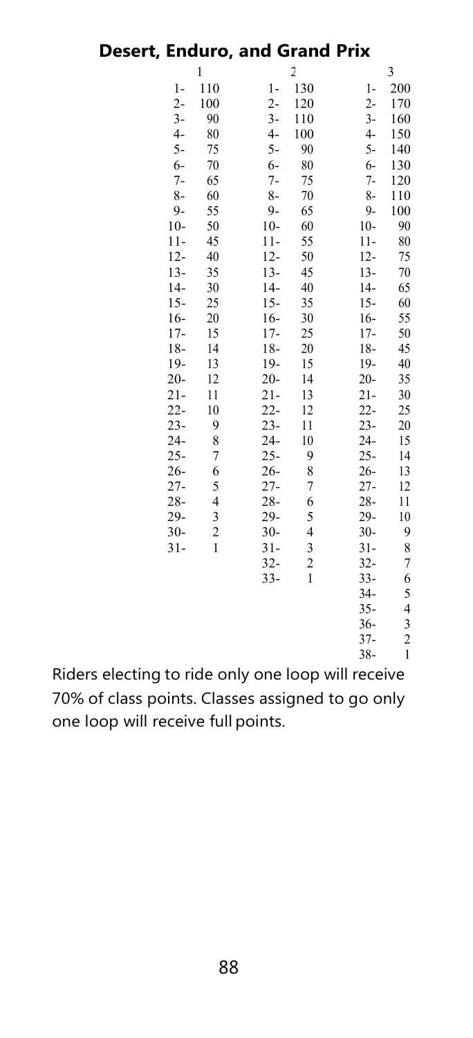## Desert, Enduro, and Grand Prix

| 1 | | 2 | | 3 | |
|---|---|---|---|---|---|
| 1- | 110 | 1- | 130 | 1- | 200 |
| 2- | 100 | 2- | 120 | 2- | 170 |
| 3- | 90 | 3- | 110 | 3- | 160 |
| 4- | 80 | 4- | 100 | 4- | 150 |
| 5- | 75 | 5- | 90 | 5- | 140 |
| 6- | 70 | 6- | 80 | 6- | 130 |
| 7- | 65 | 7- | 75 | 7- | 120 |
| 8- | 60 | 8- | 70 | 8- | 110 |
| 9- | 55 | 9- | 65 | 9- | 100 |
| 10- | 50 | 10- | 60 | 10- | 90 |
| 11- | 45 | 11- | 55 | 11- | 80 |
| 12- | 40 | 12- | 50 | 12- | 75 |
| 13- | 35 | 13- | 45 | 13- | 70 |
| 14- | 30 | 14- | 40 | 14- | 65 |
| 15- | 25 | 15- | 35 | 15- | 60 |
| 16- | 20 | 16- | 30 | 16- | 55 |
| 17- | 15 | 17- | 25 | 17- | 50 |
| 18- | 14 | 18- | 20 | 18- | 45 |
| 19- | 13 | 19- | 15 | 19- | 40 |
| 20- | 12 | 20- | 14 | 20- | 35 |
| 21- | 11 | 21- | 13 | 21- | 30 |
| 22- | 10 | 22- | 12 | 22- | 25 |
| 23- | 9 | 23- | 11 | 23- | 20 |
| 24- | 8 | 24- | 10 | 24- | 15 |
| 25- | 7 | 25- | 9 | 25- | 14 |
| 26- | 6 | 26- | 8 | 26- | 13 |
| 27- | 5 | 27- | 7 | 27- | 12 |
| 28- | 4 | 28- | 6 | 28- | 11 |
| 29- | 3 | 29- | 5 | 29- | 10 |
| 30- | 2 | 30- | 4 | 30- | 9 |
| 31- | 1 | 31- | 3 | 31- | 8 |
| | | 32- | 2 | 32- | 7 |
| | | 33- | 1 | 33- | 6 |
| | | | | 34- | 5 |
| | | | | 35- | 4 |
| | | | | 36- | 3 |
| | | | | 37- | 2 |
| | | | | 38- | 1 |

Riders electing to ride only one loop will receive 70% of class points. Classes assigned to go only one loop will receive full points.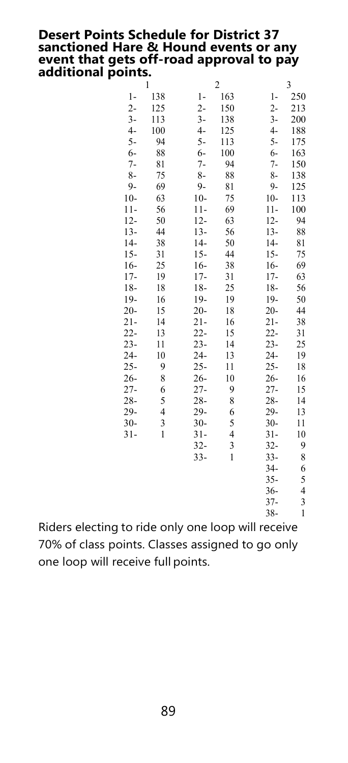**Desert Points Schedule for District 37 sanctioned Hare & Hound events or any event that gets off-road approval to pay additional points.**

| Place | 1 | 2 | 3 |
|---|---|---|---|
| 1- | 138 | 163 | 250 |
| 2- | 125 | 150 | 213 |
| 3- | 113 | 138 | 200 |
| 4- | 100 | 125 | 188 |
| 5- | 94 | 113 | 175 |
| 6- | 88 | 100 | 163 |
| 7- | 81 | 94 | 150 |
| 8- | 75 | 88 | 138 |
| 9- | 69 | 81 | 125 |
| 10- | 63 | 75 | 113 |
| 11- | 56 | 69 | 100 |
| 12- | 50 | 63 | 94 |
| 13- | 44 | 56 | 88 |
| 14- | 38 | 50 | 81 |
| 15- | 31 | 44 | 75 |
| 16- | 25 | 38 | 69 |
| 17- | 19 | 31 | 63 |
| 18- | 18 | 25 | 56 |
| 19- | 16 | 19 | 50 |
| 20- | 15 | 18 | 44 |
| 21- | 14 | 16 | 38 |
| 22- | 13 | 15 | 31 |
| 23- | 11 | 14 | 25 |
| 24- | 10 | 13 | 19 |
| 25- | 9 | 11 | 18 |
| 26- | 8 | 10 | 16 |
| 27- | 6 | 9 | 15 |
| 28- | 5 | 8 | 14 |
| 29- | 4 | 6 | 13 |
| 30- | 3 | 5 | 11 |
| 31- | 1 | 4 | 10 |
| 32- | | 3 | 9 |
| 33- | | 1 | 8 |
| 34- | | | 6 |
| 35- | | | 5 |
| 36- | | | 4 |
| 37- | | | 3 |
| 38- | | | 1 |

Riders electing to ride only one loop will receive 70% of class points. Classes assigned to go only one loop will receive full points.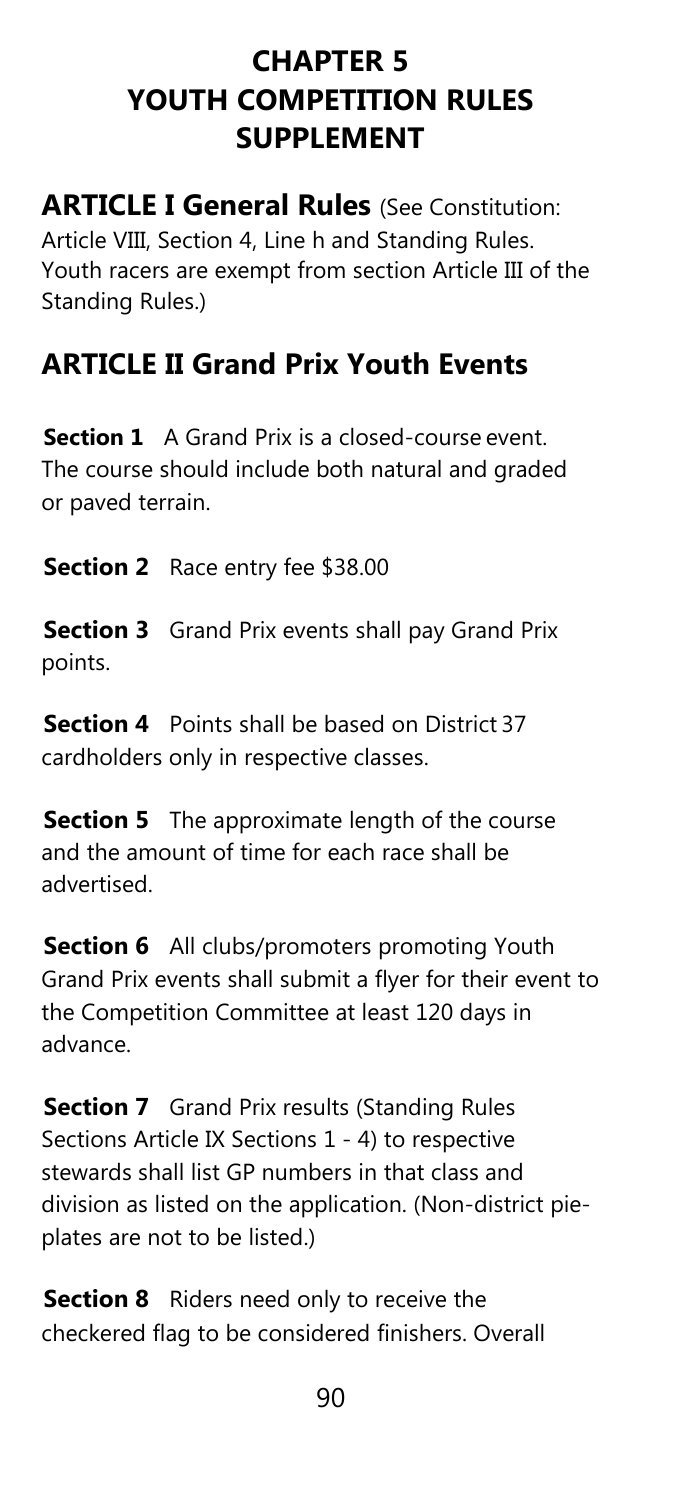# CHAPTER 5
# YOUTH COMPETITION RULES SUPPLEMENT

## ARTICLE I General Rules (See Constitution: Article VIII, Section 4, Line h and Standing Rules. Youth racers are exempt from section Article III of the Standing Rules.)

## ARTICLE II Grand Prix Youth Events

**Section 1** A Grand Prix is a closed-course event. The course should include both natural and graded or paved terrain.

**Section 2** Race entry fee $38.00

**Section 3** Grand Prix events shall pay Grand Prix points.

**Section 4** Points shall be based on District 37 cardholders only in respective classes.

**Section 5** The approximate length of the course and the amount of time for each race shall be advertised.

**Section 6** All clubs/promoters promoting Youth Grand Prix events shall submit a flyer for their event to the Competition Committee at least 120 days in advance.

**Section 7** Grand Prix results (Standing Rules Sections Article IX Sections 1 - 4) to respective stewards shall list GP numbers in that class and division as listed on the application. (Non-district pie-plates are not to be listed.)

**Section 8** Riders need only to receive the checkered flag to be considered finishers. Overall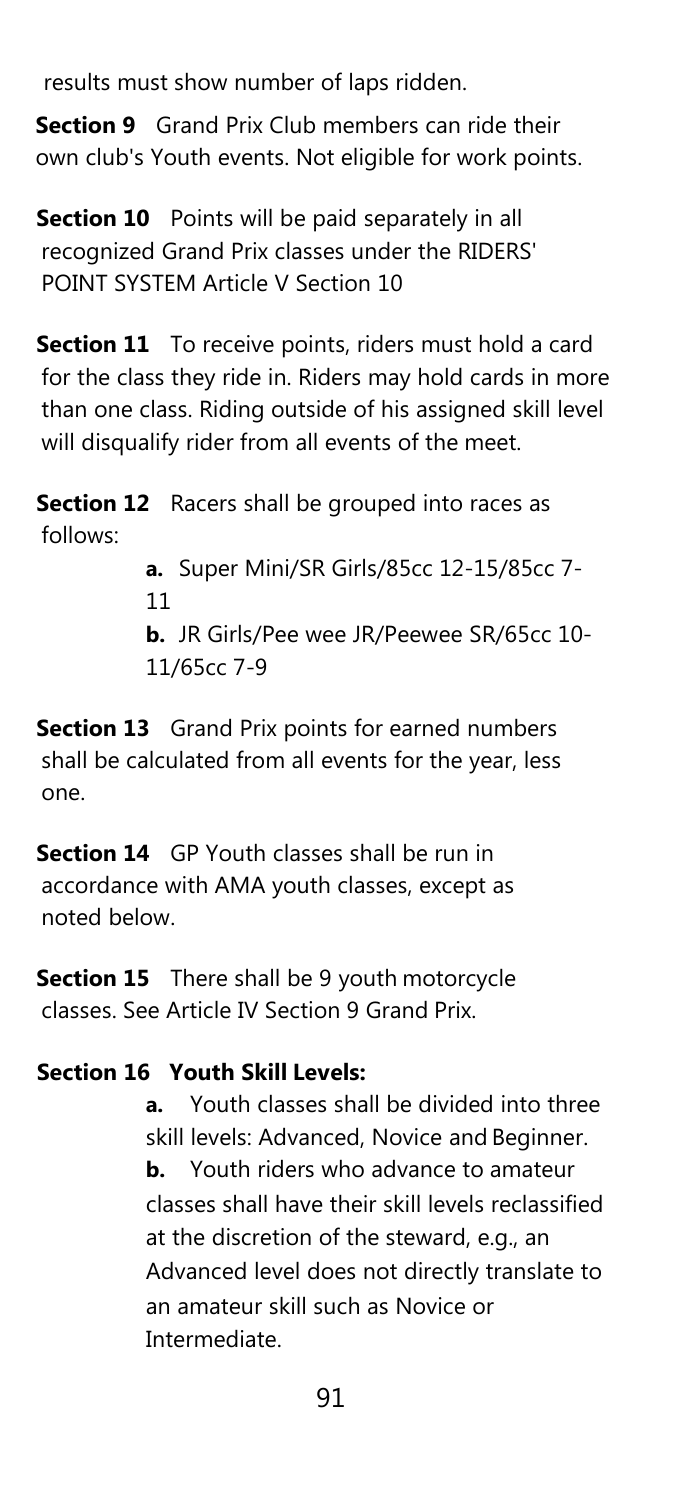results must show number of laps ridden.

**Section 9** Grand Prix Club members can ride their own club's Youth events. Not eligible for work points.

**Section 10** Points will be paid separately in all recognized Grand Prix classes under the RIDERS' POINT SYSTEM Article V Section 10

**Section 11** To receive points, riders must hold a card for the class they ride in. Riders may hold cards in more than one class. Riding outside of his assigned skill level will disqualify rider from all events of the meet.

**Section 12** Racers shall be grouped into races as follows:

> **a.** Super Mini/SR Girls/85cc 12-15/85cc 7-11
>
> **b.** JR Girls/Pee wee JR/Peewee SR/65cc 10-11/65cc 7-9

**Section 13** Grand Prix points for earned numbers shall be calculated from all events for the year, less one.

**Section 14** GP Youth classes shall be run in accordance with AMA youth classes, except as noted below.

**Section 15** There shall be 9 youth motorcycle classes. See Article IV Section 9 Grand Prix.

**Section 16 Youth Skill Levels:**

> **a.** Youth classes shall be divided into three skill levels: Advanced, Novice and Beginner.
>
> **b.** Youth riders who advance to amateur classes shall have their skill levels reclassified at the discretion of the steward, e.g., an Advanced level does not directly translate to an amateur skill such as Novice or Intermediate.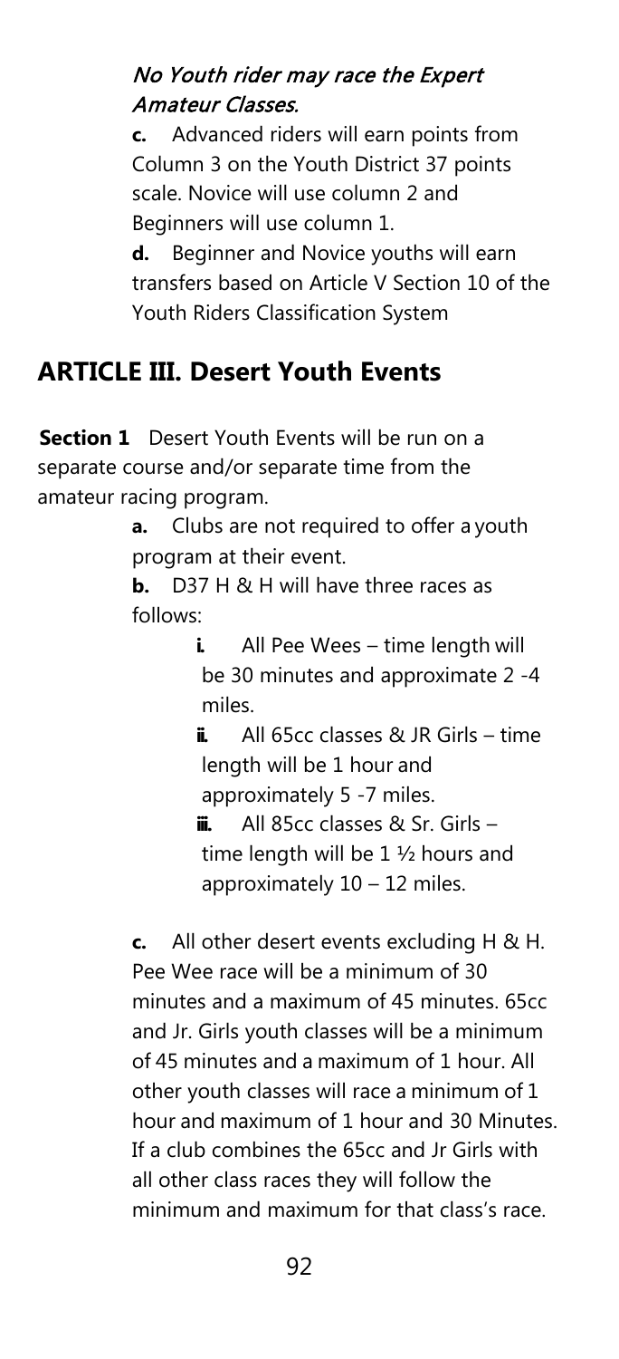*No Youth rider may race the Expert Amateur Classes.*

**c.** Advanced riders will earn points from Column 3 on the Youth District 37 points scale. Novice will use column 2 and Beginners will use column 1.

**d.** Beginner and Novice youths will earn transfers based on Article V Section 10 of the Youth Riders Classification System

## ARTICLE III. Desert Youth Events

**Section 1** Desert Youth Events will be run on a separate course and/or separate time from the amateur racing program.

**a.** Clubs are not required to offer a youth program at their event.

**b.** D37 H & H will have three races as follows:

**i.** All Pee Wees – time length will be 30 minutes and approximate 2 -4 miles.

**ii.** All 65cc classes & JR Girls – time length will be 1 hour and approximately 5 -7 miles.

**iii.** All 85cc classes & Sr. Girls – time length will be 1 ½ hours and approximately 10 – 12 miles.

**c.** All other desert events excluding H & H. Pee Wee race will be a minimum of 30 minutes and a maximum of 45 minutes. 65cc and Jr. Girls youth classes will be a minimum of 45 minutes and a maximum of 1 hour. All other youth classes will race a minimum of 1 hour and maximum of 1 hour and 30 Minutes. If a club combines the 65cc and Jr Girls with all other class races they will follow the minimum and maximum for that class's race.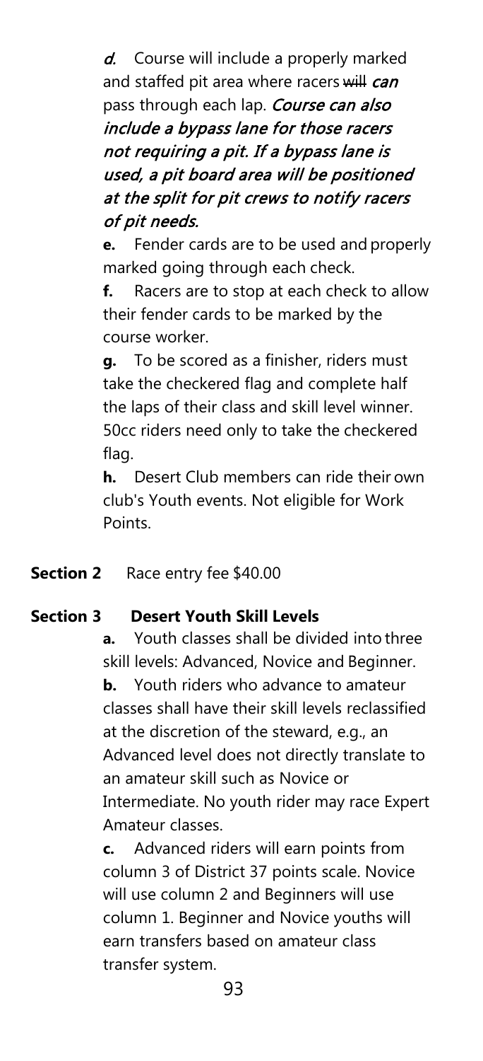*d.* Course will include a properly marked and staffed pit area where racers ~~will~~ *can* pass through each lap. *Course can also include a bypass lane for those racers not requiring a pit. If a bypass lane is used, a pit board area will be positioned at the split for pit crews to notify racers of pit needs.*

**e.** Fender cards are to be used and properly marked going through each check.

**f.** Racers are to stop at each check to allow their fender cards to be marked by the course worker.

**g.** To be scored as a finisher, riders must take the checkered flag and complete half the laps of their class and skill level winner. 50cc riders need only to take the checkered flag.

**h.** Desert Club members can ride their own club's Youth events. Not eligible for Work Points.

**Section 2** Race entry fee $40.00

**Section 3 Desert Youth Skill Levels**

**a.** Youth classes shall be divided into three skill levels: Advanced, Novice and Beginner.

**b.** Youth riders who advance to amateur classes shall have their skill levels reclassified at the discretion of the steward, e.g., an Advanced level does not directly translate to an amateur skill such as Novice or Intermediate. No youth rider may race Expert Amateur classes.

**c.** Advanced riders will earn points from column 3 of District 37 points scale. Novice will use column 2 and Beginners will use column 1. Beginner and Novice youths will earn transfers based on amateur class transfer system.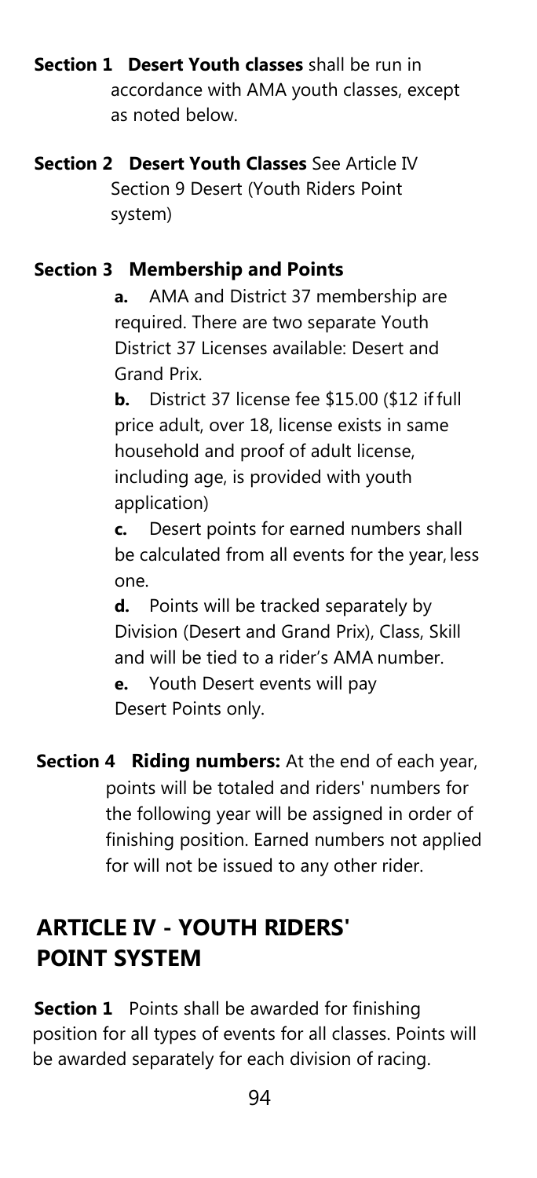**Section 1 Desert Youth classes** shall be run in accordance with AMA youth classes, except as noted below.

**Section 2 Desert Youth Classes** See Article IV Section 9 Desert (Youth Riders Point system)

**Section 3 Membership and Points**

**a.** AMA and District 37 membership are required. There are two separate Youth District 37 Licenses available: Desert and Grand Prix.

**b.** District 37 license fee $15.00 ($12 if full price adult, over 18, license exists in same household and proof of adult license, including age, is provided with youth application)

**c.** Desert points for earned numbers shall be calculated from all events for the year, less one.

**d.** Points will be tracked separately by Division (Desert and Grand Prix), Class, Skill and will be tied to a rider's AMA number.

**e.** Youth Desert events will pay Desert Points only.

**Section 4 Riding numbers:** At the end of each year, points will be totaled and riders' numbers for the following year will be assigned in order of finishing position. Earned numbers not applied for will not be issued to any other rider.

## ARTICLE IV - YOUTH RIDERS' POINT SYSTEM

**Section 1** Points shall be awarded for finishing position for all types of events for all classes. Points will be awarded separately for each division of racing.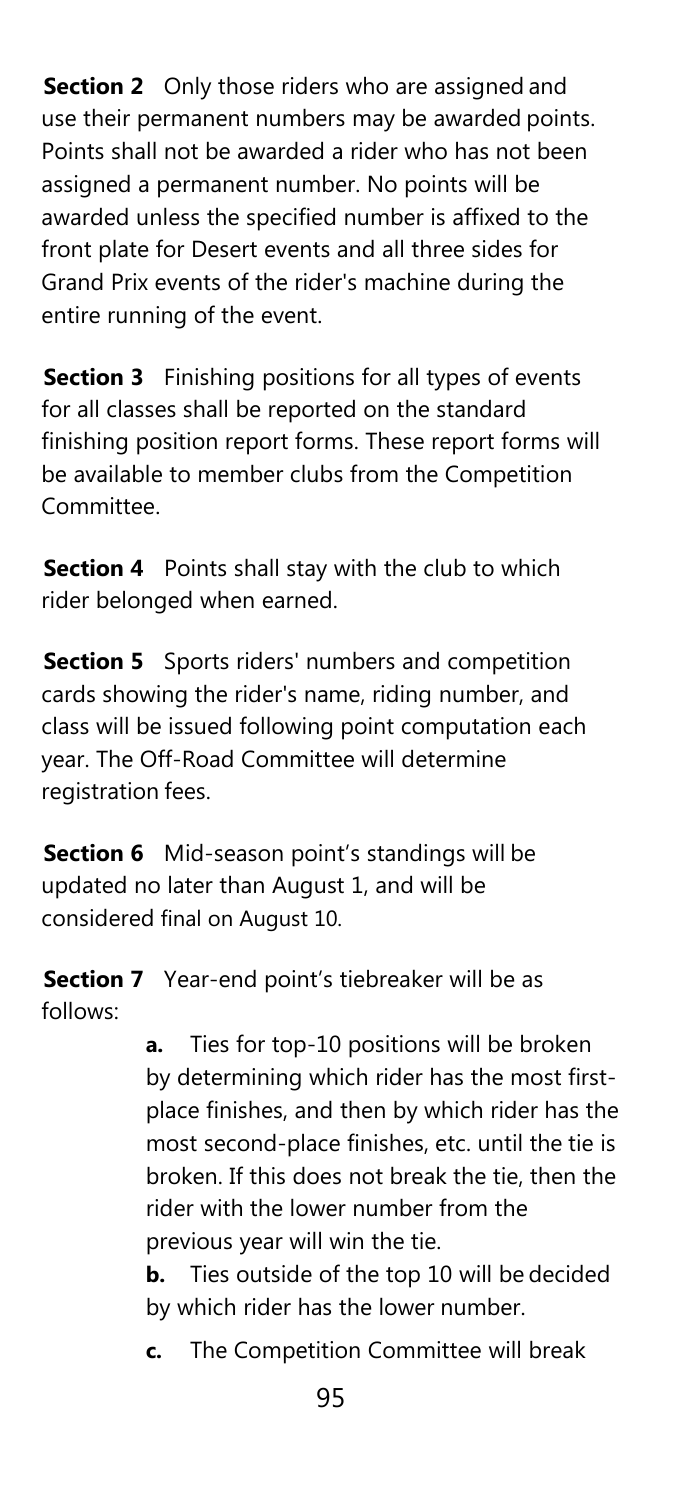**Section 2** Only those riders who are assigned and use their permanent numbers may be awarded points. Points shall not be awarded a rider who has not been assigned a permanent number. No points will be awarded unless the specified number is affixed to the front plate for Desert events and all three sides for Grand Prix events of the rider's machine during the entire running of the event.

**Section 3** Finishing positions for all types of events for all classes shall be reported on the standard finishing position report forms. These report forms will be available to member clubs from the Competition Committee.

**Section 4** Points shall stay with the club to which rider belonged when earned.

**Section 5** Sports riders' numbers and competition cards showing the rider's name, riding number, and class will be issued following point computation each year. The Off-Road Committee will determine registration fees.

**Section 6** Mid-season point's standings will be updated no later than August 1, and will be considered final on August 10.

**Section 7** Year-end point's tiebreaker will be as follows:

**a.** Ties for top-10 positions will be broken by determining which rider has the most first-place finishes, and then by which rider has the most second-place finishes, etc. until the tie is broken. If this does not break the tie, then the rider with the lower number from the previous year will win the tie.

**b.** Ties outside of the top 10 will be decided by which rider has the lower number.

**c.** The Competition Committee will break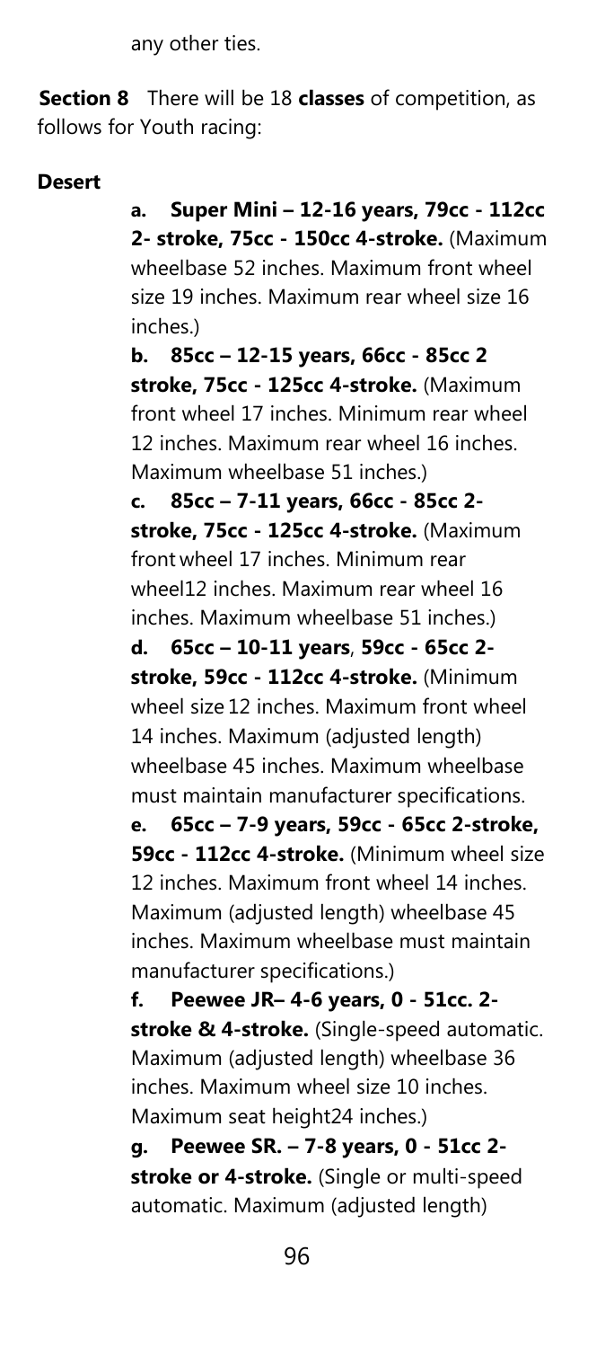any other ties.

**Section 8** There will be 18 **classes** of competition, as follows for Youth racing:

**Desert**

**a. Super Mini – 12-16 years, 79cc - 112cc 2- stroke, 75cc - 150cc 4-stroke.** (Maximum wheelbase 52 inches. Maximum front wheel size 19 inches. Maximum rear wheel size 16 inches.)

**b. 85cc – 12-15 years, 66cc - 85cc 2 stroke, 75cc - 125cc 4-stroke.** (Maximum front wheel 17 inches. Minimum rear wheel 12 inches. Maximum rear wheel 16 inches. Maximum wheelbase 51 inches.)

**c. 85cc – 7-11 years, 66cc - 85cc 2-stroke, 75cc - 125cc 4-stroke.** (Maximum front wheel 17 inches. Minimum rear wheel12 inches. Maximum rear wheel 16 inches. Maximum wheelbase 51 inches.)

**d. 65cc – 10-11 years**, **59cc - 65cc 2-stroke, 59cc - 112cc 4-stroke.** (Minimum wheel size 12 inches. Maximum front wheel 14 inches. Maximum (adjusted length) wheelbase 45 inches. Maximum wheelbase must maintain manufacturer specifications.

**e. 65cc – 7-9 years, 59cc - 65cc 2-stroke, 59cc - 112cc 4-stroke.** (Minimum wheel size 12 inches. Maximum front wheel 14 inches. Maximum (adjusted length) wheelbase 45 inches. Maximum wheelbase must maintain manufacturer specifications.)

**f. Peewee JR– 4-6 years, 0 - 51cc. 2-stroke & 4-stroke.** (Single-speed automatic. Maximum (adjusted length) wheelbase 36 inches. Maximum wheel size 10 inches. Maximum seat height24 inches.)

**g. Peewee SR. – 7-8 years, 0 - 51cc 2-stroke or 4-stroke.** (Single or multi-speed automatic. Maximum (adjusted length)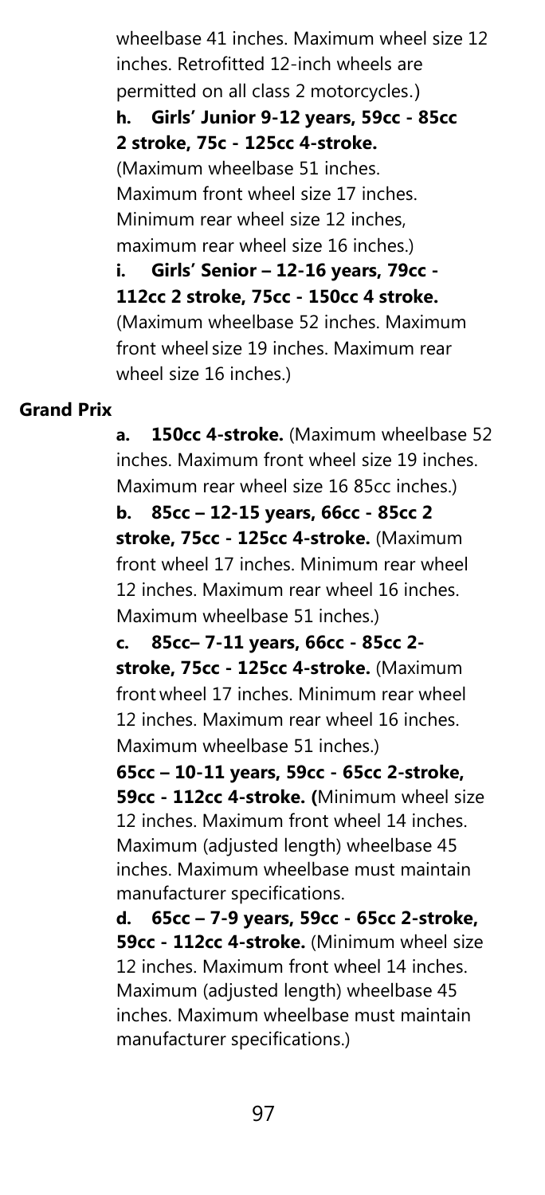wheelbase 41 inches. Maximum wheel size 12 inches. Retrofitted 12-inch wheels are permitted on all class 2 motorcycles.)

**h. Girls' Junior 9-12 years, 59cc - 85cc 2 stroke, 75c - 125cc 4-stroke.** (Maximum wheelbase 51 inches. Maximum front wheel size 17 inches. Minimum rear wheel size 12 inches, maximum rear wheel size 16 inches.)

**i. Girls' Senior – 12-16 years, 79cc - 112cc 2 stroke, 75cc - 150cc 4 stroke.** (Maximum wheelbase 52 inches. Maximum front wheel size 19 inches. Maximum rear wheel size 16 inches.)

**Grand Prix**

**a. 150cc 4-stroke.** (Maximum wheelbase 52 inches. Maximum front wheel size 19 inches. Maximum rear wheel size 16 85cc inches.)

**b. 85cc – 12-15 years, 66cc - 85cc 2 stroke, 75cc - 125cc 4-stroke.** (Maximum front wheel 17 inches. Minimum rear wheel 12 inches. Maximum rear wheel 16 inches. Maximum wheelbase 51 inches.)

**c. 85cc– 7-11 years, 66cc - 85cc 2-stroke, 75cc - 125cc 4-stroke.** (Maximum front wheel 17 inches. Minimum rear wheel 12 inches. Maximum rear wheel 16 inches. Maximum wheelbase 51 inches.)

**65cc – 10-11 years, 59cc - 65cc 2-stroke, 59cc - 112cc 4-stroke. (**Minimum wheel size 12 inches. Maximum front wheel 14 inches. Maximum (adjusted length) wheelbase 45 inches. Maximum wheelbase must maintain manufacturer specifications.

**d. 65cc – 7-9 years, 59cc - 65cc 2-stroke, 59cc - 112cc 4-stroke.** (Minimum wheel size 12 inches. Maximum front wheel 14 inches. Maximum (adjusted length) wheelbase 45 inches. Maximum wheelbase must maintain manufacturer specifications.)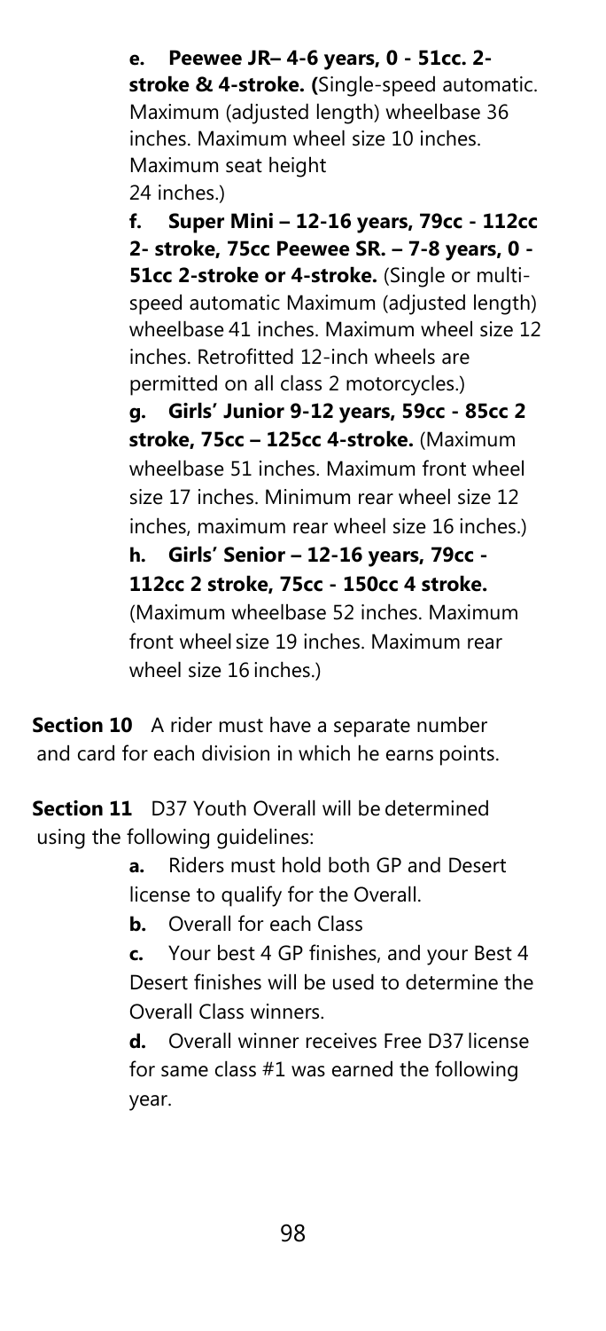**e. Peewee JR– 4-6 years, 0 - 51cc. 2-stroke & 4-stroke. (**Single-speed automatic. Maximum (adjusted length) wheelbase 36 inches. Maximum wheel size 10 inches. Maximum seat height 24 inches.)

**f. Super Mini – 12-16 years, 79cc - 112cc 2- stroke, 75cc Peewee SR. – 7-8 years, 0 - 51cc 2-stroke or 4-stroke.** (Single or multi-speed automatic Maximum (adjusted length) wheelbase 41 inches. Maximum wheel size 12 inches. Retrofitted 12-inch wheels are permitted on all class 2 motorcycles.)

**g. Girls' Junior 9-12 years, 59cc - 85cc 2 stroke, 75cc – 125cc 4-stroke.** (Maximum wheelbase 51 inches. Maximum front wheel size 17 inches. Minimum rear wheel size 12 inches, maximum rear wheel size 16 inches.)

**h. Girls' Senior – 12-16 years, 79cc - 112cc 2 stroke, 75cc - 150cc 4 stroke.** (Maximum wheelbase 52 inches. Maximum front wheel size 19 inches. Maximum rear wheel size 16 inches.)

**Section 10** A rider must have a separate number and card for each division in which he earns points.

**Section 11** D37 Youth Overall will be determined using the following guidelines:

**a.** Riders must hold both GP and Desert license to qualify for the Overall.

**b.** Overall for each Class

**c.** Your best 4 GP finishes, and your Best 4 Desert finishes will be used to determine the Overall Class winners.

**d.** Overall winner receives Free D37 license for same class #1 was earned the following year.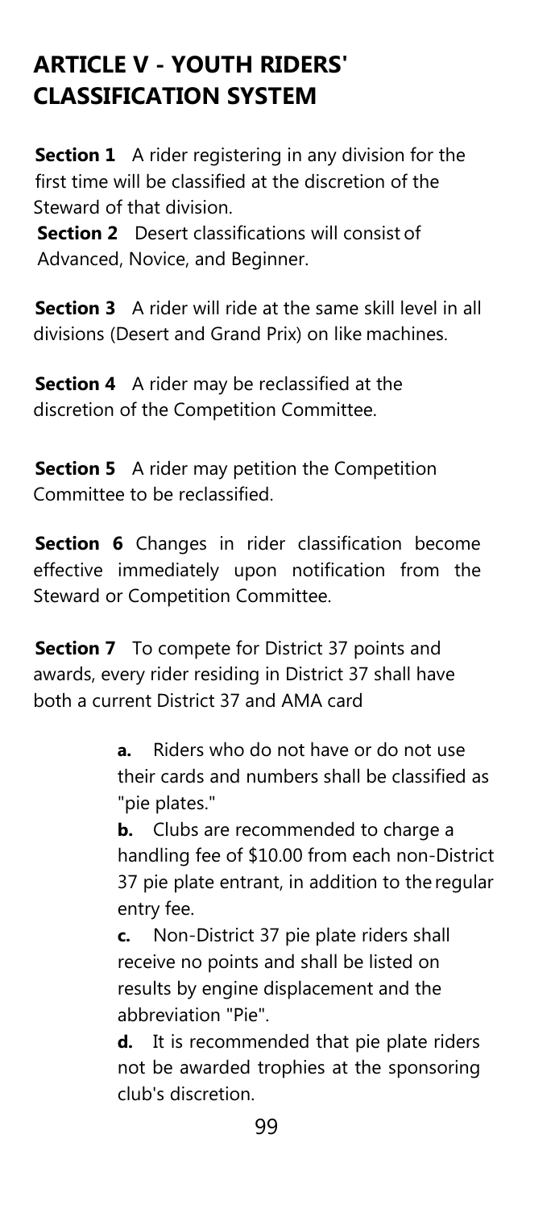## ARTICLE V - YOUTH RIDERS' CLASSIFICATION SYSTEM

**Section 1** A rider registering in any division for the first time will be classified at the discretion of the Steward of that division.

**Section 2** Desert classifications will consist of Advanced, Novice, and Beginner.

**Section 3** A rider will ride at the same skill level in all divisions (Desert and Grand Prix) on like machines.

**Section 4** A rider may be reclassified at the discretion of the Competition Committee.

**Section 5** A rider may petition the Competition Committee to be reclassified.

**Section 6** Changes in rider classification become effective immediately upon notification from the Steward or Competition Committee.

**Section 7** To compete for District 37 points and awards, every rider residing in District 37 shall have both a current District 37 and AMA card

> **a.** Riders who do not have or do not use their cards and numbers shall be classified as "pie plates."
>
> **b.** Clubs are recommended to charge a handling fee of $10.00 from each non-District 37 pie plate entrant, in addition to the regular entry fee.
>
> **c.** Non-District 37 pie plate riders shall receive no points and shall be listed on results by engine displacement and the abbreviation "Pie".
>
> **d.** It is recommended that pie plate riders not be awarded trophies at the sponsoring club's discretion.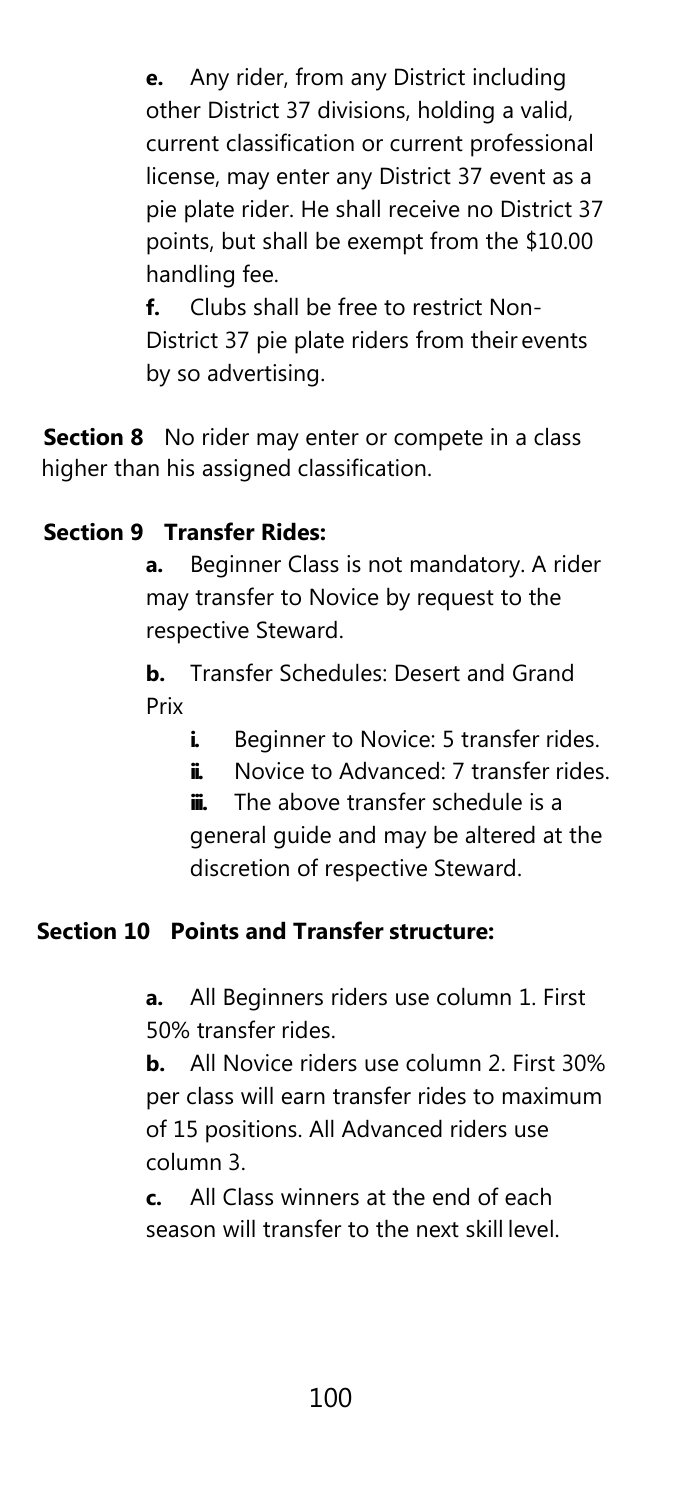**e.** Any rider, from any District including other District 37 divisions, holding a valid, current classification or current professional license, may enter any District 37 event as a pie plate rider. He shall receive no District 37 points, but shall be exempt from the $10.00 handling fee.

**f.** Clubs shall be free to restrict Non-District 37 pie plate riders from their events by so advertising.

**Section 8** No rider may enter or compete in a class higher than his assigned classification.

**Section 9 Transfer Rides:**

**a.** Beginner Class is not mandatory. A rider may transfer to Novice by request to the respective Steward.

**b.** Transfer Schedules: Desert and Grand Prix

- **i.** Beginner to Novice: 5 transfer rides.
- **ii.** Novice to Advanced: 7 transfer rides.
- **iii.** The above transfer schedule is a general guide and may be altered at the discretion of respective Steward.

**Section 10 Points and Transfer structure:**

**a.** All Beginners riders use column 1. First 50% transfer rides.

**b.** All Novice riders use column 2. First 30% per class will earn transfer rides to maximum of 15 positions. All Advanced riders use column 3.

**c.** All Class winners at the end of each season will transfer to the next skill level.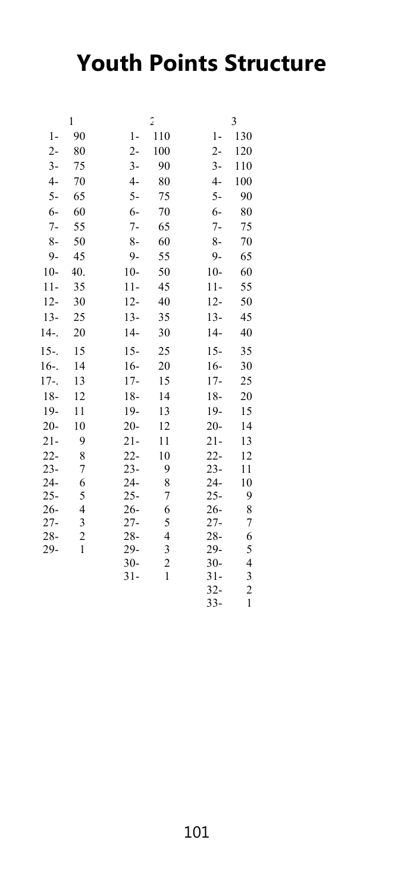# Youth Points Structure

| 1 | | 2 | | 3 | |
|---|---|---|---|---|---|
| 1- | 90 | 1- | 110 | 1- | 130 |
| 2- | 80 | 2- | 100 | 2- | 120 |
| 3- | 75 | 3- | 90 | 3- | 110 |
| 4- | 70 | 4- | 80 | 4- | 100 |
| 5- | 65 | 5- | 75 | 5- | 90 |
| 6- | 60 | 6- | 70 | 6- | 80 |
| 7- | 55 | 7- | 65 | 7- | 75 |
| 8- | 50 | 8- | 60 | 8- | 70 |
| 9- | 45 | 9- | 55 | 9- | 65 |
| 10- | 40. | 10- | 50 | 10- | 60 |
| 11- | 35 | 11- | 45 | 11- | 55 |
| 12- | 30 | 12- | 40 | 12- | 50 |
| 13- | 25 | 13- | 35 | 13- | 45 |
| 14-. | 20 | 14- | 30 | 14- | 40 |
| 15-. | 15 | 15- | 25 | 15- | 35 |
| 16-. | 14 | 16- | 20 | 16- | 30 |
| 17-. | 13 | 17- | 15 | 17- | 25 |
| 18- | 12 | 18- | 14 | 18- | 20 |
| 19- | 11 | 19- | 13 | 19- | 15 |
| 20- | 10 | 20- | 12 | 20- | 14 |
| 21- | 9 | 21- | 11 | 21- | 13 |
| 22- | 8 | 22- | 10 | 22- | 12 |
| 23- | 7 | 23- | 9 | 23- | 11 |
| 24- | 6 | 24- | 8 | 24- | 10 |
| 25- | 5 | 25- | 7 | 25- | 9 |
| 26- | 4 | 26- | 6 | 26- | 8 |
| 27- | 3 | 27- | 5 | 27- | 7 |
| 28- | 2 | 28- | 4 | 28- | 6 |
| 29- | 1 | 29- | 3 | 29- | 5 |
| | | 30- | 2 | 30- | 4 |
| | | 31- | 1 | 31- | 3 |
| | | | | 32- | 2 |
| | | | | 33- | 1 |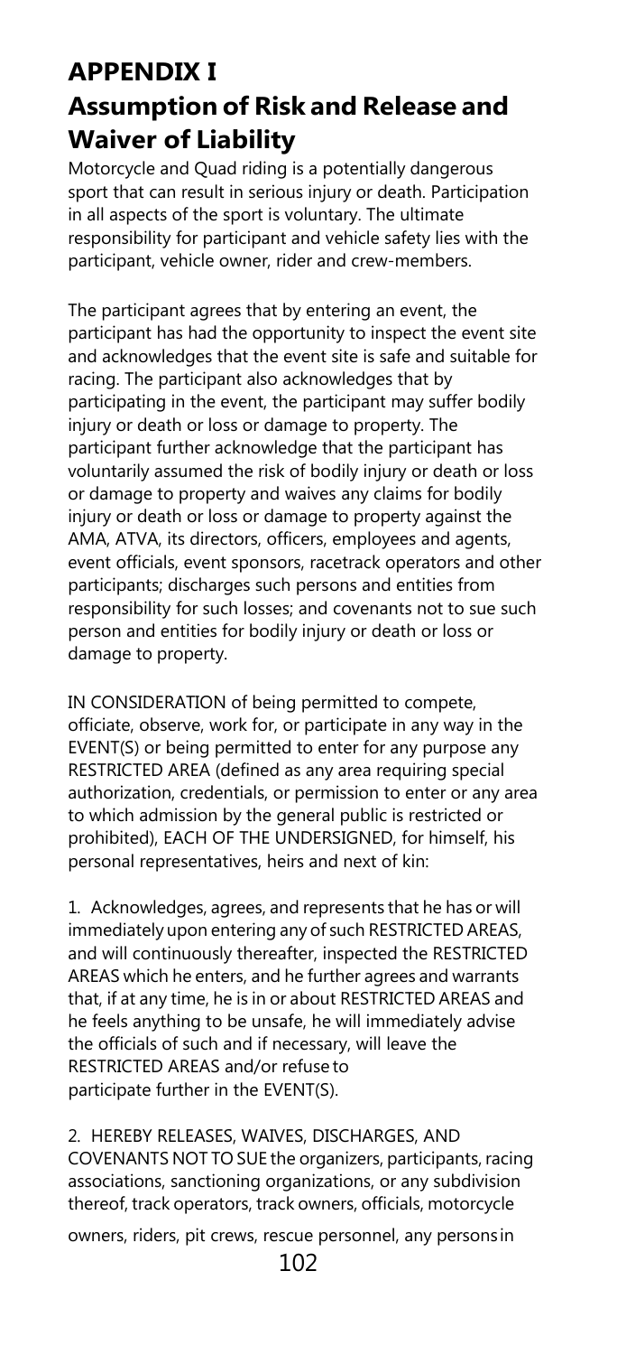# APPENDIX I

# Assumption of Risk and Release and Waiver of Liability

Motorcycle and Quad riding is a potentially dangerous sport that can result in serious injury or death. Participation in all aspects of the sport is voluntary. The ultimate responsibility for participant and vehicle safety lies with the participant, vehicle owner, rider and crew-members.

The participant agrees that by entering an event, the participant has had the opportunity to inspect the event site and acknowledges that the event site is safe and suitable for racing. The participant also acknowledges that by participating in the event, the participant may suffer bodily injury or death or loss or damage to property. The participant further acknowledge that the participant has voluntarily assumed the risk of bodily injury or death or loss or damage to property and waives any claims for bodily injury or death or loss or damage to property against the AMA, ATVA, its directors, officers, employees and agents, event officials, event sponsors, racetrack operators and other participants; discharges such persons and entities from responsibility for such losses; and covenants not to sue such person and entities for bodily injury or death or loss or damage to property.

IN CONSIDERATION of being permitted to compete, officiate, observe, work for, or participate in any way in the EVENT(S) or being permitted to enter for any purpose any RESTRICTED AREA (defined as any area requiring special authorization, credentials, or permission to enter or any area to which admission by the general public is restricted or prohibited), EACH OF THE UNDERSIGNED, for himself, his personal representatives, heirs and next of kin:

1. Acknowledges, agrees, and represents that he has or will immediately upon entering any of such RESTRICTED AREAS, and will continuously thereafter, inspected the RESTRICTED AREAS which he enters, and he further agrees and warrants that, if at any time, he is in or about RESTRICTED AREAS and he feels anything to be unsafe, he will immediately advise the officials of such and if necessary, will leave the RESTRICTED AREAS and/or refuse to participate further in the EVENT(S).

2. HEREBY RELEASES, WAIVES, DISCHARGES, AND COVENANTS NOT TO SUE the organizers, participants, racing associations, sanctioning organizations, or any subdivision thereof, track operators, track owners, officials, motorcycle owners, riders, pit crews, rescue personnel, any persons in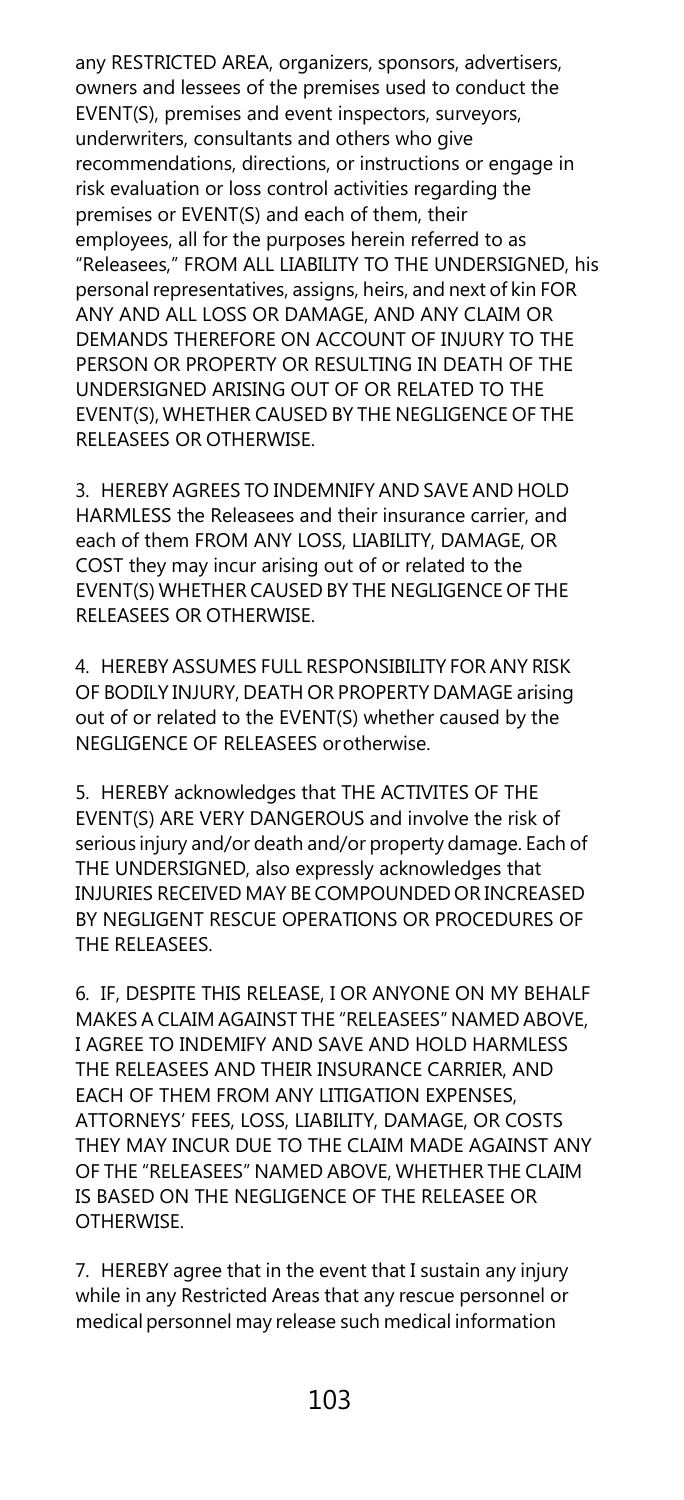any RESTRICTED AREA, organizers, sponsors, advertisers, owners and lessees of the premises used to conduct the EVENT(S), premises and event inspectors, surveyors, underwriters, consultants and others who give recommendations, directions, or instructions or engage in risk evaluation or loss control activities regarding the premises or EVENT(S) and each of them, their employees, all for the purposes herein referred to as "Releasees," FROM ALL LIABILITY TO THE UNDERSIGNED, his personal representatives, assigns, heirs, and next of kin FOR ANY AND ALL LOSS OR DAMAGE, AND ANY CLAIM OR DEMANDS THEREFORE ON ACCOUNT OF INJURY TO THE PERSON OR PROPERTY OR RESULTING IN DEATH OF THE UNDERSIGNED ARISING OUT OF OR RELATED TO THE EVENT(S), WHETHER CAUSED BY THE NEGLIGENCE OF THE RELEASEES OR OTHERWISE.

3. HEREBY AGREES TO INDEMNIFY AND SAVE AND HOLD HARMLESS the Releasees and their insurance carrier, and each of them FROM ANY LOSS, LIABILITY, DAMAGE, OR COST they may incur arising out of or related to the EVENT(S) WHETHER CAUSED BY THE NEGLIGENCE OF THE RELEASEES OR OTHERWISE.

4. HEREBY ASSUMES FULL RESPONSIBILITY FOR ANY RISK OF BODILY INJURY, DEATH OR PROPERTY DAMAGE arising out of or related to the EVENT(S) whether caused by the NEGLIGENCE OF RELEASEES or otherwise.

5. HEREBY acknowledges that THE ACTIVITES OF THE EVENT(S) ARE VERY DANGEROUS and involve the risk of serious injury and/or death and/or property damage. Each of THE UNDERSIGNED, also expressly acknowledges that INJURIES RECEIVED MAY BE COMPOUNDED OR INCREASED BY NEGLIGENT RESCUE OPERATIONS OR PROCEDURES OF THE RELEASEES.

6. IF, DESPITE THIS RELEASE, I OR ANYONE ON MY BEHALF MAKES A CLAIM AGAINST THE "RELEASEES" NAMED ABOVE, I AGREE TO INDEMIFY AND SAVE AND HOLD HARMLESS THE RELEASEES AND THEIR INSURANCE CARRIER, AND EACH OF THEM FROM ANY LITIGATION EXPENSES, ATTORNEYS' FEES, LOSS, LIABILITY, DAMAGE, OR COSTS THEY MAY INCUR DUE TO THE CLAIM MADE AGAINST ANY OF THE "RELEASEES" NAMED ABOVE, WHETHER THE CLAIM IS BASED ON THE NEGLIGENCE OF THE RELEASEE OR OTHERWISE.

7. HEREBY agree that in the event that I sustain any injury while in any Restricted Areas that any rescue personnel or medical personnel may release such medical information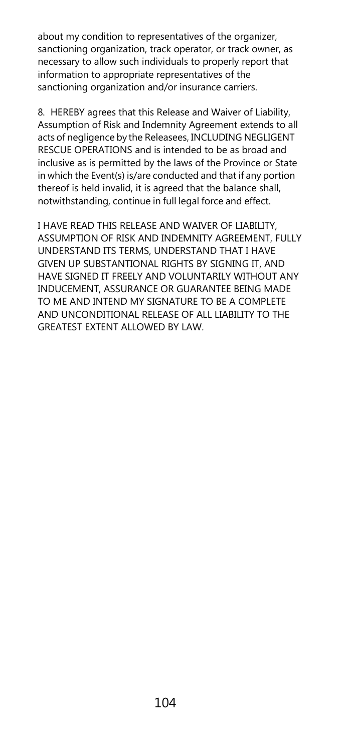about my condition to representatives of the organizer, sanctioning organization, track operator, or track owner, as necessary to allow such individuals to properly report that information to appropriate representatives of the sanctioning organization and/or insurance carriers.

8. HEREBY agrees that this Release and Waiver of Liability, Assumption of Risk and Indemnity Agreement extends to all acts of negligence by the Releasees, INCLUDING NEGLIGENT RESCUE OPERATIONS and is intended to be as broad and inclusive as is permitted by the laws of the Province or State in which the Event(s) is/are conducted and that if any portion thereof is held invalid, it is agreed that the balance shall, notwithstanding, continue in full legal force and effect.

I HAVE READ THIS RELEASE AND WAIVER OF LIABILITY, ASSUMPTION OF RISK AND INDEMNITY AGREEMENT, FULLY UNDERSTAND ITS TERMS, UNDERSTAND THAT I HAVE GIVEN UP SUBSTANTIONAL RIGHTS BY SIGNING IT, AND HAVE SIGNED IT FREELY AND VOLUNTARILY WITHOUT ANY INDUCEMENT, ASSURANCE OR GUARANTEE BEING MADE TO ME AND INTEND MY SIGNATURE TO BE A COMPLETE AND UNCONDITIONAL RELEASE OF ALL LIABILITY TO THE GREATEST EXTENT ALLOWED BY LAW.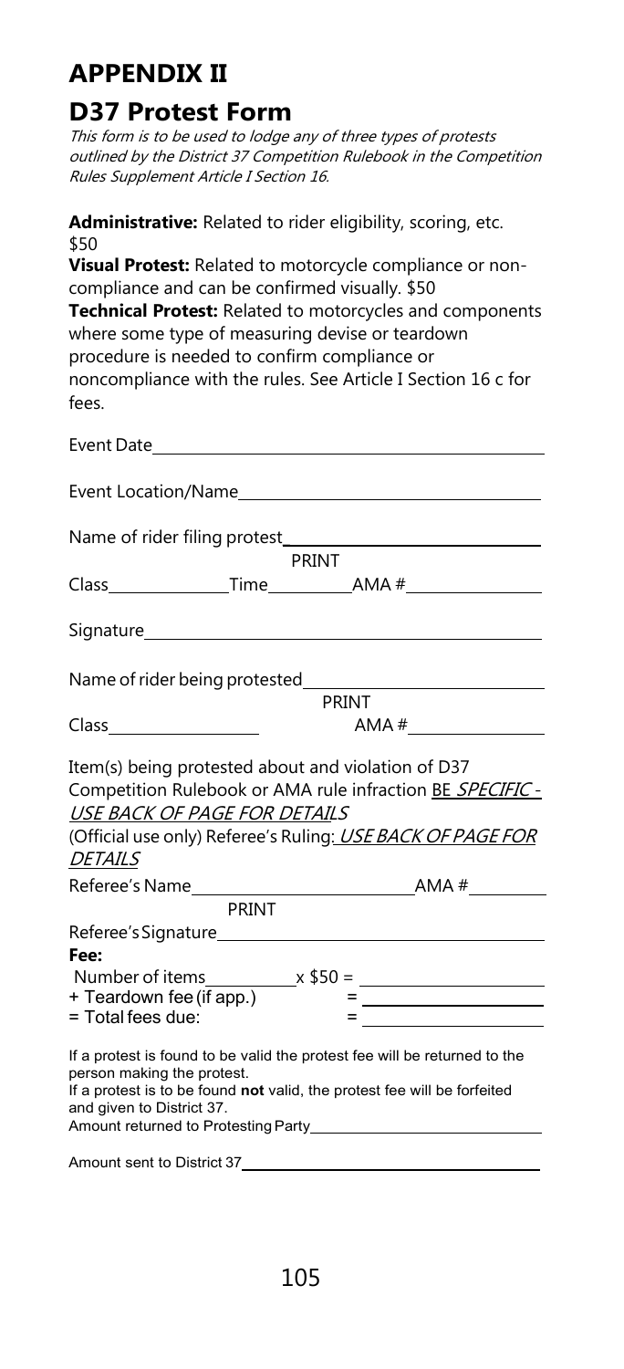# APPENDIX II

## D37 Protest Form

*This form is to be used to lodge any of three types of protests outlined by the District 37 Competition Rulebook in the Competition Rules Supplement Article I Section 16.*

**Administrative:** Related to rider eligibility, scoring, etc. $50

**Visual Protest:** Related to motorcycle compliance or non-compliance and can be confirmed visually. $50

**Technical Protest:** Related to motorcycles and components where some type of measuring devise or teardown procedure is needed to confirm compliance or noncompliance with the rules. See Article I Section 16 c for fees.

Event Date\_\_\_\_\_\_\_\_\_\_\_\_\_\_\_\_\_\_\_\_\_\_\_\_\_\_\_\_\_\_\_\_\_\_\_\_\_\_\_\_

Event Location/Name\_\_\_\_\_\_\_\_\_\_\_\_\_\_\_\_\_\_\_\_\_\_\_\_\_\_\_\_\_\_\_\_

Name of rider filing protest\_\_\_\_\_\_\_\_\_\_\_\_\_\_\_\_\_\_\_\_\_\_\_\_\_\_
PRINT

Class\_\_\_\_\_\_\_\_\_\_\_\_\_\_Time\_\_\_\_\_\_\_\_\_\_AMA #\_\_\_\_\_\_\_\_\_\_\_\_\_\_\_

Signature\_\_\_\_\_\_\_\_\_\_\_\_\_\_\_\_\_\_\_\_\_\_\_\_\_\_\_\_\_\_\_\_\_\_\_\_\_\_\_\_\_\_

Name of rider being protested\_\_\_\_\_\_\_\_\_\_\_\_\_\_\_\_\_\_\_\_\_\_\_\_\_\_
PRINT

Class\_\_\_\_\_\_\_\_\_\_\_\_\_\_\_\_\_ AMA #\_\_\_\_\_\_\_\_\_\_\_\_\_\_\_

Item(s) being protested about and violation of D37 Competition Rulebook or AMA rule infraction <u>BE *SPECIFIC* - *USE BACK OF PAGE FOR DETAILS*</u>

(Official use only) Referee's Ruling: <u>*USE BACK OF PAGE FOR DETAILS*</u>

Referee's Name\_\_\_\_\_\_\_\_\_\_\_\_\_\_\_\_\_\_\_\_\_\_\_\_\_\_AMA #\_\_\_\_\_\_\_\_\_
PRINT

Referee's Signature\_\_\_\_\_\_\_\_\_\_\_\_\_\_\_\_\_\_\_\_\_\_\_\_\_\_\_\_\_\_\_\_\_\_\_\_

**Fee:**

Number of items\_\_\_\_\_\_\_\_\_\_x $50 = \_\_\_\_\_\_\_\_\_\_\_\_\_\_\_\_\_\_\_\_
+ Teardown fee (if app.) = \_\_\_\_\_\_\_\_\_\_\_\_\_\_\_\_\_\_\_\_
= Total fees due: = \_\_\_\_\_\_\_\_\_\_\_\_\_\_\_\_\_\_\_\_

If a protest is found to be valid the protest fee will be returned to the person making the protest.
If a protest is to be found **not** valid, the protest fee will be forfeited and given to District 37.
Amount returned to Protesting Party\_\_\_\_\_\_\_\_\_\_\_\_\_\_\_\_\_\_\_\_\_\_\_\_\_\_\_\_\_

Amount sent to District 37\_\_\_\_\_\_\_\_\_\_\_\_\_\_\_\_\_\_\_\_\_\_\_\_\_\_\_\_\_\_\_\_\_\_\_\_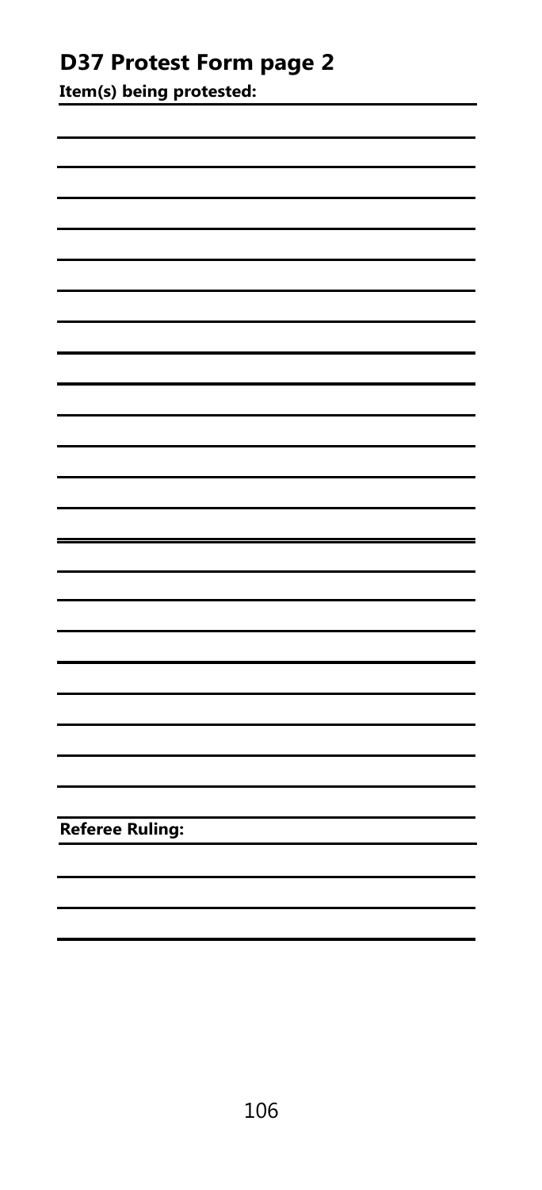# D37 Protest Form page 2

**Item(s) being protested:**

**Referee Ruling:**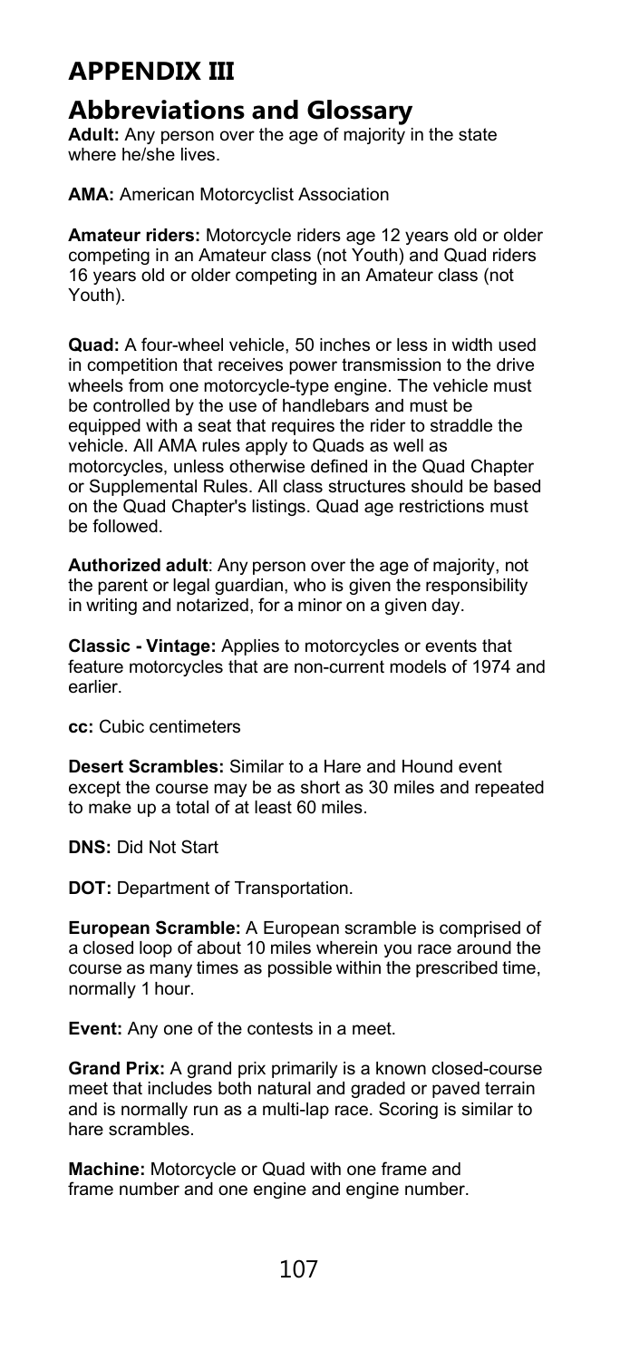# APPENDIX III

## Abbreviations and Glossary

**Adult:** Any person over the age of majority in the state where he/she lives.

**AMA:** American Motorcyclist Association

**Amateur riders:** Motorcycle riders age 12 years old or older competing in an Amateur class (not Youth) and Quad riders 16 years old or older competing in an Amateur class (not Youth).

**Quad:** A four-wheel vehicle, 50 inches or less in width used in competition that receives power transmission to the drive wheels from one motorcycle-type engine. The vehicle must be controlled by the use of handlebars and must be equipped with a seat that requires the rider to straddle the vehicle. All AMA rules apply to Quads as well as motorcycles, unless otherwise defined in the Quad Chapter or Supplemental Rules. All class structures should be based on the Quad Chapter's listings. Quad age restrictions must be followed.

**Authorized adult**: Any person over the age of majority, not the parent or legal guardian, who is given the responsibility in writing and notarized, for a minor on a given day.

**Classic - Vintage:** Applies to motorcycles or events that feature motorcycles that are non-current models of 1974 and earlier.

**cc:** Cubic centimeters

**Desert Scrambles:** Similar to a Hare and Hound event except the course may be as short as 30 miles and repeated to make up a total of at least 60 miles.

**DNS:** Did Not Start

**DOT:** Department of Transportation.

**European Scramble:** A European scramble is comprised of a closed loop of about 10 miles wherein you race around the course as many times as possible within the prescribed time, normally 1 hour.

**Event:** Any one of the contests in a meet.

**Grand Prix:** A grand prix primarily is a known closed-course meet that includes both natural and graded or paved terrain and is normally run as a multi-lap race. Scoring is similar to hare scrambles.

**Machine:** Motorcycle or Quad with one frame and frame number and one engine and engine number.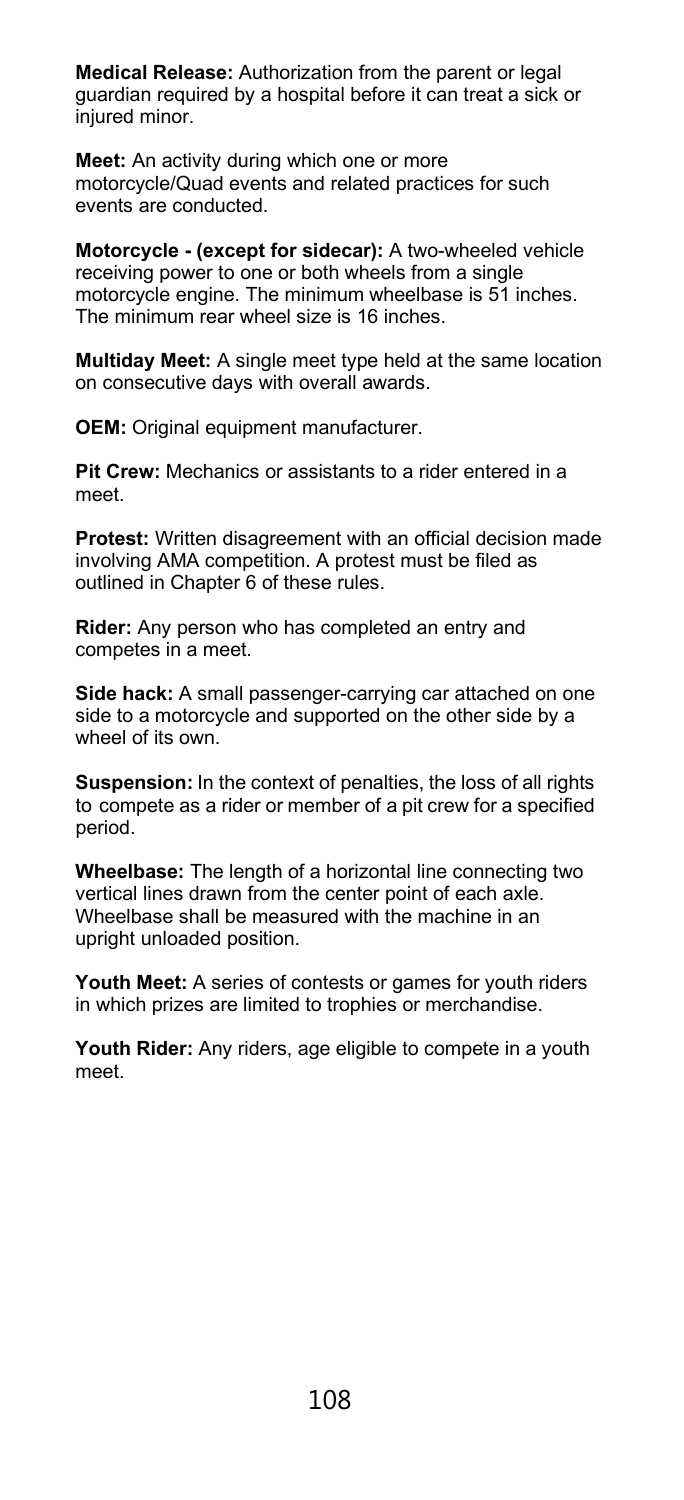**Medical Release:** Authorization from the parent or legal guardian required by a hospital before it can treat a sick or injured minor.

**Meet:** An activity during which one or more motorcycle/Quad events and related practices for such events are conducted.

**Motorcycle - (except for sidecar):** A two-wheeled vehicle receiving power to one or both wheels from a single motorcycle engine. The minimum wheelbase is 51 inches. The minimum rear wheel size is 16 inches.

**Multiday Meet:** A single meet type held at the same location on consecutive days with overall awards.

**OEM:** Original equipment manufacturer.

**Pit Crew:** Mechanics or assistants to a rider entered in a meet.

**Protest:** Written disagreement with an official decision made involving AMA competition. A protest must be filed as outlined in Chapter 6 of these rules.

**Rider:** Any person who has completed an entry and competes in a meet.

**Side hack:** A small passenger-carrying car attached on one side to a motorcycle and supported on the other side by a wheel of its own.

**Suspension:** In the context of penalties, the loss of all rights to compete as a rider or member of a pit crew for a specified period.

**Wheelbase:** The length of a horizontal line connecting two vertical lines drawn from the center point of each axle. Wheelbase shall be measured with the machine in an upright unloaded position.

**Youth Meet:** A series of contests or games for youth riders in which prizes are limited to trophies or merchandise.

**Youth Rider:** Any riders, age eligible to compete in a youth meet.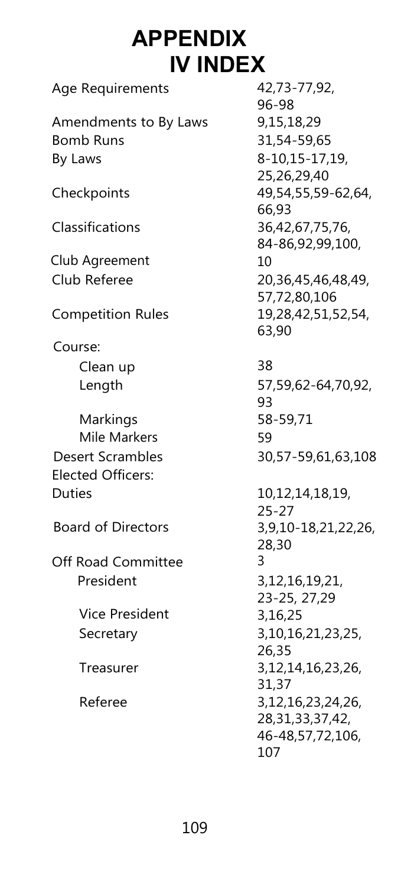# APPENDIX IV INDEX

| | |
|---|---|
| Age Requirements | 42,73-77,92, 96-98 |
| Amendments to By Laws | 9,15,18,29 |
| Bomb Runs | 31,54-59,65 |
| By Laws | 8-10,15-17,19, 25,26,29,40 |
| Checkpoints | 49,54,55,59-62,64, 66,93 |
| Classifications | 36,42,67,75,76, 84-86,92,99,100, |
| Club Agreement | 10 |
| Club Referee | 20,36,45,46,48,49, 57,72,80,106 |
| Competition Rules | 19,28,42,51,52,54, 63,90 |
| Course: | |
| Clean up | 38 |
| Length | 57,59,62-64,70,92, 93 |
| Markings | 58-59,71 |
| Mile Markers | 59 |
| Desert Scrambles | 30,57-59,61,63,108 |
| Elected Officers: | |
| Duties | 10,12,14,18,19, 25-27 |
| Board of Directors | 3,9,10-18,21,22,26, 28,30 |
| Off Road Committee | 3 |
| President | 3,12,16,19,21, 23-25, 27,29 |
| Vice President | 3,16,25 |
| Secretary | 3,10,16,21,23,25, 26,35 |
| Treasurer | 3,12,14,16,23,26, 31,37 |
| Referee | 3,12,16,23,24,26, 28,31,33,37,42, 46-48,57,72,106, 107 |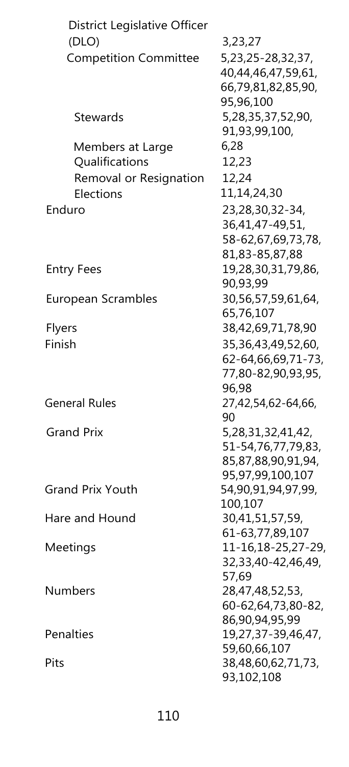| | |
|---|---|
| District Legislative Officer (DLO) | 3,23,27 |
| Competition Committee | 5,23,25-28,32,37, 40,44,46,47,59,61, 66,79,81,82,85,90, 95,96,100 |
| Stewards | 5,28,35,37,52,90, 91,93,99,100, |
| Members at Large | 6,28 |
| Qualifications | 12,23 |
| Removal or Resignation | 12,24 |
| Elections | 11,14,24,30 |
| Enduro | 23,28,30,32-34, 36,41,47-49,51, 58-62,67,69,73,78, 81,83-85,87,88 |
| Entry Fees | 19,28,30,31,79,86, 90,93,99 |
| European Scrambles | 30,56,57,59,61,64, 65,76,107 |
| Flyers | 38,42,69,71,78,90 |
| Finish | 35,36,43,49,52,60, 62-64,66,69,71-73, 77,80-82,90,93,95, 96,98 |
| General Rules | 27,42,54,62-64,66, 90 |
| Grand Prix | 5,28,31,32,41,42, 51-54,76,77,79,83, 85,87,88,90,91,94, 95,97,99,100,107 |
| Grand Prix Youth | 54,90,91,94,97,99, 100,107 |
| Hare and Hound | 30,41,51,57,59, 61-63,77,89,107 |
| Meetings | 11-16,18-25,27-29, 32,33,40-42,46,49, 57,69 |
| Numbers | 28,47,48,52,53, 60-62,64,73,80-82, 86,90,94,95,99 |
| Penalties | 19,27,37-39,46,47, 59,60,66,107 |
| Pits | 38,48,60,62,71,73, 93,102,108 |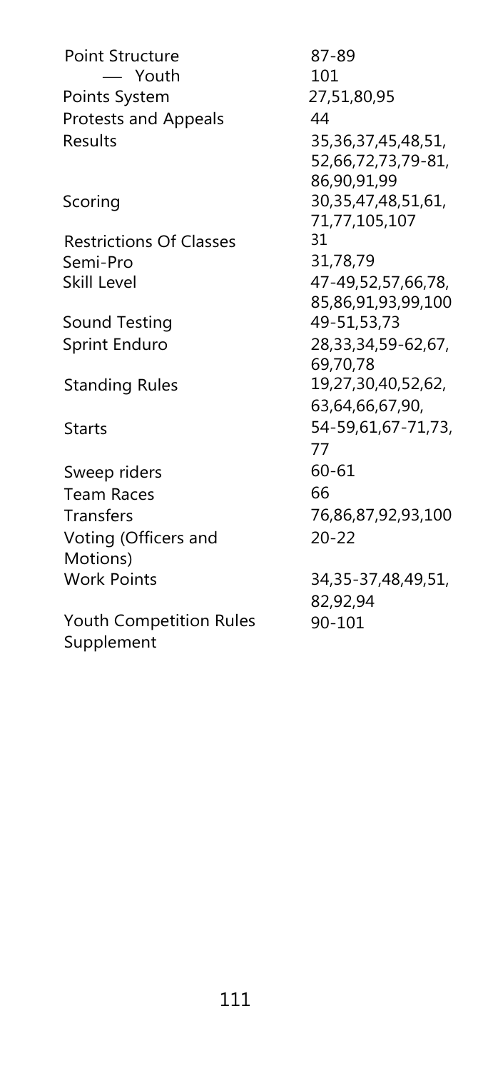| | |
|---|---|
| Point Structure | 87-89 |
| — Youth | 101 |
| Points System | 27,51,80,95 |
| Protests and Appeals | 44 |
| Results | 35,36,37,45,48,51, 52,66,72,73,79-81, 86,90,91,99 |
| Scoring | 30,35,47,48,51,61, 71,77,105,107 |
| Restrictions Of Classes | 31 |
| Semi-Pro | 31,78,79 |
| Skill Level | 47-49,52,57,66,78, 85,86,91,93,99,100 |
| Sound Testing | 49-51,53,73 |
| Sprint Enduro | 28,33,34,59-62,67, 69,70,78 |
| Standing Rules | 19,27,30,40,52,62, 63,64,66,67,90, |
| Starts | 54-59,61,67-71,73, 77 |
| Sweep riders | 60-61 |
| Team Races | 66 |
| Transfers | 76,86,87,92,93,100 |
| Voting (Officers and Motions) | 20-22 |
| Work Points | 34,35-37,48,49,51, 82,92,94 |
| Youth Competition Rules Supplement | 90-101 |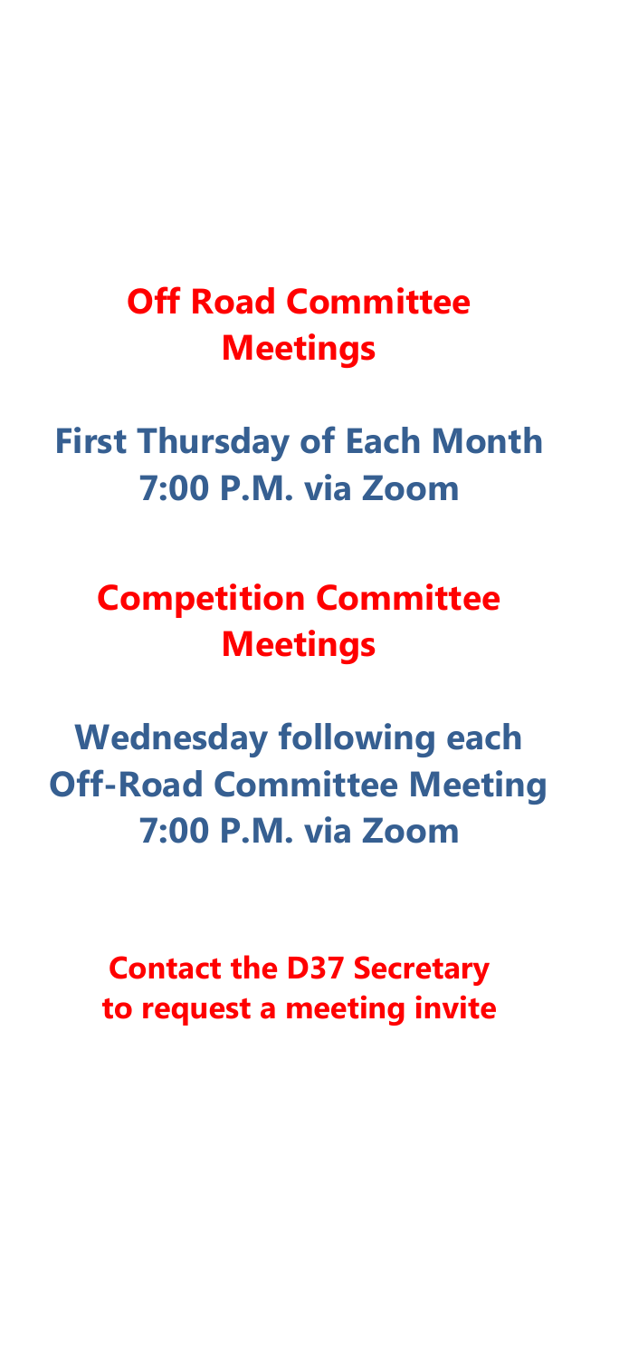## Off Road Committee Meetings

**First Thursday of Each Month**
**7:00 P.M. via Zoom**

## Competition Committee Meetings

**Wednesday following each Off-Road Committee Meeting**
**7:00 P.M. via Zoom**

**Contact the D37 Secretary to request a meeting invite**